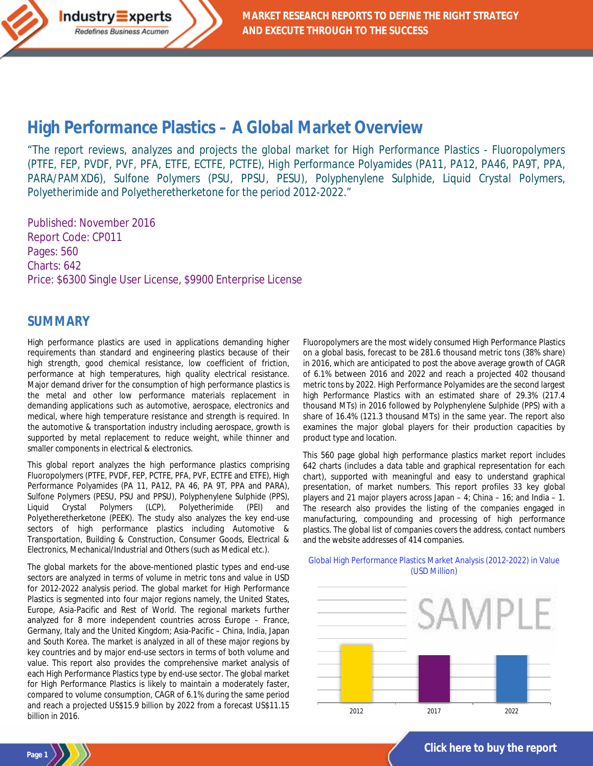# High Performance Plastics – A Global Market Overview

"The report reviews, analyzes and projects the global market for High Performance Plastics - Fluoropolymers (PTFE, FEP, PVDF, PVF, PFA, ETFE, ECTFE, PCTFE), High Performance Polyamides (PA11, PA12, PA46, PA9T, PPA, PARA/PAMXD6), Sulfone Polymers (PSU, PPSU, PESU), Polyphenylene Sulphide, Liquid Crystal Polymers, Polyetherimide and Polyetheretherketone for the period 2012-2022."

Published: November 2016
Report Code: CP011
Pages: 560
Charts: 642
Price: $6300 Single User License, $9900 Enterprise License

## SUMMARY

High performance plastics are used in applications demanding higher requirements than standard and engineering plastics because of their high strength, good chemical resistance, low coefficient of friction, performance at high temperatures, high quality electrical resistance. Major demand driver for the consumption of high performance plastics is the metal and other low performance materials replacement in demanding applications such as automotive, aerospace, electronics and medical, where high temperature resistance and strength is required. In the automotive & transportation industry including aerospace, growth is supported by metal replacement to reduce weight, while thinner and smaller components in electrical & electronics.

This global report analyzes the high performance plastics comprising Fluoropolymers (PTFE, PVDF, FEP, PCTFE, PFA, PVF, ECTFE and ETFE), High Performance Polyamides (PA 11, PA12, PA 46, PA 9T, PPA and PARA), Sulfone Polymers (PESU, PSU and PPSU), Polyphenylene Sulphide (PPS), Liquid Crystal Polymers (LCP), Polyetherimide (PEI) and Polyetheretherketone (PEEK). The study also analyzes the key end-use sectors of high performance plastics including Automotive & Transportation, Building & Construction, Consumer Goods, Electrical & Electronics, Mechanical/Industrial and Others (such as Medical etc.).

The global markets for the above-mentioned plastic types and end-use sectors are analyzed in terms of volume in metric tons and value in USD for 2012-2022 analysis period. The global market for High Performance Plastics is segmented into four major regions namely, the United States, Europe, Asia-Pacific and Rest of World. The regional markets further analyzed for 8 more independent countries across Europe – France, Germany, Italy and the United Kingdom; Asia-Pacific – China, India, Japan and South Korea. The market is analyzed in all of these major regions by key countries and by major end-use sectors in terms of both volume and value. This report also provides the comprehensive market analysis of each High Performance Plastics type by end-use sector. The global market for High Performance Plastics is likely to maintain a moderately faster, compared to volume consumption, CAGR of 6.1% during the same period and reach a projected US$15.9 billion by 2022 from a forecast US$11.15 billion in 2016.

Fluoropolymers are the most widely consumed High Performance Plastics on a global basis, forecast to be 281.6 thousand metric tons (38% share) in 2016, which are anticipated to post the above average growth of CAGR of 6.1% between 2016 and 2022 and reach a projected 402 thousand metric tons by 2022. High Performance Polyamides are the second largest high Performance Plastics with an estimated share of 29.3% (217.4 thousand MTs) in 2016 followed by Polyphenylene Sulphide (PPS) with a share of 16.4% (121.3 thousand MTs) in the same year. The report also examines the major global players for their production capacities by product type and location.

This 560 page global high performance plastics market report includes 642 charts (includes a data table and graphical representation for each chart), supported with meaningful and easy to understand graphical presentation, of market numbers. This report profiles 33 key global players and 21 major players across Japan – 4; China – 16; and India – 1. The research also provides the listing of the companies engaged in manufacturing, compounding and processing of high performance plastics. The global list of companies covers the address, contact numbers and the website addresses of 414 companies.

Global High Performance Plastics Market Analysis (2012-2022) in Value (USD Million)

2012 2017 2022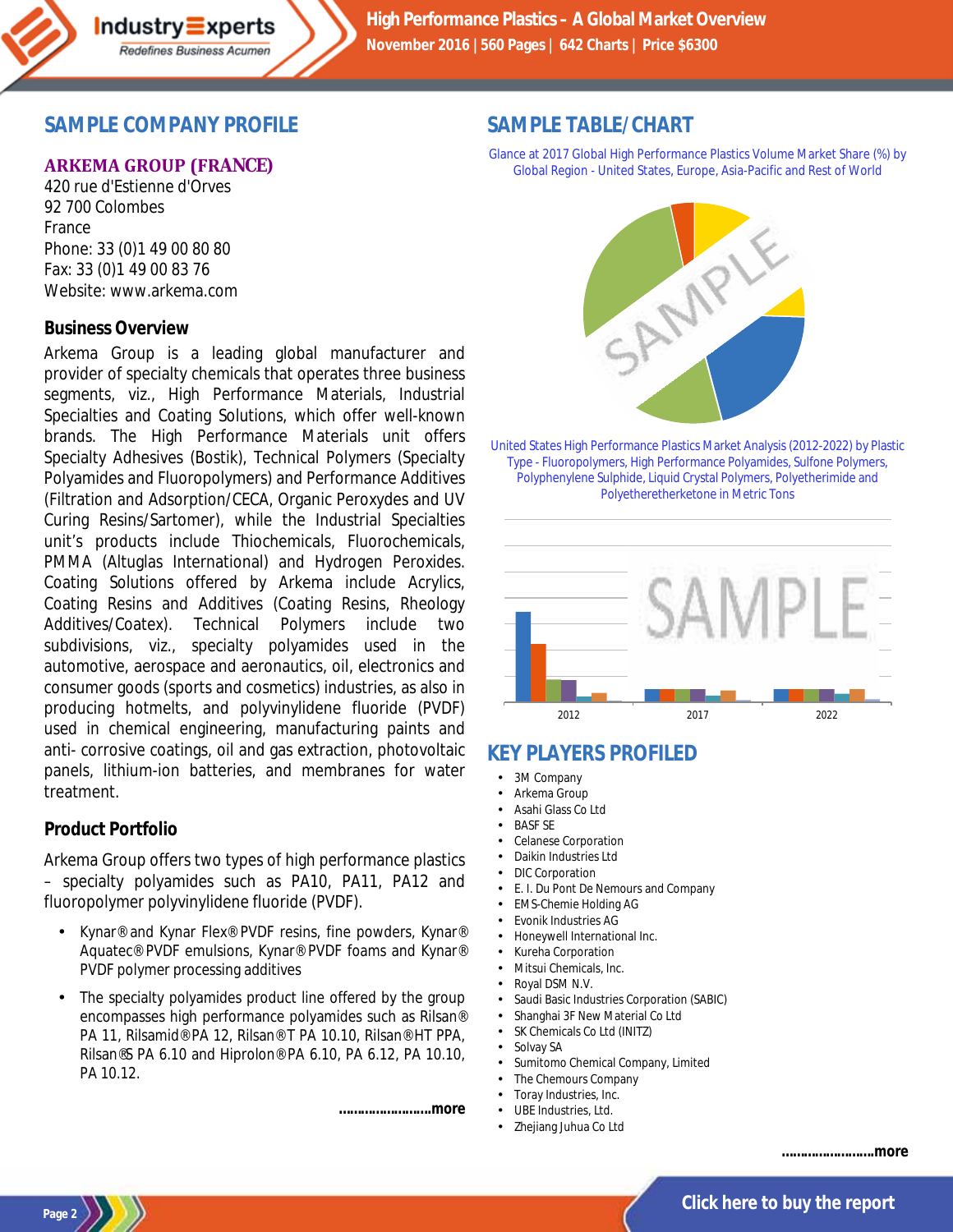## SAMPLE COMPANY PROFILE

### ARKEMA GROUP (FRANCE)

420 rue d'Estienne d'Orves
92 700 Colombes
France
Phone: 33 (0)1 49 00 80 80
Fax: 33 (0)1 49 00 83 76
Website: www.arkema.com

### Business Overview

Arkema Group is a leading global manufacturer and provider of specialty chemicals that operates three business segments, viz., High Performance Materials, Industrial Specialties and Coating Solutions, which offer well-known brands. The High Performance Materials unit offers Specialty Adhesives (Bostik), Technical Polymers (Specialty Polyamides and Fluoropolymers) and Performance Additives (Filtration and Adsorption/CECA, Organic Peroxydes and UV Curing Resins/Sartomer), while the Industrial Specialties unit's products include Thiochemicals, Fluorochemicals, PMMA (Altuglas International) and Hydrogen Peroxides. Coating Solutions offered by Arkema include Acrylics, Coating Resins and Additives (Coating Resins, Rheology Additives/Coatex). Technical Polymers include two subdivisions, viz., specialty polyamides used in the automotive, aerospace and aeronautics, oil, electronics and consumer goods (sports and cosmetics) industries, as also in producing hotmelts, and polyvinylidene fluoride (PVDF) used in chemical engineering, manufacturing paints and anti- corrosive coatings, oil and gas extraction, photovoltaic panels, lithium-ion batteries, and membranes for water treatment.

### Product Portfolio

Arkema Group offers two types of high performance plastics – specialty polyamides such as PA10, PA11, PA12 and fluoropolymer polyvinylidene fluoride (PVDF).

- Kynar® and Kynar Flex® PVDF resins, fine powders, Kynar® Aquatec® PVDF emulsions, Kynar® PVDF foams and Kynar® PVDF polymer processing additives
- The specialty polyamides product line offered by the group encompasses high performance polyamides such as Rilsan® PA 11, Rilsamid® PA 12, Rilsan® T PA 10.10, Rilsan® HT PPA, Rilsan® S PA 6.10 and Hiprolon® PA 6.10, PA 6.12, PA 10.10, PA 10.12.

……………………more

## SAMPLE TABLE/CHART

Glance at 2017 Global High Performance Plastics Volume Market Share (%) by Global Region - United States, Europe, Asia-Pacific and Rest of World

United States High Performance Plastics Market Analysis (2012-2022) by Plastic Type - Fluoropolymers, High Performance Polyamides, Sulfone Polymers, Polyphenylene Sulphide, Liquid Crystal Polymers, Polyetherimide and Polyetheretherketone in Metric Tons

## KEY PLAYERS PROFILED

- 3M Company
- Arkema Group
- Asahi Glass Co Ltd
- BASF SE
- Celanese Corporation
- Daikin Industries Ltd
- DIC Corporation
- E. I. Du Pont De Nemours and Company
- EMS-Chemie Holding AG
- Evonik Industries AG
- Honeywell International Inc.
- Kureha Corporation
- Mitsui Chemicals, Inc.
- Royal DSM N.V.
- Saudi Basic Industries Corporation (SABIC)
- Shanghai 3F New Material Co Ltd
- SK Chemicals Co Ltd (INITZ)
- Solvay SA
- Sumitomo Chemical Company, Limited
- The Chemours Company
- Toray Industries, Inc.
- UBE Industries, Ltd.
- Zhejiang Juhua Co Ltd

……………………more

Click here to buy the report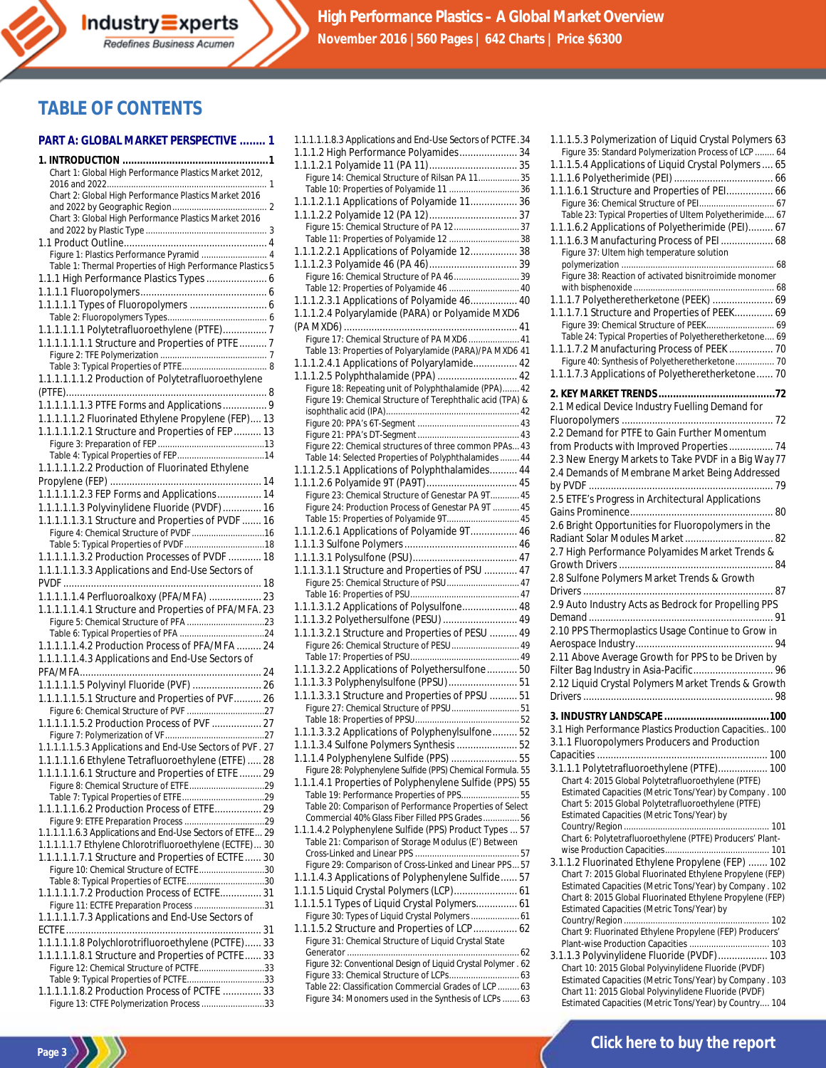## TABLE OF CONTENTS

**PART A: GLOBAL MARKET PERSPECTIVE ........ 1**

**1. INTRODUCTION ................................................1**

Chart 1: Global High Performance Plastics Market 2012, 2016 and 2022.................................................................... 1
Chart 2: Global High Performance Plastics Market 2016 and 2022 by Geographic Region....................................... 2
Chart 3: Global High Performance Plastics Market 2016 and 2022 by Plastic Type ................................................. 3
1.1 Product Outline.................................................... 4
Figure 1: Plastics Performance Pyramid ........................... 4
Table 1: Thermal Properties of High Performance Plastics 5
1.1.1 High Performance Plastics Types ...................... 6
1.1.1.1 Fluoropolymers.............................................. 6
1.1.1.1.1 Types of Fluoropolymers ............................ 6
Table 2: Fluoropolymers Types.......................................... 6
1.1.1.1.1.1 Polytetrafluoroethylene (PTFE)................ 7
1.1.1.1.1.1.1 Structure and Properties of PTFE .......... 7
Figure 2: TFE Polymerization ............................................ 7
Table 3: Typical Properties of PTFE.................................... 8
1.1.1.1.1.1.2 Production of Polytetrafluoroethylene (PTFE)......................................................................... 8
1.1.1.1.1.1.3 PTFE Forms and Applications ................ 9
1.1.1.1.1.2 Fluorinated Ethylene Propylene (FEP).... 13
1.1.1.1.1.2.1 Structure and Properties of FEP .......... 13
Figure 3: Preparation of FEP ..............................................13
Table 4: Typical Properties of FEP.....................................14
1.1.1.1.1.2.2 Production of Fluorinated Ethylene Propylene (FEP) ....................................................... 14
1.1.1.1.1.2.3 FEP Forms and Applications................ 14
1.1.1.1.1.3 Polyvinylidene Fluoride (PVDF)............. 16
1.1.1.1.1.3.1 Structure and Properties of PVDF ....... 16
Figure 4: Chemical Structure of PVDF...............................16
Table 5: Typical Properties of PVDF..................................18
1.1.1.1.1.3.2 Production Processes of PVDF ............ 18
1.1.1.1.1.3.3 Applications and End-Use Sectors of PVDF ......................................................................... 18
1.1.1.1.1.4 Perfluoroalkoxy (PFA/MFA) ................... 23
1.1.1.1.1.4.1 Structure and Properties of PFA/MFA. 23
Figure 5: Chemical Structure of PFA .................................23
Table 6: Typical Properties of PFA ....................................24
1.1.1.1.1.4.2 Production Process of PFA/MFA ......... 24
1.1.1.1.1.4.3 Applications and End-Use Sectors of PFA/MFA................................................................. 24
1.1.1.1.1.5 Polyvinyl Fluoride (PVF) ......................... 26
1.1.1.1.1.5.1 Structure and Properties of PVF.......... 26
Figure 6: Chemical Structure of PVF .................................27
1.1.1.1.1.5.2 Production Process of PVF .................. 27
Figure 7: Polymerization of VF..........................................27
1.1.1.1.1.5.3 Applications and End-Use Sectors of PVF . 27
1.1.1.1.1.6 Ethylene Tetrafluoroethylene (ETFE) ..... 28
1.1.1.1.1.6.1 Structure and Properties of ETFE ........ 29
Figure 8: Chemical Structure of ETFE................................29
Table 7: Typical Properties of ETFE...................................29
1.1.1.1.1.6.2 Production Process of ETFE................. 29
Figure 9: ETFE Preparation Process ..................................29
1.1.1.1.1.6.3 Applications and End-Use Sectors of ETFE... 29
1.1.1.1.1.7 Ethylene Chlorotrifluoroethylene (ECTFE)... 30
1.1.1.1.1.7.1 Structure and Properties of ECTFE ...... 30
Figure 10: Chemical Structure of ECTFE............................30
Table 8: Typical Properties of ECTFE.................................30
1.1.1.1.1.7.2 Production Process of ECTFE............... 31
Figure 11: ECTFE Preparation Process ..............................31
1.1.1.1.1.7.3 Applications and End-Use Sectors of ECTFE ...................................................................... 31
1.1.1.1.1.8 Polychlorotrifluoroethylene (PCTFE)...... 33
1.1.1.1.1.8.1 Structure and Properties of PCTFE ....... 33
Figure 12: Chemical Structure of PCTFE............................33
Table 9: Typical Properties of PCTFE.................................33
1.1.1.1.1.8.2 Production Process of PCTFE .............. 33
Figure 13: CTFE Polymerization Process ...........................33
1.1.1.1.1.8.3 Applications and End-Use Sectors of PCTFE . 34
1.1.1.2 High Performance Polyamides..................... 34
1.1.1.2.1 Polyamide 11 (PA 11)................................ 35
Figure 14: Chemical Structure of Rilsan PA 11................. 35
Table 10: Properties of Polyamide 11 .............................. 36
1.1.1.2.1.1 Applications of Polyamide 11................. 36
1.1.1.2.2 Polyamide 12 (PA 12)................................ 37
Figure 15: Chemical Structure of PA 12............................ 37
Table 11: Properties of Polyamide 12 .............................. 38
1.1.1.2.2.1 Applications of Polyamide 12................. 38
1.1.1.2.3 Polyamide 46 (PA 46)................................ 39
Figure 16: Chemical Structure of PA 46............................ 39
Table 12: Properties of Polyamide 46 .............................. 40
1.1.1.2.3.1 Applications of Polyamide 46................ 40
1.1.1.2.4 Polyarylamide (PARA) or Polyamide MXD6 (PA MXD6) ............................................................... 41
Figure 17: Chemical Structure of PA MXD6 ..................... 41
Table 13: Properties of Polyarylamide (PARA)/PA MXD6 41
1.1.1.2.4.1 Applications of Polyarylamide................ 42
1.1.1.2.5 Polyphthalamide (PPA) ............................. 42
Figure 18: Repeating unit of Polyphthalamide (PPA)....... 42
Figure 19: Chemical Structure of Terephthalic acid (TPA) & isophthalic acid (IPA)....................................................... 42
Figure 20: PPA's 6T-Segment ........................................... 43
Figure 21: PPA's DT-Segment ........................................... 43
Figure 22: Chemical structures of three common PPAs... 43
Table 14: Selected Properties of Polyphthalamides ........ 44
1.1.1.2.5.1 Applications of Polyphthalamides.......... 44
1.1.1.2.6 Polyamide 9T (PA9T)................................. 45
Figure 23: Chemical Structure of Genestar PA 9T............ 45
Figure 24: Production Process of Genestar PA 9T ........... 45
Table 15: Properties of Polyamide 9T.............................. 45
1.1.1.2.6.1 Applications of Polyamide 9T................. 46
1.1.1.3 Sulfone Polymers......................................... 46
1.1.1.3.1 Polysulfone (PSU)...................................... 47
1.1.1.3.1.1 Structure and Properties of PSU ............ 47
Figure 25: Chemical Structure of PSU.............................. 47
Table 16: Properties of PSU............................................. 47
1.1.1.3.1.2 Applications of Polysulfone.................... 48
1.1.1.3.2 Polyethersulfone (PESU) ........................... 49
1.1.1.3.2.1 Structure and Properties of PESU .......... 49
Figure 26: Chemical Structure of PESU ............................ 49
Table 17: Properties of PSU............................................. 49
1.1.1.3.2.2 Applications of Polyethersulfone........... 50
1.1.1.3.3 Polyphenylsulfone (PPSU)......................... 51
1.1.1.3.3.1 Structure and Properties of PPSU .......... 51
Figure 27: Chemical Structure of PPSU............................ 51
Table 18: Properties of PPSU............................................ 52
1.1.1.3.3.2 Applications of Polyphenylsulfone......... 52
1.1.1.3.4 Sulfone Polymers Synthesis ...................... 52
1.1.1.4 Polyphenylene Sulfide (PPS) ........................ 55
Figure 28: Polyphenylene Sulfide (PPS) Chemical Formula. 55
1.1.1.4.1 Properties of Polyphenylene Sulfide (PPS) 55
Table 19: Performance Properties of PPS........................ 55
Table 20: Comparison of Performance Properties of Select Commercial 40% Glass Fiber Filled PPS Grades ............... 56
1.1.1.4.2 Polyphenylene Sulfide (PPS) Product Types ... 57
Table 21: Comparison of Storage Modulus (E') Between Cross-Linked and Linear PPS ........................................... 57
Figure 29: Comparison of Cross-Linked and Linear PPS... 57
1.1.1.4.3 Applications of Polyphenylene Sulfide...... 57
1.1.1.5 Liquid Crystal Polymers (LCP)....................... 61
1.1.1.5.1 Types of Liquid Crystal Polymers............... 61
Figure 30: Types of Liquid Crystal Polymers.................... 61
1.1.1.5.2 Structure and Properties of LCP................ 62
Figure 31: Chemical Structure of Liquid Crystal State Generator ....................................................................... 62
Figure 32: Conventional Design of Liquid Crystal Polymer . 62
Figure 33: Chemical Structure of LCPs............................. 63
Table 22: Classification Commercial Grades of LCP ......... 63
Figure 34: Monomers used in the Synthesis of LCPs ....... 63
1.1.1.5.3 Polymerization of Liquid Crystal Polymers 63
Figure 35: Standard Polymerization Process of LCP ........ 64
1.1.1.5.4 Applications of Liquid Crystal Polymers .... 65
1.1.1.6 Polyetherimide (PEI) .................................... 66
1.1.1.6.1 Structure and Properties of PEI................. 66
Figure 36: Chemical Structure of PEI............................... 67
Table 23: Typical Properties of Ultem Polyetherimide.... 67
1.1.1.6.2 Applications of Polyetherimide (PEI)......... 67
1.1.1.6.3 Manufacturing Process of PEI ................... 68
Figure 37: Ultem high temperature solution polymerization ............................................................... 68
Figure 38: Reaction of activated bisnitroimide monomer with bisphenoxide .......................................................... 68
1.1.1.7 Polyetheretherketone (PEEK) ...................... 69
1.1.1.7.1 Structure and Properties of PEEK.............. 69
Figure 39: Chemical Structure of PEEK............................ 69
Table 24: Typical Properties of Polyetheretherketone.... 69
1.1.1.7.2 Manufacturing Process of PEEK ................ 70
Figure 40: Synthesis of Polyetheretherketone................ 70
1.1.1.7.3 Applications of Polyetheretherketone...... 70

**2. KEY MARKET TRENDS.......................................72**

2.1 Medical Device Industry Fuelling Demand for Fluoropolymers ...................................................... 72
2.2 Demand for PTFE to Gain Further Momentum from Products with Improved Properties................ 74
2.3 New Energy Markets to Take PVDF in a Big Way 77
2.4 Demands of Membrane Market Being Addressed by PVDF .................................................................. 79
2.5 ETFE's Progress in Architectural Applications Gains Prominence................................................... 80
2.6 Bright Opportunities for Fluoropolymers in the Radiant Solar Modules Market ................................ 82
2.7 High Performance Polyamides Market Trends & Growth Drivers ........................................................ 84
2.8 Sulfone Polymers Market Trends & Growth Drivers ..................................................................... 87
2.9 Auto Industry Acts as Bedrock for Propelling PPS Demand .................................................................. 91
2.10 PPS Thermoplastics Usage Continue to Grow in Aerospace Industry.................................................. 94
2.11 Above Average Growth for PPS to be Driven by Filter Bag Industry in Asia-Pacific............................. 96
2.12 Liquid Crystal Polymers Market Trends & Growth Drivers ..................................................................... 98

**3. INDUSTRY LANDSCAPE....................................100**

3.1 High Performance Plastics Production Capacities.. 100
3.1.1 Fluoropolymers Producers and Production Capacities .............................................................. 100
3.1.1.1 Polytetrafluoroethylene (PTFE).................. 100
Chart 4: 2015 Global Polytetrafluoroethylene (PTFE) Estimated Capacities (Metric Tons/Year) by Company . 100
Chart 5: 2015 Global Polytetrafluoroethylene (PTFE) Estimated Capacities (Metric Tons/Year) by Country/Region ............................................................ 101
Chart 6: Polytetrafluoroethylene (PTFE) Producers' Plant-wise Production Capacities........................................... 101
3.1.1.2 Fluorinated Ethylene Propylene (FEP) ....... 102
Chart 7: 2015 Global Fluorinated Ethylene Propylene (FEP) Estimated Capacities (Metric Tons/Year) by Company . 102
Chart 8: 2015 Global Fluorinated Ethylene Propylene (FEP) Estimated Capacities (Metric Tons/Year) by Country/Region ............................................................ 102
Chart 9: Fluorinated Ethylene Propylene (FEP) Producers' Plant-wise Production Capacities ................................. 103
3.1.1.3 Polyvinylidene Fluoride (PVDF).................. 103
Chart 10: 2015 Global Polyvinylidene Fluoride (PVDF) Estimated Capacities (Metric Tons/Year) by Company . 103
Chart 11: 2015 Global Polyvinylidene Fluoride (PVDF) Estimated Capacities (Metric Tons/Year) by Country.... 104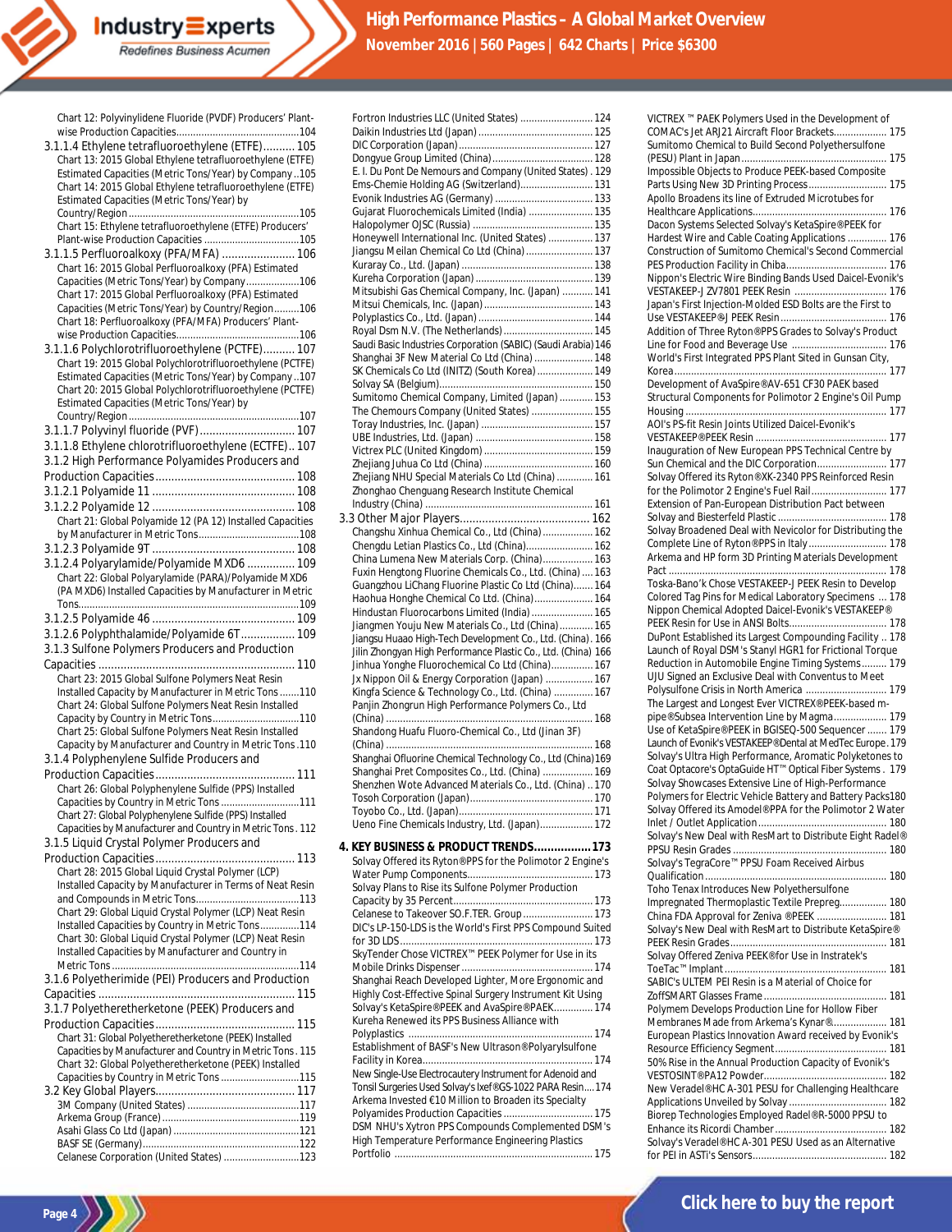Chart 12: Polyvinylidene Fluoride (PVDF) Producers' Plant-wise Production Capacities....104

3.1.1.4 Ethylene tetrafluoroethylene (ETFE).......... 105

Chart 13: 2015 Global Ethylene tetrafluoroethylene (ETFE) Estimated Capacities (Metric Tons/Year) by Company..105

Chart 14: 2015 Global Ethylene tetrafluoroethylene (ETFE) Estimated Capacities (Metric Tons/Year) by Country/Region....105

Chart 15: Ethylene tetrafluoroethylene (ETFE) Producers' Plant-wise Production Capacities....105

3.1.1.5 Perfluoroalkoxy (PFA/MFA) .................... 106

Chart 16: 2015 Global Perfluoroalkoxy (PFA) Estimated Capacities (Metric Tons/Year) by Company....106

Chart 17: 2015 Global Perfluoroalkoxy (PFA) Estimated Capacities (Metric Tons/Year) by Country/Region....106

Chart 18: Perfluoroalkoxy (PFA/MFA) Producers' Plant-wise Production Capacities....106

3.1.1.6 Polychlorotrifluoroethylene (PCTFE).......... 107

Chart 19: 2015 Global Polychlorotrifluoroethylene (PCTFE) Estimated Capacities (Metric Tons/Year) by Company..107

Chart 20: 2015 Global Polychlorotrifluoroethylene (PCTFE) Estimated Capacities (Metric Tons/Year) by Country/Region....107

3.1.1.7 Polyvinyl fluoride (PVF).......................... 107

3.1.1.8 Ethylene chlorotrifluoroethylene (ECTFE).. 107

3.1.2 High Performance Polyamides Producers and Production Capacities.................................... 108

3.1.2.1 Polyamide 11 ............................................ 108

3.1.2.2 Polyamide 12 ............................................ 108

Chart 21: Global Polyamide 12 (PA 12) Installed Capacities by Manufacturer in Metric Tons....108

3.1.2.3 Polyamide 9T ............................................ 108

3.1.2.4 Polyarylamide/Polyamide MXD6 .............. 109

Chart 22: Global Polyarylamide (PARA)/Polyamide MXD6 (PA MXD6) Installed Capacities by Manufacturer in Metric Tons....109

3.1.2.5 Polyamide 46 ............................................ 109

3.1.2.6 Polyphthalamide/Polyamide 6T................. 109

3.1.3 Sulfone Polymers Producers and Production Capacities .......................................................... 110

Chart 23: 2015 Global Sulfone Polymers Neat Resin Installed Capacity by Manufacturer in Metric Tons.......110

Chart 24: Global Sulfone Polymers Neat Resin Installed Capacity by Country in Metric Tons....110

Chart 25: Global Sulfone Polymers Neat Resin Installed Capacity by Manufacturer and Country in Metric Tons.110

3.1.4 Polyphenylene Sulfide Producers and Production Capacities.................................... 111

Chart 26: Global Polyphenylene Sulfide (PPS) Installed Capacities by Country in Metric Tons....111

Chart 27: Global Polyphenylene Sulfide (PPS) Installed Capacities by Manufacturer and Country in Metric Tons. 112

3.1.5 Liquid Crystal Polymer Producers and Production Capacities.................................... 113

Chart 28: 2015 Global Liquid Crystal Polymer (LCP) Installed Capacity by Manufacturer in Terms of Neat Resin and Compounds in Metric Tons....113

Chart 29: Global Liquid Crystal Polymer (LCP) Neat Resin Installed Capacities by Country in Metric Tons.............114

Chart 30: Global Liquid Crystal Polymer (LCP) Neat Resin Installed Capacities by Manufacturer and Country in Metric Tons....114

3.1.6 Polyetherimide (PEI) Producers and Production Capacities .......................................................... 115

3.1.7 Polyetheretherketone (PEEK) Producers and Production Capacities.................................... 115

Chart 31: Global Polyetheretherketone (PEEK) Installed Capacities by Manufacturer and Country in Metric Tons. 115

Chart 32: Global Polyetheretherketone (PEEK) Installed Capacities by Country in Metric Tons....115

3.2 Key Global Players.............................................. 117

3M Company (United States) ....117

Arkema Group (France)....119

Asahi Glass Co Ltd (Japan)....121

BASF SE (Germany)....122

Celanese Corporation (United States)....123

Fortron Industries LLC (United States) .... 124

Daikin Industries Ltd (Japan) .... 125

DIC Corporation (Japan).... 127

Dongyue Group Limited (China).... 128

E. I. Du Pont De Nemours and Company (United States) . 129

Ems-Chemie Holding AG (Switzerland).... 131

Evonik Industries AG (Germany) .... 133

Gujarat Fluorochemicals Limited (India) .... 135

Halopolymer OJSC (Russia) .... 135

Honeywell International Inc. (United States) .... 137

Jiangsu Meilan Chemical Co Ltd (China).... 137

Kuraray Co., Ltd. (Japan) .... 138

Kureha Corporation (Japan).... 139

Mitsubishi Gas Chemical Company, Inc. (Japan) .... 141

Mitsui Chemicals, Inc. (Japan).... 143

Polyplastics Co., Ltd. (Japan) .... 144

Royal Dsm N.V. (The Netherlands).... 145

Saudi Basic Industries Corporation (SABIC) (Saudi Arabia) 146

Shanghai 3F New Material Co Ltd (China) .... 148

SK Chemicals Co Ltd (INITZ) (South Korea).... 149

Solvay SA (Belgium).... 150

Sumitomo Chemical Company, Limited (Japan) .... 153

The Chemours Company (United States) .... 155

Toray Industries, Inc. (Japan) .... 157

UBE Industries, Ltd. (Japan) .... 158

Victrex PLC (United Kingdom) .... 159

Zhejiang Juhua Co Ltd (China) .... 160

Zhejiang NHU Special Materials Co Ltd (China) .... 161

Zhonghao Chenguang Research Institute Chemical Industry (China) .... 161

3.3 Other Major Players.............................................. 162

Changshu Xinhua Chemical Co., Ltd (China).... 162

Chengdu Letian Plastics Co., Ltd (China).... 162

China Lumena New Materials Corp. (China).... 163

Fuxin Hengtong Fluorine Chemicals Co., Ltd. (China) .... 163

Guangzhou LiChang Fluorine Plastic Co Ltd (China)....... 164

Haohua Honghe Chemical Co Ltd. (China).... 164

Hindustan Fluorocarbons Limited (India).... 165

Jiangmen Youju New Materials Co., Ltd (China).... 165

Jiangsu Huaao High-Tech Development Co., Ltd. (China). 166

Jilin Zhongyan High Performance Plastic Co., Ltd. (China) 166

Jinhua Yonghe Fluorochemical Co Ltd (China).... 167

Jx Nippon Oil & Energy Corporation (Japan) .... 167

Kingfa Science & Technology Co., Ltd. (China) .... 167

Panjin Zhongrun High Performance Polymers Co., Ltd (China) .... 168

Shandong Huafu Fluoro-Chemical Co., Ltd (Jinan 3F) (China) .... 168

Shanghai Ofluorine Chemical Technology Co., Ltd (China) 169

Shanghai Pret Composites Co., Ltd. (China) .... 169

Shenzhen Wote Advanced Materials Co., Ltd. (China) .. 170

Tosoh Corporation (Japan).... 170

Toyobo Co., Ltd. (Japan).... 171

Ueno Fine Chemicals Industry, Ltd. (Japan).... 172

## 4. KEY BUSINESS & PRODUCT TRENDS................. 173

Solvay Offered its Ryton®PPS for the Polimotor 2 Engine's Water Pump Components.... 173

Solvay Plans to Rise its Sulfone Polymer Production Capacity by 35 Percent.... 173

Celanese to Takeover SO.F.TER. Group.... 173

DIC's LP-150-LDS is the World's First PPS Compound Suited for 3D LDS.... 173

SkyTender Chose VICTREX™ PEEK Polymer for Use in its Mobile Drinks Dispenser.... 174

Shanghai Reach Developed Lighter, More Ergonomic and Highly Cost-Effective Spinal Surgery Instrument Kit Using Solvay's KetaSpire®PEEK and AvaSpire®PAEK.... 174

Kureha Renewed its PPS Business Alliance with Polyplastics .... 174

Establishment of BASF's New Ultrason®Polyarylsulfone Facility in Korea.... 174

New Single-Use Electrocautery Instrument for Adenoid and Tonsil Surgeries Used Solvay's Ixef®GS-1022 PARA Resin.... 174

Arkema Invested €10 Million to Broaden its Specialty Polyamides Production Capacities .... 175

DSM NHU's Xytron PPS Compounds Complemented DSM's High Temperature Performance Engineering Plastics Portfolio .... 175

VICTREX ™ PAEK Polymers Used in the Development of COMAC's Jet ARJ21 Aircraft Floor Brackets.... 175

Sumitomo Chemical to Build Second Polyethersulfone (PESU) Plant in Japan.... 175

Impossible Objects to Produce PEEK-based Composite Parts Using New 3D Printing Process.... 175

Apollo Broadens its line of Extruded Microtubes for Healthcare Applications.... 176

Dacon Systems Selected Solvay's KetaSpire®PEEK for Hardest Wire and Cable Coating Applications .... 176

Construction of Sumitomo Chemical's Second Commercial PES Production Facility in Chiba.... 176

Nippon's Electric Wire Binding Bands Used Daicel-Evonik's VESTAKEEP-J ZV7801 PEEK Resin .... 176

Japan's First Injection-Molded ESD Bolts are the First to Use VESTAKEEP®J PEEK Resin.... 176

Addition of Three Ryton®PPS Grades to Solvay's Product Line for Food and Beverage Use .... 176

World's First Integrated PPS Plant Sited in Gunsan City, Korea.... 177

Development of AvaSpire®AV-651 CF30 PAEK based Structural Components for Polimotor 2 Engine's Oil Pump Housing .... 177

AOI's PS-fit Resin Joints Utilized Daicel-Evonik's VESTAKEEP®PEEK Resin .... 177

Inauguration of New European PPS Technical Centre by Sun Chemical and the DIC Corporation.... 177

Solvay Offered its Ryton®XK-2340 PPS Reinforced Resin for the Polimotor 2 Engine's Fuel Rail.... 177

Extension of Pan-European Distribution Pact between Solvay and Biesterfeld Plastic .... 178

Solvay Broadened Deal with Nevicolor for Distributing the Complete Line of Ryton®PPS in Italy.... 178

Arkema and HP form 3D Printing Materials Development Pact .... 178

Toska-Bano'k Chose VESTAKEEP-J PEEK Resin to Develop Colored Tag Pins for Medical Laboratory Specimens ... 178

Nippon Chemical Adopted Daicel-Evonik's VESTAKEEP® PEEK Resin for Use in ANSI Bolts.... 178

DuPont Established its Largest Compounding Facility .. 178

Launch of Royal DSM's Stanyl HGR1 for Frictional Torque Reduction in Automobile Engine Timing Systems......... 179

UJU Signed an Exclusive Deal with Conventus to Meet Polysulfone Crisis in North America .... 179

The Largest and Longest Ever VICTREX®PEEK-based m-pipe®Subsea Intervention Line by Magma.... 179

Use of KetaSpire®PEEK in BGISEQ-500 Sequencer ....... 179

Launch of Evonik's VESTAKEEP®Dental at MedTec Europe. 179

Solvay's Ultra High Performance, Aromatic Polyketones to Coat Optacore's OptaGuide HT™ Optical Fiber Systems . 179

Solvay Showcases Extensive Line of High-Performance Polymers for Electric Vehicle Battery and Battery Packs180

Solvay Offered its Amodel®PPA for the Polimotor 2 Water Inlet / Outlet Application.... 180

Solvay's New Deal with ResMart to Distribute Eight Radel® PPSU Resin Grades .... 180

Solvay's TegraCore™ PPSU Foam Received Airbus Qualification.... 180

Toho Tenax Introduces New Polyethersulfone Impregnated Thermoplastic Textile Prepreg.... 180

China FDA Approval for Zeniva ®PEEK .... 181

Solvay's New Deal with ResMart to Distribute KetaSpire® PEEK Resin Grades.... 181

Solvay Offered Zeniva PEEK®for Use in Instratek's ToeTac™ Implant.... 181

SABIC's ULTEM PEI Resin is a Material of Choice for ZoffSMART Glasses Frame .... 181

Polymem Develops Production Line for Hollow Fiber Membranes Made from Arkema's Kynar®.... 181

European Plastics Innovation Award received by Evonik's Resource Efficiency Segment.... 181

50% Rise in the Annual Production Capacity of Evonik's VESTOSINT®PA12 Powder.... 182

New Veradel®HC A-301 PESU for Challenging Healthcare Applications Unveiled by Solvay .... 182

Biorep Technologies Employed Radel®R-5000 PPSU to Enhance its Ricordi Chamber.... 182

Solvay's Veradel®HC A-301 PESU Used as an Alternative for PEI in ASTi's Sensors.... 182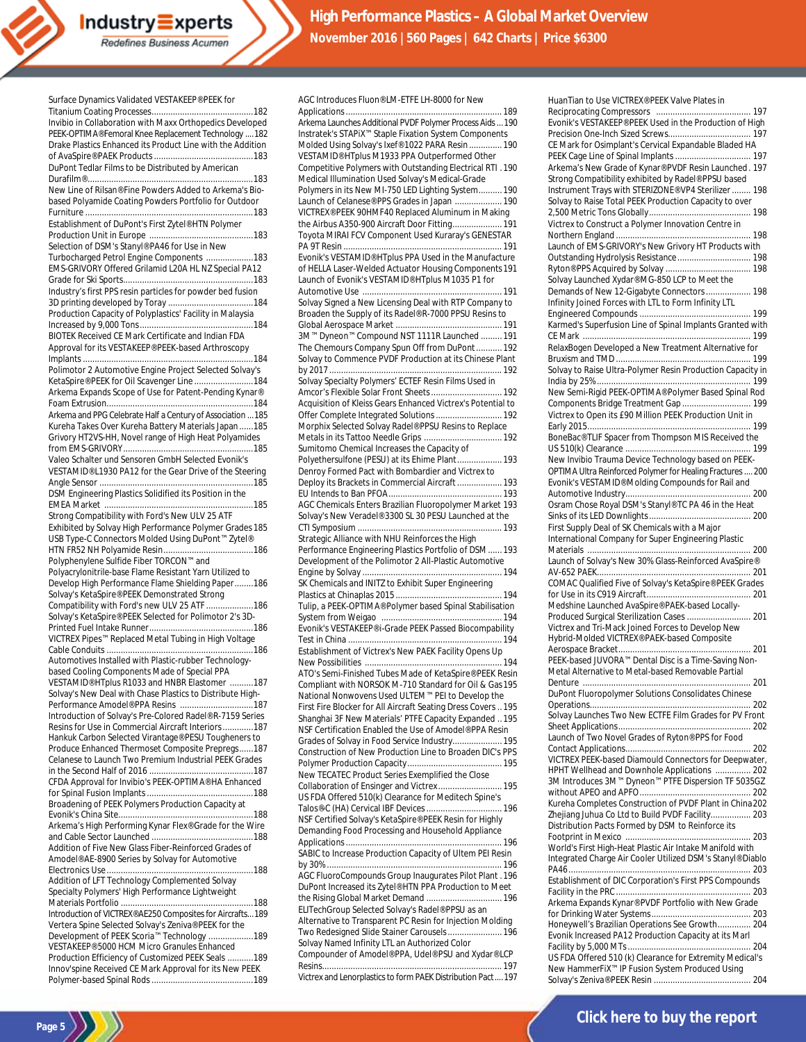Surface Dynamics Validated VESTAKEEP®PEEK for Titanium Coating Processes............182
Invibio in Collaboration with Maxx Orthopedics Developed PEEK-OPTIMA®Femoral Knee Replacement Technology ....182
Drake Plastics Enhanced its Product Line with the Addition of AvaSpire®PAEK Products ............183
DuPont Tedlar Films to be Distributed by American Durafilm®............183
New Line of Rilsan®Fine Powders Added to Arkema's Bio-based Polyamide Coating Powders Portfolio for Outdoor Furniture ............183
Establishment of DuPont's First Zytel®HTN Polymer Production Unit in Europe ............183
Selection of DSM's Stanyl®PA46 for Use in New Turbocharged Petrol Engine Components ............183
EMS-GRIVORY Offered Grilamid L20A HL NZ Special PA12 Grade for Ski Sports............183
Industry's first PPS resin particles for powder bed fusion 3D printing developed by Toray ............184
Production Capacity of Polyplastics' Facility in Malaysia Increased by 9,000 Tons............184
BIOTEK Received CE Mark Certificate and Indian FDA Approval for its VESTAKEEP®PEEK-based Arthroscopy Implants ............184
Polimotor 2 Automotive Engine Project Selected Solvay's KetaSpire®PEEK for Oil Scavenger Line ............184
Arkema Expands Scope of Use for Patent-Pending Kynar® Foam Extrusion............184
Arkema and PPG Celebrate Half a Century of Association ...185
Kureha Takes Over Kureha Battery Materials Japan ......185
Grivory HT2VS-HH, Novel range of High Heat Polyamides from EMS-GRIVORY............185
Valeo Schalter und Sensoren GmbH Selected Evonik's VESTAMID®L1930 PA12 for the Gear Drive of the Steering Angle Sensor ............185
DSM Engineering Plastics Solidified its Position in the EMEA Market ............185
Strong Compatibility with Ford's New ULV 25 ATF Exhibited by Solvay High Performance Polymer Grades 185
USB Type-C Connectors Molded Using DuPont™ Zytel® HTN FR52 NH Polyamide Resin............186
Polyphenylene Sulfide Fiber TORCON™ and Polyacrylonitrile-base Flame Resistant Yarn Utilized to Develop High Performance Flame Shielding Paper........186
Solvay's KetaSpire®PEEK Demonstrated Strong Compatibility with Ford's new ULV 25 ATF ............186
Solvay's KetaSpire®PEEK Selected for Polimotor 2's 3D-Printed Fuel Intake Runner............186
VICTREX Pipes™ Replaced Metal Tubing in High Voltage Cable Conduits ............186
Automotives Installed with Plastic-rubber Technology-based Cooling Components Made of Special PPA VESTAMID®HTplus R1033 and HNBR Elastomer ..........187
Solvay's New Deal with Chase Plastics to Distribute High-Performance Amodel®PPA Resins ............187
Introduction of Solvay's Pre-Colored Radel®R-7159 Series Resins for Use in Commercial Aircraft Interiors.............187
Hankuk Carbon Selected Virantage®PESU Tougheners to Produce Enhanced Thermoset Composite Prepregs......187
Celanese to Launch Two Premium Industrial PEEK Grades in the Second Half of 2016 ............187
CFDA Approval for Invibio's PEEK-OPTIMA®HA Enhanced for Spinal Fusion Implants............188
Broadening of PEEK Polymers Production Capacity at Evonik's China Site............188
Arkema's High Performing Kynar Flex®Grade for the Wire and Cable Sector Launched ............188
Addition of Five New Glass Fiber-Reinforced Grades of Amodel®AE-8900 Series by Solvay for Automotive Electronics Use............188
Addition of LFT Technology Complemented Solvay Specialty Polymers' High Performance Lightweight Materials Portfolio ............188
Introduction of VICTREX®AE250 Composites for Aircrafts...189
Vertera Spine Selected Solvay's Zeniva®PEEK for the Development of PEEK Scoria™ Technology ............189
VESTAKEEP®5000 HCM Micro Granules Enhanced Production Efficiency of Customized PEEK Seals ...........189
Innov'spine Received CE Mark Approval for its New PEEK Polymer-based Spinal Rods ............189
AGC Introduces Fluon®LM-ETFE LH-8000 for New Applications ............189
Arkema Launches Additional PVDF Polymer Process Aids ...190
Instratek's STAPiX™ Staple Fixation System Components Molded Using Solvay's Ixef®1022 PARA Resin ............190
VESTAMID®HTplus M1933 PPA Outperformed Other Competitive Polymers with Outstanding Electrical RTI .190
Medical Illumination Used Solvay's Medical-Grade Polymers in its New MI-750 LED Lighting System..........190
Launch of Celanese®PPS Grades in Japan ............190
VICTREX®PEEK 90HMF40 Replaced Aluminum in Making the Airbus A350-900 Aircraft Door Fitting............191
Toyota MIRAI FCV Component Used Kuraray's GENESTAR PA 9T Resin ............191
Evonik's VESTAMID®HTplus PPA Used in the Manufacture of HELLA Laser-Welded Actuator Housing Components 191
Launch of Evonik's VESTAMID®HTplus M1035 P1 for Automotive Use ............191
Solvay Signed a New Licensing Deal with RTP Company to Broaden the Supply of its Radel®R-7000 PPSU Resins to Global Aerospace Market ............191
3M™ Dyneon™ Compound NST 1111R Launched ............191
The Chemours Company Spun Off from DuPont............192
Solvay to Commence PVDF Production at its Chinese Plant by 2017............192
Solvay Specialty Polymers' ECTEF Resin Films Used in Amcor's Flexible Solar Front Sheets............192
Acquisition of Kleiss Gears Enhanced Victrex's Potential to Offer Complete Integrated Solutions............192
Morphix Selected Solvay Radel®PPSU Resins to Replace Metals in its Tattoo Needle Grips ............192
Sumitomo Chemical Increases the Capacity of Polyethersulfone (PESU) at its Ehime Plant............193
Denroy Formed Pact with Bombardier and Victrex to Deploy its Brackets in Commercial Aircraft ............193
EU Intends to Ban PFOA............193
AGC Chemicals Enters Brazilian Fluoropolymer Market 193
Solvay's New Veradel®3300 SL 30 PESU Launched at the CTI Symposium ............193
Strategic Alliance with NHU Reinforces the High Performance Engineering Plastics Portfolio of DSM ......193
Development of the Polimotor 2 All-Plastic Automotive Engine by Solvay ............194
SK Chemicals and INITZ to Exhibit Super Engineering Plastics at Chinaplas 2015............194
Tulip, a PEEK-OPTIMA®Polymer based Spinal Stabilisation System from Weigao ............194
Evonik's VESTAKEEP®i-Grade PEEK Passed Biocompatibility Test in China ............194
Establishment of Victrex's New PAEK Facility Opens Up New Possibilities ............194
ATO's Semi-Finished Tubes Made of KetaSpire®PEEK Resin Compliant with NORSOK M-710 Standard for Oil & Gas195
National Nonwovens Used ULTEM™ PEI to Develop the First Fire Blocker for All Aircraft Seating Dress Covers ..195
Shanghai 3F New Materials' PTFE Capacity Expanded ..195
NSF Certification Enabled the Use of Amodel®PPA Resin Grades of Solvay in Food Service Industry............195
Construction of New Production Line to Broaden DIC's PPS Polymer Production Capacity............195
New TECATEC Product Series Exemplified the Close Collaboration of Ensinger and Victrex............195
US FDA Offered 510(k) Clearance for Meditech Spine's Talos®C (HA) Cervical IBF Devices ............196
NSF Certified Solvay's KetaSpire®PEEK Resin for Highly Demanding Food Processing and Household Appliance Applications ............196
SABIC to Increase Production Capacity of Ultem PEI Resin by 30%............196
AGC FluoroCompounds Group Inaugurates Pilot Plant . 196
DuPont Increased its Zytel®HTN PPA Production to Meet the Rising Global Market Demand ............196
ELiTechGroup Selected Solvay's Radel®PPSU as an Alternative to Transparent PC Resin for Injection Molding Two Redesigned Slide Stainer Carousels............196
Solvay Named Infinity LTL an Authorized Color Compounder of Amodel®PPA, Udel®PSU and Xydar®LCP Resins............197
Victrex and Lenorplastics to form PAEK Distribution Pact....197
HuanTian to Use VICTREX®PEEK Valve Plates in Reciprocating Compressors ............197
Evonik's VESTAKEEP®PEEK Used in the Production of High Precision One-Inch Sized Screws............197
CE Mark for Osimplant's Cervical Expandable Bladed HA PEEK Cage Line of Spinal Implants ............197
Arkema's New Grade of Kynar®PVDF Resin Launched . 197
Strong Compatibility exhibited by Radel®PPSU based Instrument Trays with STERIZONE®VP4 Sterilizer ........198
Solvay to Raise Total PEEK Production Capacity to over 2,500 Metric Tons Globally............198
Victrex to Construct a Polymer Innovation Centre in Northern England ............198
Launch of EMS-GRIVORY's New Grivory HT Products with Outstanding Hydrolysis Resistance............198
Ryton®PPS Acquired by Solvay ............198
Solvay Launched Xydar®MG-850 LCP to Meet the Demands of New 12-Gigabyte Connectors............198
Infinity Joined Forces with LTL to Form Infinity LTL Engineered Compounds ............199
Karmed's Superfusion Line of Spinal Implants Granted with CE Mark ............199
RelaxBogen Developed a New Treatment Alternative for Bruxism and TMD............199
Solvay to Raise Ultra-Polymer Resin Production Capacity in India by 25%............199
New Semi-Rigid PEEK-OPTIMA®Polymer Based Spinal Rod Components Bridge Treatment Gap............199
Victrex to Open its £90 Million PEEK Production Unit in Early 2015............199
BoneBac®TLIF Spacer from Thompson MIS Received the US 510(k) Clearance ............199
New Invibio Trauma Device Technology based on PEEK-OPTIMA Ultra Reinforced Polymer for Healing Fractures .... 200
Evonik's VESTAMID®Molding Compounds for Rail and Automotive Industry............200
Osram Chose Royal DSM's Stanyl®TC PA 46 in the Heat Sinks of its LED Downlights............200
First Supply Deal of SK Chemicals with a Major International Company for Super Engineering Plastic Materials ............200
Launch of Solvay's New 30% Glass-Reinforced AvaSpire® AV-652 PAEK............201
COMAC Qualified Five of Solvay's KetaSpire®PEEK Grades for Use in its C919 Aircraft............201
Medshine Launched AvaSpire®PAEK-based Locally-Produced Surgical Sterilization Cases ............201
Victrex and Tri-Mack Joined Forces to Develop New Hybrid-Molded VICTREX®PAEK-based Composite Aerospace Bracket............201
PEEK-based JUVORA™ Dental Disc is a Time-Saving Non-Metal Alternative to Metal-based Removable Partial Denture ............201
DuPont Fluoropolymer Solutions Consolidates Chinese Operations............202
Solvay Launches Two New ECTFE Film Grades for PV Front Sheet Applications............202
Launch of Two Novel Grades of Ryton®PPS for Food Contact Applications............202
VICTREX PEEK-based Diamould Connectors for Deepwater, HPHT Wellhead and Downhole Applications ............202
3M Introduces 3M™ Dyneon™ PTFE Dispersion TF 5035GZ without APEO and APFO............202
Kureha Completes Construction of PVDF Plant in China202
Zhejiang Juhua Co Ltd to Build PVDF Facility............203
Distribution Pacts Formed by DSM to Reinforce its Footprint in Mexico ............203
World's First High-Heat Plastic Air Intake Manifold with Integrated Charge Air Cooler Utilized DSM's Stanyl®Diablo PA46............203
Establishment of DIC Corporation's First PPS Compounds Facility in the PRC............203
Arkema Expands Kynar®PVDF Portfolio with New Grade for Drinking Water Systems............203
Honeywell's Brazilian Operations See Growth............204
Evonik Increased PA12 Production Capacity at its Marl Facility by 5,000 MTs............204
US FDA Offered 510 (k) Clearance for Extremity Medical's New HammerFiX™ IP Fusion System Produced Using Solvay's Zeniva®PEEK Resin ............204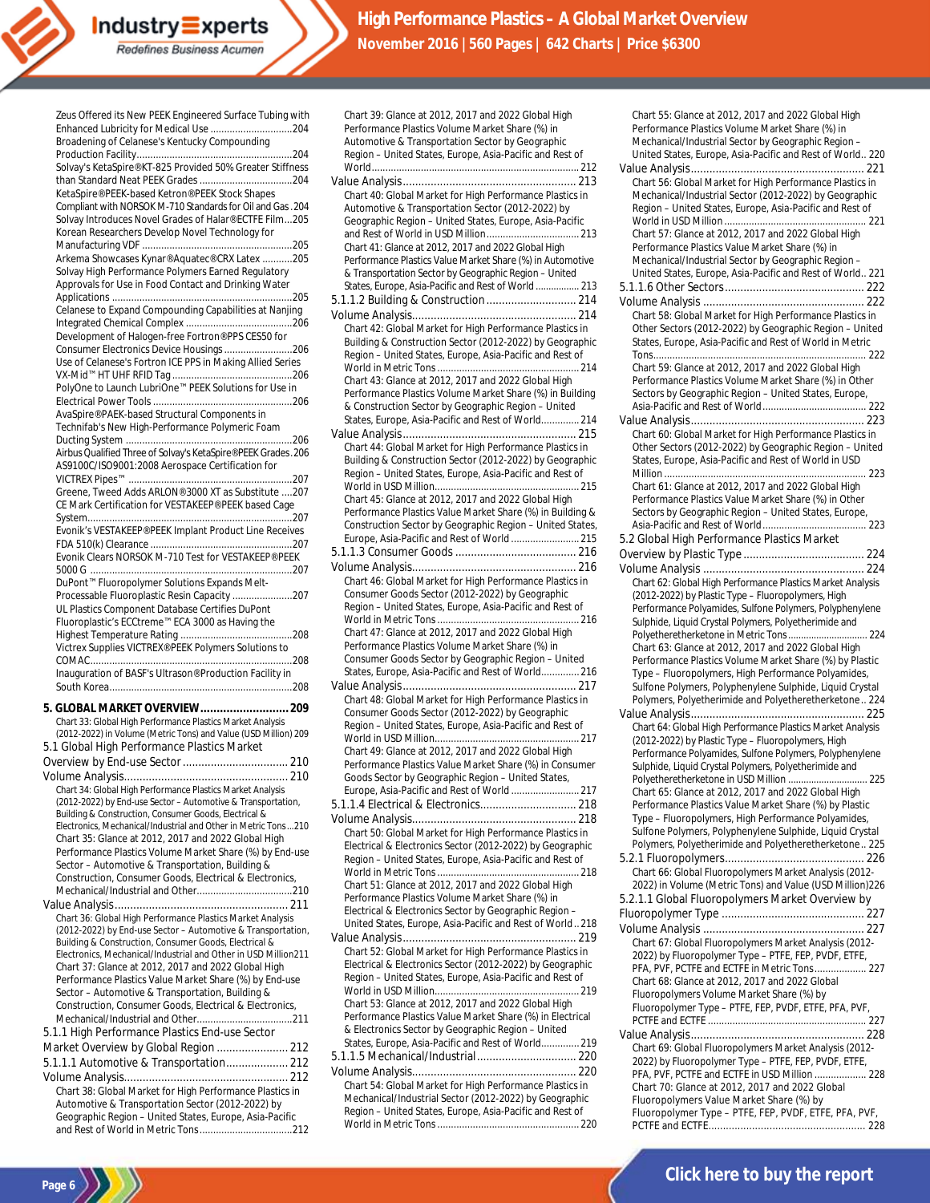Zeus Offered its New PEEK Engineered Surface Tubing with Enhanced Lubricity for Medical Use ....204
Broadening of Celanese's Kentucky Compounding Production Facility....204
Solvay's KetaSpire®KT-825 Provided 50% Greater Stiffness than Standard Neat PEEK Grades ....204
KetaSpire®PEEK-based Ketron®PEEK Stock Shapes Compliant with NORSOK M-710 Standards for Oil and Gas .204
Solvay Introduces Novel Grades of Halar®ECTFE Film...205
Korean Researchers Develop Novel Technology for Manufacturing VDF ....205
Arkema Showcases Kynar®Aquatec®CRX Latex ....205
Solvay High Performance Polymers Earned Regulatory Approvals for Use in Food Contact and Drinking Water Applications ....205
Celanese to Expand Compounding Capabilities at Nanjing Integrated Chemical Complex ....206
Development of Halogen-free Fortron®PPS CES50 for Consumer Electronics Device Housings ....206
Use of Celanese's Fortron ICE PPS in Making Allied Series VX-Mid™ HT UHF RFID Tag ....206
PolyOne to Launch LubriOne™ PEEK Solutions for Use in Electrical Power Tools ....206
AvaSpire®PAEK-based Structural Components in Technifab's New High-Performance Polymeric Foam Ducting System ....206
Airbus Qualified Three of Solvay's KetaSpire®PEEK Grades .206
AS9100C/ISO9001:2008 Aerospace Certification for VICTREX Pipes™ ....207
Greene, Tweed Adds ARLON®3000 XT as Substitute ....207
CE Mark Certification for VESTAKEEP®PEEK based Cage System....207
Evonik's VESTAKEEP®PEEK Implant Product Line Receives FDA 510(k) Clearance ....207
Evonik Clears NORSOK M-710 Test for VESTAKEEP®PEEK 5000 G ....207
DuPont™ Fluoropolymer Solutions Expands Melt-Processable Fluoroplastic Resin Capacity ....207
UL Plastics Component Database Certifies DuPont Fluoroplastic's ECCtreme™ ECA 3000 as Having the Highest Temperature Rating ....208
Victrex Supplies VICTREX®PEEK Polymers Solutions to COMAC....208
Inauguration of BASF's Ultrason®Production Facility in South Korea....208

**5. GLOBAL MARKET OVERVIEW....209**
Chart 33: Global High Performance Plastics Market Analysis (2012-2022) in Volume (Metric Tons) and Value (USD Million) 209

5.1 Global High Performance Plastics Market Overview by End-use Sector .... 210
Volume Analysis.... 210
Chart 34: Global High Performance Plastics Market Analysis (2012-2022) by End-use Sector – Automotive & Transportation, Building & Construction, Consumer Goods, Electrical & Electronics, Mechanical/Industrial and Other in Metric Tons...210
Chart 35: Glance at 2012, 2017 and 2022 Global High Performance Plastics Volume Market Share (%) by End-use Sector – Automotive & Transportation, Building & Construction, Consumer Goods, Electrical & Electronics, Mechanical/Industrial and Other....210
Value Analysis.... 211
Chart 36: Global High Performance Plastics Market Analysis (2012-2022) by End-use Sector – Automotive & Transportation, Building & Construction, Consumer Goods, Electrical & Electronics, Mechanical/Industrial and Other in USD Million211
Chart 37: Glance at 2012, 2017 and 2022 Global High Performance Plastics Value Market Share (%) by End-use Sector – Automotive & Transportation, Building & Construction, Consumer Goods, Electrical & Electronics, Mechanical/Industrial and Other....211

5.1.1 High Performance Plastics End-use Sector Market Overview by Global Region .... 212
5.1.1.1 Automotive & Transportation.... 212
Volume Analysis.... 212
Chart 38: Global Market for High Performance Plastics in Automotive & Transportation Sector (2012-2022) by Geographic Region – United States, Europe, Asia-Pacific and Rest of World in Metric Tons....212
Chart 39: Glance at 2012, 2017 and 2022 Global High Performance Plastics Volume Market Share (%) in Automotive & Transportation Sector by Geographic Region – United States, Europe, Asia-Pacific and Rest of World.... 212
Value Analysis.... 213
Chart 40: Global Market for High Performance Plastics in Automotive & Transportation Sector (2012-2022) by Geographic Region – United States, Europe, Asia-Pacific and Rest of World in USD Million.... 213
Chart 41: Glance at 2012, 2017 and 2022 Global High Performance Plastics Value Market Share (%) in Automotive & Transportation Sector by Geographic Region – United States, Europe, Asia-Pacific and Rest of World .... 213

5.1.1.2 Building & Construction .... 214
Volume Analysis.... 214
Chart 42: Global Market for High Performance Plastics in Building & Construction Sector (2012-2022) by Geographic Region – United States, Europe, Asia-Pacific and Rest of World in Metric Tons.... 214
Chart 43: Glance at 2012, 2017 and 2022 Global High Performance Plastics Volume Market Share (%) in Building & Construction Sector by Geographic Region – United States, Europe, Asia-Pacific and Rest of World.... 214
Value Analysis.... 215
Chart 44: Global Market for High Performance Plastics in Building & Construction Sector (2012-2022) by Geographic Region – United States, Europe, Asia-Pacific and Rest of World in USD Million.... 215
Chart 45: Glance at 2012, 2017 and 2022 Global High Performance Plastics Value Market Share (%) in Building & Construction Sector by Geographic Region – United States, Europe, Asia-Pacific and Rest of World .... 215

5.1.1.3 Consumer Goods .... 216
Volume Analysis.... 216
Chart 46: Global Market for High Performance Plastics in Consumer Goods Sector (2012-2022) by Geographic Region – United States, Europe, Asia-Pacific and Rest of World in Metric Tons.... 216
Chart 47: Glance at 2012, 2017 and 2022 Global High Performance Plastics Volume Market Share (%) in Consumer Goods Sector by Geographic Region – United States, Europe, Asia-Pacific and Rest of World.... 216
Value Analysis.... 217
Chart 48: Global Market for High Performance Plastics in Consumer Goods Sector (2012-2022) by Geographic Region – United States, Europe, Asia-Pacific and Rest of World in USD Million.... 217
Chart 49: Glance at 2012, 2017 and 2022 Global High Performance Plastics Value Market Share (%) in Consumer Goods Sector by Geographic Region – United States, Europe, Asia-Pacific and Rest of World .... 217

5.1.1.4 Electrical & Electronics.... 218
Volume Analysis.... 218
Chart 50: Global Market for High Performance Plastics in Electrical & Electronics Sector (2012-2022) by Geographic Region – United States, Europe, Asia-Pacific and Rest of World in Metric Tons.... 218
Chart 51: Glance at 2012, 2017 and 2022 Global High Performance Plastics Volume Market Share (%) in Electrical & Electronics Sector by Geographic Region – United States, Europe, Asia-Pacific and Rest of World.. 218
Value Analysis.... 219
Chart 52: Global Market for High Performance Plastics in Electrical & Electronics Sector (2012-2022) by Geographic Region – United States, Europe, Asia-Pacific and Rest of World in USD Million.... 219
Chart 53: Glance at 2012, 2017 and 2022 Global High Performance Plastics Value Market Share (%) in Electrical & Electronics Sector by Geographic Region – United States, Europe, Asia-Pacific and Rest of World.... 219

5.1.1.5 Mechanical/Industrial.... 220
Volume Analysis.... 220
Chart 54: Global Market for High Performance Plastics in Mechanical/Industrial Sector (2012-2022) by Geographic Region – United States, Europe, Asia-Pacific and Rest of World in Metric Tons.... 220
Chart 55: Glance at 2012, 2017 and 2022 Global High Performance Plastics Volume Market Share (%) in Mechanical/Industrial Sector by Geographic Region – United States, Europe, Asia-Pacific and Rest of World.. 220
Value Analysis.... 221
Chart 56: Global Market for High Performance Plastics in Mechanical/Industrial Sector (2012-2022) by Geographic Region – United States, Europe, Asia-Pacific and Rest of World in USD Million.... 221
Chart 57: Glance at 2012, 2017 and 2022 Global High Performance Plastics Value Market Share (%) in Mechanical/Industrial Sector by Geographic Region – United States, Europe, Asia-Pacific and Rest of World.. 221

5.1.1.6 Other Sectors.... 222
Volume Analysis .... 222
Chart 58: Global Market for High Performance Plastics in Other Sectors (2012-2022) by Geographic Region – United States, Europe, Asia-Pacific and Rest of World in Metric Tons.... 222
Chart 59: Glance at 2012, 2017 and 2022 Global High Performance Plastics Volume Market Share (%) in Other Sectors by Geographic Region – United States, Europe, Asia-Pacific and Rest of World.... 222
Value Analysis.... 223
Chart 60: Global Market for High Performance Plastics in Other Sectors (2012-2022) by Geographic Region – United States, Europe, Asia-Pacific and Rest of World in USD Million.... 223
Chart 61: Glance at 2012, 2017 and 2022 Global High Performance Plastics Value Market Share (%) in Other Sectors by Geographic Region – United States, Europe, Asia-Pacific and Rest of World.... 223

5.2 Global High Performance Plastics Market Overview by Plastic Type .... 224
Volume Analysis .... 224
Chart 62: Global High Performance Plastics Market Analysis (2012-2022) by Plastic Type – Fluoropolymers, High Performance Polyamides, Sulfone Polymers, Polyphenylene Sulphide, Liquid Crystal Polymers, Polyetherimide and Polyetheretherketone in Metric Tons.... 224
Chart 63: Glance at 2012, 2017 and 2022 Global High Performance Plastics Volume Market Share (%) by Plastic Type – Fluoropolymers, High Performance Polyamides, Sulfone Polymers, Polyphenylene Sulphide, Liquid Crystal Polymers, Polyetherimide and Polyetheretherketone .. 224
Value Analysis.... 225
Chart 64: Global High Performance Plastics Market Analysis (2012-2022) by Plastic Type – Fluoropolymers, High Performance Polyamides, Sulfone Polymers, Polyphenylene Sulphide, Liquid Crystal Polymers, Polyetherimide and Polyetheretherketone in USD Million .... 225
Chart 65: Glance at 2012, 2017 and 2022 Global High Performance Plastics Value Market Share (%) by Plastic Type – Fluoropolymers, High Performance Polyamides, Sulfone Polymers, Polyphenylene Sulphide, Liquid Crystal Polymers, Polyetherimide and Polyetheretherketone .. 225

5.2.1 Fluoropolymers.... 226
Chart 66: Global Fluoropolymers Market Analysis (2012-2022) in Volume (Metric Tons) and Value (USD Million)226

5.2.1.1 Global Fluoropolymers Market Overview by Fluoropolymer Type .... 227
Volume Analysis .... 227
Chart 67: Global Fluoropolymers Market Analysis (2012-2022) by Fluoropolymer Type – PTFE, FEP, PVDF, ETFE, PFA, PVF, PCTFE and ECTFE in Metric Tons.... 227
Chart 68: Glance at 2012, 2017 and 2022 Global Fluoropolymers Volume Market Share (%) by Fluoropolymer Type – PTFE, FEP, PVDF, ETFE, PFA, PVF, PCTFE and ECTFE .... 227
Value Analysis.... 228
Chart 69: Global Fluoropolymers Market Analysis (2012-2022) by Fluoropolymer Type – PTFE, FEP, PVDF, ETFE, PFA, PVF, PCTFE and ECTFE in USD Million .... 228
Chart 70: Glance at 2012, 2017 and 2022 Global Fluoropolymers Value Market Share (%) by Fluoropolymer Type – PTFE, FEP, PVDF, ETFE, PFA, PVF, PCTFE and ECTFE.... 228

Click here to buy the report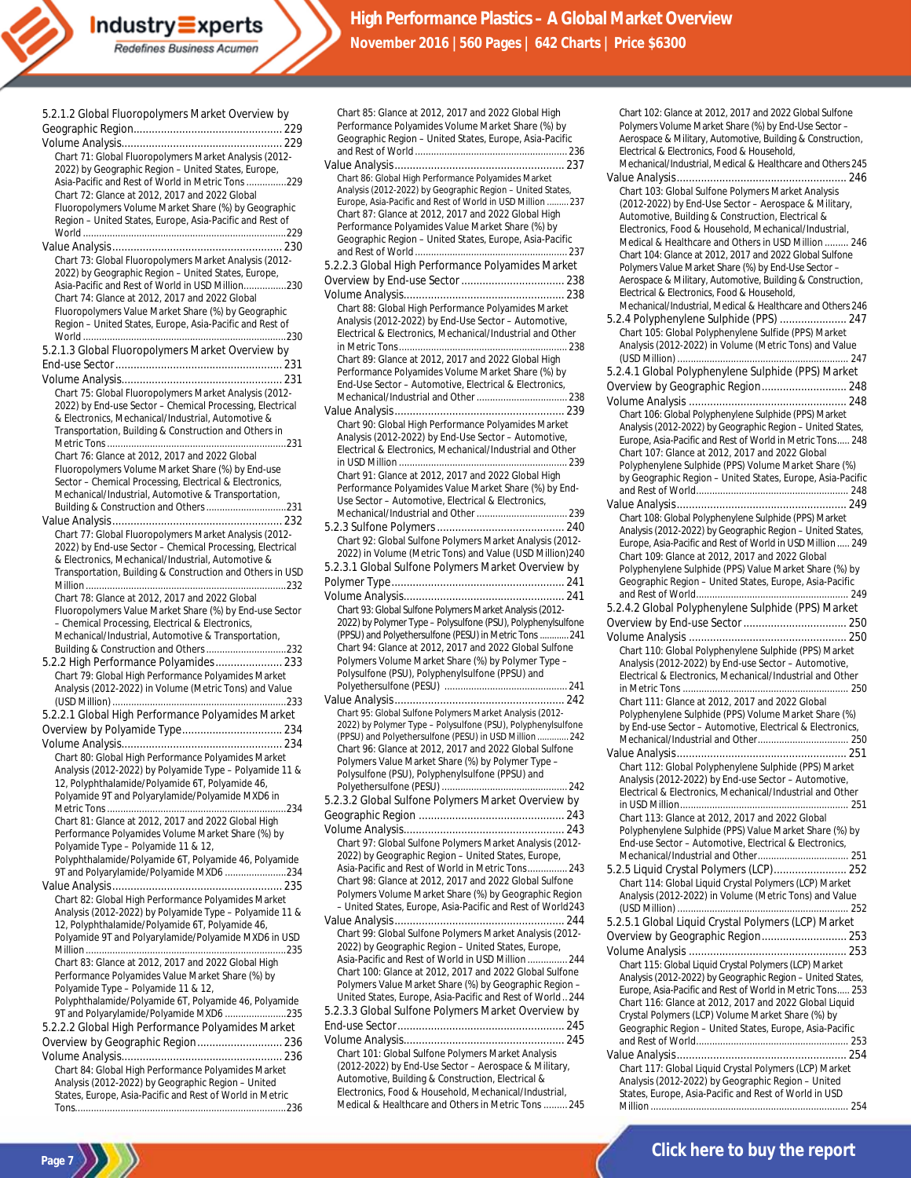5.2.1.2 Global Fluoropolymers Market Overview by Geographic Region ........ 229

Volume Analysis ........ 229

Chart 71: Global Fluoropolymers Market Analysis (2012-2022) by Geographic Region – United States, Europe, Asia-Pacific and Rest of World in Metric Tons ........ 229

Chart 72: Glance at 2012, 2017 and 2022 Global Fluoropolymers Volume Market Share (%) by Geographic Region – United States, Europe, Asia-Pacific and Rest of World ........ 229

Value Analysis ........ 230

Chart 73: Global Fluoropolymers Market Analysis (2012-2022) by Geographic Region – United States, Europe, Asia-Pacific and Rest of World in USD Million ........ 230

Chart 74: Glance at 2012, 2017 and 2022 Global Fluoropolymers Value Market Share (%) by Geographic Region – United States, Europe, Asia-Pacific and Rest of World ........ 230

5.2.1.3 Global Fluoropolymers Market Overview by End-use Sector ........ 231

Volume Analysis ........ 231

Chart 75: Global Fluoropolymers Market Analysis (2012-2022) by End-use Sector – Chemical Processing, Electrical & Electronics, Mechanical/Industrial, Automotive & Transportation, Building & Construction and Others in Metric Tons ........ 231

Chart 76: Glance at 2012, 2017 and 2022 Global Fluoropolymers Volume Market Share (%) by End-use Sector – Chemical Processing, Electrical & Electronics, Mechanical/Industrial, Automotive & Transportation, Building & Construction and Others ........ 231

Value Analysis ........ 232

Chart 77: Global Fluoropolymers Market Analysis (2012-2022) by End-use Sector – Chemical Processing, Electrical & Electronics, Mechanical/Industrial, Automotive & Transportation, Building & Construction and Others in USD Million ........ 232

Chart 78: Glance at 2012, 2017 and 2022 Global Fluoropolymers Value Market Share (%) by End-use Sector – Chemical Processing, Electrical & Electronics, Mechanical/Industrial, Automotive & Transportation, Building & Construction and Others ........ 232

5.2.2 High Performance Polyamides ........ 233

Chart 79: Global High Performance Polyamides Market Analysis (2012-2022) in Volume (Metric Tons) and Value (USD Million) ........ 233

5.2.2.1 Global High Performance Polyamides Market Overview by Polyamide Type ........ 234

Volume Analysis ........ 234

Chart 80: Global High Performance Polyamides Market Analysis (2012-2022) by Polyamide Type – Polyamide 11 & 12, Polyphthalamide/Polyamide 6T, Polyamide 46, Polyamide 9T and Polyarylamide/Polyamide MXD6 in Metric Tons ........ 234

Chart 81: Glance at 2012, 2017 and 2022 Global High Performance Polyamides Volume Market Share (%) by Polyamide Type – Polyamide 11 & 12, Polyphthalamide/Polyamide 6T, Polyamide 46, Polyamide 9T and Polyarylamide/Polyamide MXD6 ........ 234

Value Analysis ........ 235

Chart 82: Global High Performance Polyamides Market Analysis (2012-2022) by Polyamide Type – Polyamide 11 & 12, Polyphthalamide/Polyamide 6T, Polyamide 46, Polyamide 9T and Polyarylamide/Polyamide MXD6 in USD Million ........ 235

Chart 83: Glance at 2012, 2017 and 2022 Global High Performance Polyamides Value Market Share (%) by Polyamide Type – Polyamide 11 & 12, Polyphthalamide/Polyamide 6T, Polyamide 46, Polyamide 9T and Polyarylamide/Polyamide MXD6 ........ 235

5.2.2.2 Global High Performance Polyamides Market Overview by Geographic Region ........ 236

Volume Analysis ........ 236

Chart 84: Global High Performance Polyamides Market Analysis (2012-2022) by Geographic Region – United States, Europe, Asia-Pacific and Rest of World in Metric Tons ........ 236

Chart 85: Glance at 2012, 2017 and 2022 Global High Performance Polyamides Volume Market Share (%) by Geographic Region – United States, Europe, Asia-Pacific and Rest of World ........ 236

Value Analysis ........ 237

Chart 86: Global High Performance Polyamides Market Analysis (2012-2022) by Geographic Region – United States, Europe, Asia-Pacific and Rest of World in USD Million ........ 237

Chart 87: Glance at 2012, 2017 and 2022 Global High Performance Polyamides Value Market Share (%) by Geographic Region – United States, Europe, Asia-Pacific and Rest of World ........ 237

5.2.2.3 Global High Performance Polyamides Market Overview by End-use Sector ........ 238

Volume Analysis ........ 238

Chart 88: Global High Performance Polyamides Market Analysis (2012-2022) by End-Use Sector – Automotive, Electrical & Electronics, Mechanical/Industrial and Other in Metric Tons ........ 238

Chart 89: Glance at 2012, 2017 and 2022 Global High Performance Polyamides Volume Market Share (%) by End-Use Sector – Automotive, Electrical & Electronics, Mechanical/Industrial and Other ........ 238

Value Analysis ........ 239

Chart 90: Global High Performance Polyamides Market Analysis (2012-2022) by End-Use Sector – Automotive, Electrical & Electronics, Mechanical/Industrial and Other in USD Million ........ 239

Chart 91: Glance at 2012, 2017 and 2022 Global High Performance Polyamides Value Market Share (%) by End-Use Sector – Automotive, Electrical & Electronics, Mechanical/Industrial and Other ........ 239

5.2.3 Sulfone Polymers ........ 240

Chart 92: Global Sulfone Polymers Market Analysis (2012-2022) in Volume (Metric Tons) and Value (USD Million) ........ 240

5.2.3.1 Global Sulfone Polymers Market Overview by Polymer Type ........ 241

Volume Analysis ........ 241

Chart 93: Global Sulfone Polymers Market Analysis (2012-2022) by Polymer Type – Polysulfone (PSU), Polyphenylsulfone (PPSU) and Polyethersulfone (PESU) in Metric Tons ........ 241

Chart 94: Glance at 2012, 2017 and 2022 Global Sulfone Polymers Volume Market Share (%) by Polymer Type – Polysulfone (PSU), Polyphenylsulfone (PPSU) and Polyethersulfone (PESU) ........ 241

Value Analysis ........ 242

Chart 95: Global Sulfone Polymers Market Analysis (2012-2022) by Polymer Type – Polysulfone (PSU), Polyphenylsulfone (PPSU) and Polyethersulfone (PESU) in USD Million ........ 242

Chart 96: Glance at 2012, 2017 and 2022 Global Sulfone Polymers Value Market Share (%) by Polymer Type – Polysulfone (PSU), Polyphenylsulfone (PPSU) and Polyethersulfone (PESU) ........ 242

5.2.3.2 Global Sulfone Polymers Market Overview by Geographic Region ........ 243

Volume Analysis ........ 243

Chart 97: Global Sulfone Polymers Market Analysis (2012-2022) by Geographic Region – United States, Europe, Asia-Pacific and Rest of World in Metric Tons ........ 243

Chart 98: Glance at 2012, 2017 and 2022 Global Sulfone Polymers Volume Market Share (%) by Geographic Region – United States, Europe, Asia-Pacific and Rest of World ........ 243

Value Analysis ........ 244

Chart 99: Global Sulfone Polymers Market Analysis (2012-2022) by Geographic Region – United States, Europe, Asia-Pacific and Rest of World in USD Million ........ 244

Chart 100: Glance at 2012, 2017 and 2022 Global Sulfone Polymers Value Market Share (%) by Geographic Region – United States, Europe, Asia-Pacific and Rest of World ........ 244

5.2.3.3 Global Sulfone Polymers Market Overview by End-use Sector ........ 245

Volume Analysis ........ 245

Chart 101: Global Sulfone Polymers Market Analysis (2012-2022) by End-Use Sector – Aerospace & Military, Automotive, Building & Construction, Electrical & Electronics, Food & Household, Mechanical/Industrial, Medical & Healthcare and Others in Metric Tons ........ 245

Chart 102: Glance at 2012, 2017 and 2022 Global Sulfone Polymers Volume Market Share (%) by End-Use Sector – Aerospace & Military, Automotive, Building & Construction, Electrical & Electronics, Food & Household, Mechanical/Industrial, Medical & Healthcare and Others ........ 245

Value Analysis ........ 246

Chart 103: Global Sulfone Polymers Market Analysis (2012-2022) by End-Use Sector – Aerospace & Military, Automotive, Building & Construction, Electrical & Electronics, Food & Household, Mechanical/Industrial, Medical & Healthcare and Others in USD Million ........ 246

Chart 104: Glance at 2012, 2017 and 2022 Global Sulfone Polymers Value Market Share (%) by End-Use Sector – Aerospace & Military, Automotive, Building & Construction, Electrical & Electronics, Food & Household, Mechanical/Industrial, Medical & Healthcare and Others ........ 246

5.2.4 Polyphenylene Sulphide (PPS) ........ 247

Chart 105: Global Polyphenylene Sulfide (PPS) Market Analysis (2012-2022) in Volume (Metric Tons) and Value (USD Million) ........ 247

5.2.4.1 Global Polyphenylene Sulphide (PPS) Market Overview by Geographic Region ........ 248

Volume Analysis ........ 248

Chart 106: Global Polyphenylene Sulphide (PPS) Market Analysis (2012-2022) by Geographic Region – United States, Europe, Asia-Pacific and Rest of World in Metric Tons ........ 248

Chart 107: Glance at 2012, 2017 and 2022 Global Polyphenylene Sulphide (PPS) Volume Market Share (%) by Geographic Region – United States, Europe, Asia-Pacific and Rest of World ........ 248

Value Analysis ........ 249

Chart 108: Global Polyphenylene Sulphide (PPS) Market Analysis (2012-2022) by Geographic Region – United States, Europe, Asia-Pacific and Rest of World in USD Million ........ 249

Chart 109: Glance at 2012, 2017 and 2022 Global Polyphenylene Sulphide (PPS) Value Market Share (%) by Geographic Region – United States, Europe, Asia-Pacific and Rest of World ........ 249

5.2.4.2 Global Polyphenylene Sulphide (PPS) Market Overview by End-use Sector ........ 250

Volume Analysis ........ 250

Chart 110: Global Polyphenylene Sulphide (PPS) Market Analysis (2012-2022) by End-use Sector – Automotive, Electrical & Electronics, Mechanical/Industrial and Other in Metric Tons ........ 250

Chart 111: Glance at 2012, 2017 and 2022 Global Polyphenylene Sulphide (PPS) Volume Market Share (%) by End-use Sector – Automotive, Electrical & Electronics, Mechanical/Industrial and Other ........ 250

Value Analysis ........ 251

Chart 112: Global Polyphenylene Sulphide (PPS) Market Analysis (2012-2022) by End-use Sector – Automotive, Electrical & Electronics, Mechanical/Industrial and Other in USD Million ........ 251

Chart 113: Glance at 2012, 2017 and 2022 Global Polyphenylene Sulphide (PPS) Value Market Share (%) by End-use Sector – Automotive, Electrical & Electronics, Mechanical/Industrial and Other ........ 251

5.2.5 Liquid Crystal Polymers (LCP) ........ 252

Chart 114: Global Liquid Crystal Polymers (LCP) Market Analysis (2012-2022) in Volume (Metric Tons) and Value (USD Million) ........ 252

5.2.5.1 Global Liquid Crystal Polymers (LCP) Market Overview by Geographic Region ........ 253

Volume Analysis ........ 253

Chart 115: Global Liquid Crystal Polymers (LCP) Market Analysis (2012-2022) by Geographic Region – United States, Europe, Asia-Pacific and Rest of World in Metric Tons ........ 253

Chart 116: Glance at 2012, 2017 and 2022 Global Liquid Crystal Polymers (LCP) Volume Market Share (%) by Geographic Region – United States, Europe, Asia-Pacific and Rest of World ........ 253

Value Analysis ........ 254

Chart 117: Global Liquid Crystal Polymers (LCP) Market Analysis (2012-2022) by Geographic Region – United States, Europe, Asia-Pacific and Rest of World in USD Million ........ 254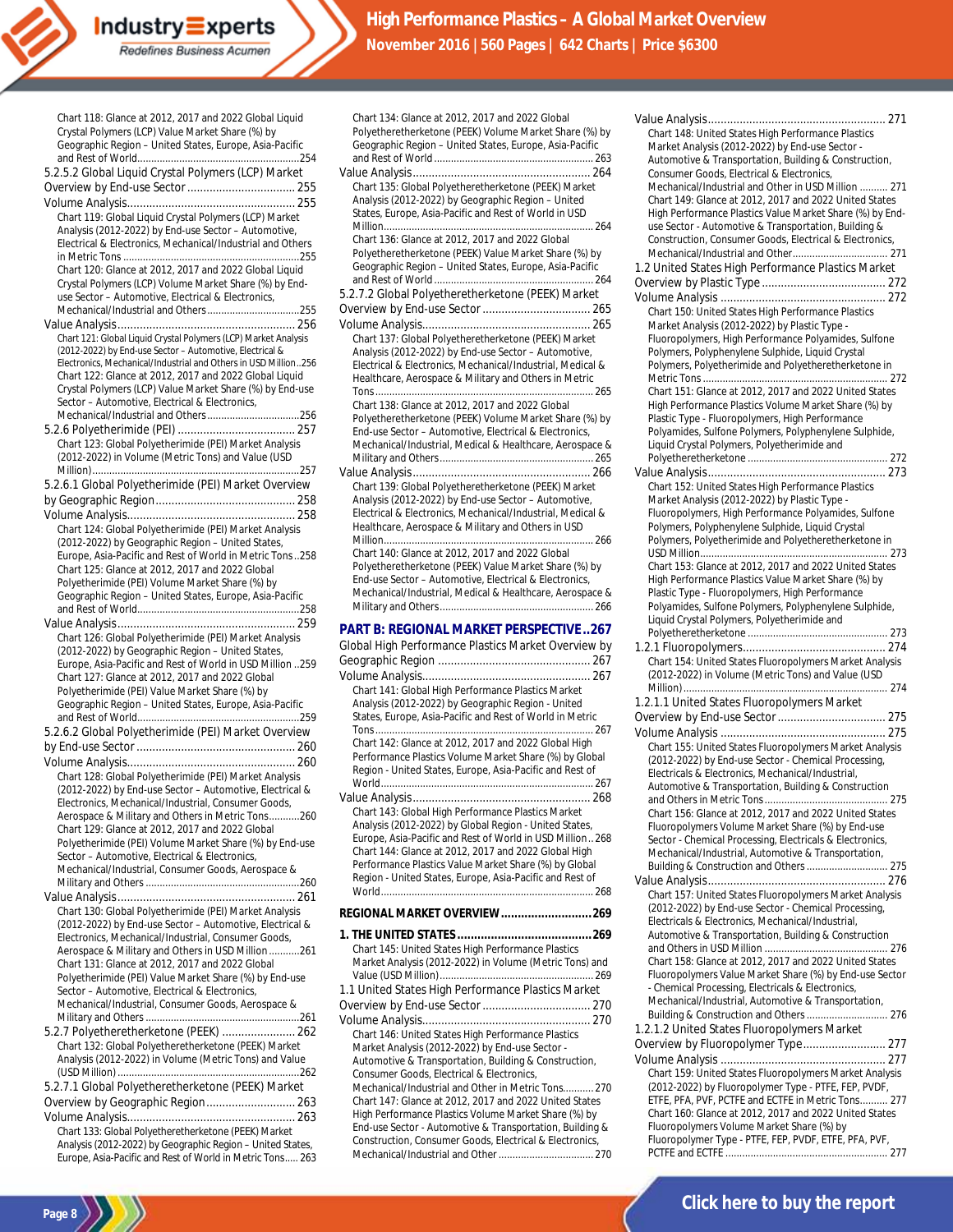Chart 118: Glance at 2012, 2017 and 2022 Global Liquid Crystal Polymers (LCP) Value Market Share (%) by Geographic Region – United States, Europe, Asia-Pacific and Rest of World....254

5.2.5.2 Global Liquid Crystal Polymers (LCP) Market Overview by End-use Sector .... 255

Volume Analysis.... 255

Chart 119: Global Liquid Crystal Polymers (LCP) Market Analysis (2012-2022) by End-use Sector – Automotive, Electrical & Electronics, Mechanical/Industrial and Others in Metric Tons ....255

Chart 120: Glance at 2012, 2017 and 2022 Global Liquid Crystal Polymers (LCP) Volume Market Share (%) by End-use Sector – Automotive, Electrical & Electronics, Mechanical/Industrial and Others....255

Value Analysis.... 256

Chart 121: Global Liquid Crystal Polymers (LCP) Market Analysis (2012-2022) by End-use Sector – Automotive, Electrical & Electronics, Mechanical/Industrial and Others in USD Million..256

Chart 122: Glance at 2012, 2017 and 2022 Global Liquid Crystal Polymers (LCP) Value Market Share (%) by End-use Sector – Automotive, Electrical & Electronics, Mechanical/Industrial and Others....256

5.2.6 Polyetherimide (PEI) .... 257

Chart 123: Global Polyetherimide (PEI) Market Analysis (2012-2022) in Volume (Metric Tons) and Value (USD Million)....257

5.2.6.1 Global Polyetherimide (PEI) Market Overview by Geographic Region.... 258

Volume Analysis.... 258

Chart 124: Global Polyetherimide (PEI) Market Analysis (2012-2022) by Geographic Region – United States, Europe, Asia-Pacific and Rest of World in Metric Tons..258

Chart 125: Glance at 2012, 2017 and 2022 Global Polyetherimide (PEI) Volume Market Share (%) by Geographic Region – United States, Europe, Asia-Pacific and Rest of World....258

Value Analysis.... 259

Chart 126: Global Polyetherimide (PEI) Market Analysis (2012-2022) by Geographic Region – United States, Europe, Asia-Pacific and Rest of World in USD Million ..259

Chart 127: Glance at 2012, 2017 and 2022 Global Polyetherimide (PEI) Value Market Share (%) by Geographic Region – United States, Europe, Asia-Pacific and Rest of World....259

5.2.6.2 Global Polyetherimide (PEI) Market Overview by End-use Sector.... 260

Volume Analysis.... 260

Chart 128: Global Polyetherimide (PEI) Market Analysis (2012-2022) by End-use Sector – Automotive, Electrical & Electronics, Mechanical/Industrial, Consumer Goods, Aerospace & Military and Others in Metric Tons....260

Chart 129: Glance at 2012, 2017 and 2022 Global Polyetherimide (PEI) Volume Market Share (%) by End-use Sector – Automotive, Electrical & Electronics, Mechanical/Industrial, Consumer Goods, Aerospace & Military and Others....260

Value Analysis.... 261

Chart 130: Global Polyetherimide (PEI) Market Analysis (2012-2022) by End-use Sector – Automotive, Electrical & Electronics, Mechanical/Industrial, Consumer Goods, Aerospace & Military and Others in USD Million....261

Chart 131: Glance at 2012, 2017 and 2022 Global Polyetherimide (PEI) Value Market Share (%) by End-use Sector – Automotive, Electrical & Electronics, Mechanical/Industrial, Consumer Goods, Aerospace & Military and Others....261

5.2.7 Polyetheretherketone (PEEK) .... 262

Chart 132: Global Polyetheretherketone (PEEK) Market Analysis (2012-2022) in Volume (Metric Tons) and Value (USD Million)....262

5.2.7.1 Global Polyetheretherketone (PEEK) Market Overview by Geographic Region.... 263

Volume Analysis.... 263

Chart 133: Global Polyetheretherketone (PEEK) Market Analysis (2012-2022) by Geographic Region – United States, Europe, Asia-Pacific and Rest of World in Metric Tons.... 263

Chart 134: Glance at 2012, 2017 and 2022 Global Polyetheretherketone (PEEK) Volume Market Share (%) by Geographic Region – United States, Europe, Asia-Pacific and Rest of World.... 263

Value Analysis.... 264

Chart 135: Global Polyetheretherketone (PEEK) Market Analysis (2012-2022) by Geographic Region – United States, Europe, Asia-Pacific and Rest of World in USD Million.... 264

Chart 136: Glance at 2012, 2017 and 2022 Global Polyetheretherketone (PEEK) Value Market Share (%) by Geographic Region – United States, Europe, Asia-Pacific and Rest of World.... 264

5.2.7.2 Global Polyetheretherketone (PEEK) Market Overview by End-use Sector.... 265

Volume Analysis.... 265

Chart 137: Global Polyetheretherketone (PEEK) Market Analysis (2012-2022) by End-use Sector – Automotive, Electrical & Electronics, Mechanical/Industrial, Medical & Healthcare, Aerospace & Military and Others in Metric Tons.... 265

Chart 138: Glance at 2012, 2017 and 2022 Global Polyetheretherketone (PEEK) Volume Market Share (%) by End-use Sector – Automotive, Electrical & Electronics, Mechanical/Industrial, Medical & Healthcare, Aerospace & Military and Others.... 265

Value Analysis.... 266

Chart 139: Global Polyetheretherketone (PEEK) Market Analysis (2012-2022) by End-use Sector – Automotive, Electrical & Electronics, Mechanical/Industrial, Medical & Healthcare, Aerospace & Military and Others in USD Million.... 266

Chart 140: Glance at 2012, 2017 and 2022 Global Polyetheretherketone (PEEK) Value Market Share (%) by End-use Sector – Automotive, Electrical & Electronics, Mechanical/Industrial, Medical & Healthcare, Aerospace & Military and Others.... 266

## PART B: REGIONAL MARKET PERSPECTIVE..267

Global High Performance Plastics Market Overview by Geographic Region.... 267

Volume Analysis.... 267

Chart 141: Global High Performance Plastics Market Analysis (2012-2022) by Geographic Region - United States, Europe, Asia-Pacific and Rest of World in Metric Tons.... 267

Chart 142: Glance at 2012, 2017 and 2022 Global High Performance Plastics Volume Market Share (%) by Global Region - United States, Europe, Asia-Pacific and Rest of World.... 267

Value Analysis.... 268

Chart 143: Global High Performance Plastics Market Analysis (2012-2022) by Global Region - United States, Europe, Asia-Pacific and Rest of World in USD Million.. 268

Chart 144: Glance at 2012, 2017 and 2022 Global High Performance Plastics Value Market Share (%) by Global Region - United States, Europe, Asia-Pacific and Rest of World.... 268

## REGIONAL MARKET OVERVIEW....269

## 1. THE UNITED STATES....269

Chart 145: United States High Performance Plastics Market Analysis (2012-2022) in Volume (Metric Tons) and Value (USD Million).... 269

1.1 United States High Performance Plastics Market Overview by End-use Sector.... 270

Volume Analysis.... 270

Chart 146: United States High Performance Plastics Market Analysis (2012-2022) by End-use Sector - Automotive & Transportation, Building & Construction, Consumer Goods, Electrical & Electronics, Mechanical/Industrial and Other in Metric Tons.... 270

Chart 147: Glance at 2012, 2017 and 2022 United States High Performance Plastics Volume Market Share (%) by End-use Sector - Automotive & Transportation, Building & Construction, Consumer Goods, Electrical & Electronics, Mechanical/Industrial and Other.... 270

Value Analysis.... 271

Chart 148: United States High Performance Plastics Market Analysis (2012-2022) by End-use Sector - Automotive & Transportation, Building & Construction, Consumer Goods, Electrical & Electronics, Mechanical/Industrial and Other in USD Million .... 271

Chart 149: Glance at 2012, 2017 and 2022 United States High Performance Plastics Value Market Share (%) by End-use Sector - Automotive & Transportation, Building & Construction, Consumer Goods, Electrical & Electronics, Mechanical/Industrial and Other.... 271

1.2 United States High Performance Plastics Market Overview by Plastic Type.... 272

Volume Analysis .... 272

Chart 150: United States High Performance Plastics Market Analysis (2012-2022) by Plastic Type - Fluoropolymers, High Performance Polyamides, Sulfone Polymers, Polyphenylene Sulphide, Liquid Crystal Polymers, Polyetherimide and Polyetheretherketone in Metric Tons .... 272

Chart 151: Glance at 2012, 2017 and 2022 United States High Performance Plastics Volume Market Share (%) by Plastic Type - Fluoropolymers, High Performance Polyamides, Sulfone Polymers, Polyphenylene Sulphide, Liquid Crystal Polymers, Polyetherimide and Polyetheretherketone .... 272

Value Analysis.... 273

Chart 152: United States High Performance Plastics Market Analysis (2012-2022) by Plastic Type - Fluoropolymers, High Performance Polyamides, Sulfone Polymers, Polyphenylene Sulphide, Liquid Crystal Polymers, Polyetherimide and Polyetheretherketone in USD Million.... 273

Chart 153: Glance at 2012, 2017 and 2022 United States High Performance Plastics Value Market Share (%) by Plastic Type - Fluoropolymers, High Performance Polyamides, Sulfone Polymers, Polyphenylene Sulphide, Liquid Crystal Polymers, Polyetherimide and Polyetheretherketone .... 273

1.2.1 Fluoropolymers.... 274

Chart 154: United States Fluoropolymers Market Analysis (2012-2022) in Volume (Metric Tons) and Value (USD Million) .... 274

1.2.1.1 United States Fluoropolymers Market Overview by End-use Sector .... 275

Volume Analysis .... 275

Chart 155: United States Fluoropolymers Market Analysis (2012-2022) by End-use Sector - Chemical Processing, Electricals & Electronics, Mechanical/Industrial, Automotive & Transportation, Building & Construction and Others in Metric Tons.... 275

Chart 156: Glance at 2012, 2017 and 2022 United States Fluoropolymers Volume Market Share (%) by End-use Sector - Chemical Processing, Electricals & Electronics, Mechanical/Industrial, Automotive & Transportation, Building & Construction and Others.... 275

Value Analysis.... 276

Chart 157: United States Fluoropolymers Market Analysis (2012-2022) by End-use Sector - Chemical Processing, Electricals & Electronics, Mechanical/Industrial, Automotive & Transportation, Building & Construction and Others in USD Million .... 276

Chart 158: Glance at 2012, 2017 and 2022 United States Fluoropolymers Value Market Share (%) by End-use Sector - Chemical Processing, Electricals & Electronics, Mechanical/Industrial, Automotive & Transportation, Building & Construction and Others.... 276

1.2.1.2 United States Fluoropolymers Market Overview by Fluoropolymer Type.... 277

Volume Analysis .... 277

Chart 159: United States Fluoropolymers Market Analysis (2012-2022) by Fluoropolymer Type - PTFE, FEP, PVDF, ETFE, PFA, PVF, PCTFE and ECTFE in Metric Tons.... 277

Chart 160: Glance at 2012, 2017 and 2022 United States Fluoropolymers Volume Market Share (%) by Fluoropolymer Type - PTFE, FEP, PVDF, ETFE, PFA, PVF, PCTFE and ECTFE .... 277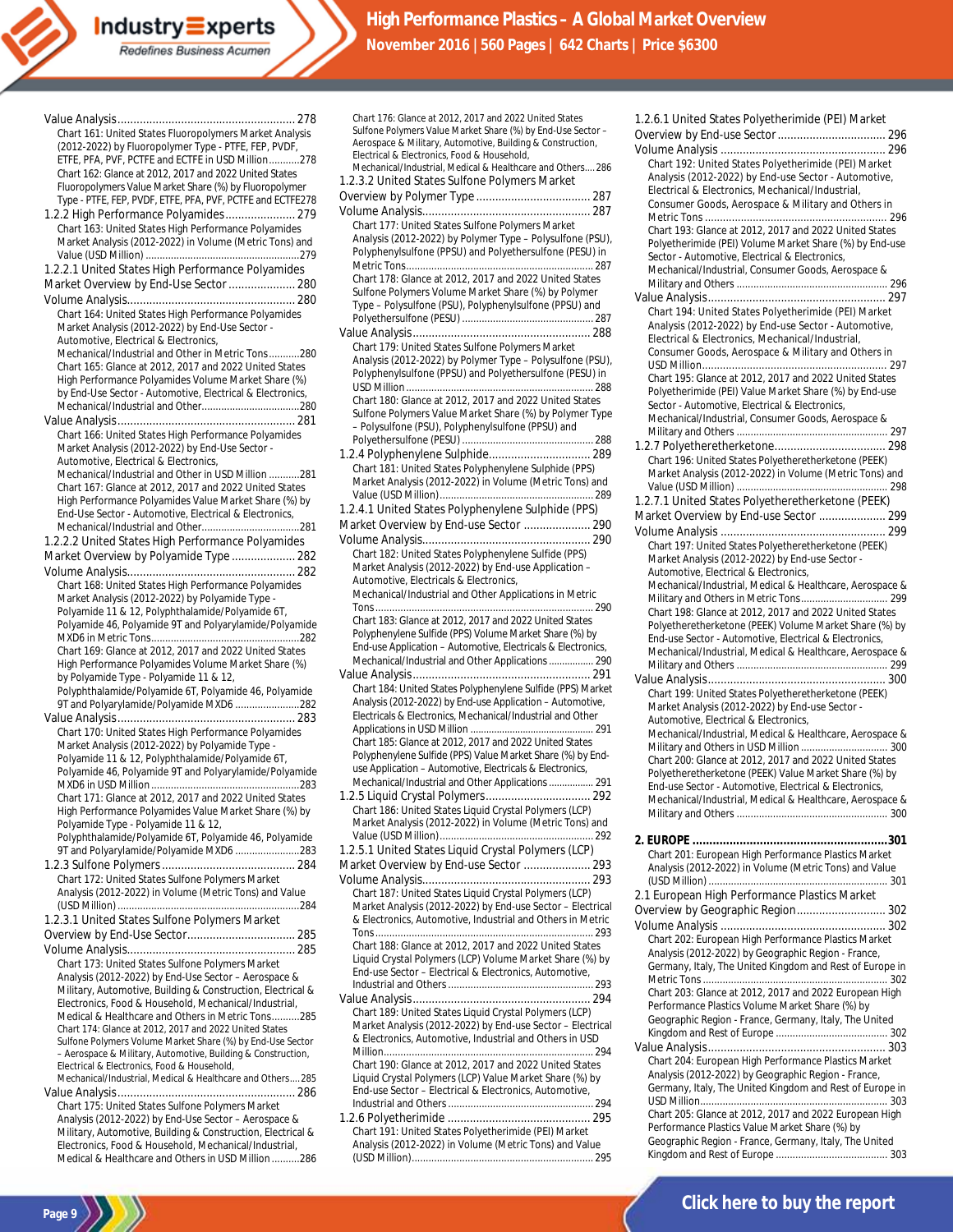Value Analysis........................................................ 278

Chart 161: United States Fluoropolymers Market Analysis (2012-2022) by Fluoropolymer Type - PTFE, FEP, PVDF, ETFE, PFA, PVF, PCTFE and ECTFE in USD Million...........278

Chart 162: Glance at 2012, 2017 and 2022 United States Fluoropolymers Value Market Share (%) by Fluoropolymer Type - PTFE, FEP, PVDF, ETFE, PFA, PVF, PCTFE and ECTFE278

1.2.2 High Performance Polyamides...................... 279

Chart 163: United States High Performance Polyamides Market Analysis (2012-2022) in Volume (Metric Tons) and Value (USD Million) .......................................................279

1.2.2.1 United States High Performance Polyamides Market Overview by End-Use Sector..................... 280

Volume Analysis..................................................... 280

Chart 164: United States High Performance Polyamides Market Analysis (2012-2022) by End-Use Sector - Automotive, Electrical & Electronics, Mechanical/Industrial and Other in Metric Tons...........280

Chart 165: Glance at 2012, 2017 and 2022 United States High Performance Polyamides Volume Market Share (%) by End-Use Sector - Automotive, Electrical & Electronics, Mechanical/Industrial and Other...................................280

Value Analysis........................................................ 281

Chart 166: United States High Performance Polyamides Market Analysis (2012-2022) by End-Use Sector - Automotive, Electrical & Electronics, Mechanical/Industrial and Other in USD Million ...........281

Chart 167: Glance at 2012, 2017 and 2022 United States High Performance Polyamides Value Market Share (%) by End-Use Sector - Automotive, Electrical & Electronics, Mechanical/Industrial and Other...................................281

1.2.2.2 United States High Performance Polyamides Market Overview by Polyamide Type.................... 282

Volume Analysis..................................................... 282

Chart 168: United States High Performance Polyamides Market Analysis (2012-2022) by Polyamide Type - Polyamide 11 & 12, Polyphthalamide/Polyamide 6T, Polyamide 46, Polyamide 9T and Polyarylamide/Polyamide MXD6 in Metric Tons.....................................................282

Chart 169: Glance at 2012, 2017 and 2022 United States High Performance Polyamides Volume Market Share (%) by Polyamide Type - Polyamide 11 & 12, Polyphthalamide/Polyamide 6T, Polyamide 46, Polyamide 9T and Polyarylamide/Polyamide MXD6 .......................282

Value Analysis........................................................ 283

Chart 170: United States High Performance Polyamides Market Analysis (2012-2022) by Polyamide Type - Polyamide 11 & 12, Polyphthalamide/Polyamide 6T, Polyamide 46, Polyamide 9T and Polyarylamide/Polyamide MXD6 in USD Million .....................................................283

Chart 171: Glance at 2012, 2017 and 2022 United States High Performance Polyamides Value Market Share (%) by Polyamide Type - Polyamide 11 & 12, Polyphthalamide/Polyamide 6T, Polyamide 46, Polyamide 9T and Polyarylamide/Polyamide MXD6 .......................283

1.2.3 Sulfone Polymers.......................................... 284

Chart 172: United States Sulfone Polymers Market Analysis (2012-2022) in Volume (Metric Tons) and Value (USD Million) .................................................................284

1.2.3.1 United States Sulfone Polymers Market Overview by End-Use Sector.................................. 285

Volume Analysis..................................................... 285

Chart 173: United States Sulfone Polymers Market Analysis (2012-2022) by End-Use Sector – Aerospace & Military, Automotive, Building & Construction, Electrical & Electronics, Food & Household, Mechanical/Industrial, Medical & Healthcare and Others in Metric Tons..........285

Chart 174: Glance at 2012, 2017 and 2022 United States Sulfone Polymers Volume Market Share (%) by End-Use Sector – Aerospace & Military, Automotive, Building & Construction, Electrical & Electronics, Food & Household, Mechanical/Industrial, Medical & Healthcare and Others.... 285

Value Analysis........................................................ 286

Chart 175: United States Sulfone Polymers Market Analysis (2012-2022) by End-Use Sector – Aerospace & Military, Automotive, Building & Construction, Electrical & Electronics, Food & Household, Mechanical/Industrial, Medical & Healthcare and Others in USD Million ..........286

Chart 176: Glance at 2012, 2017 and 2022 United States Sulfone Polymers Value Market Share (%) by End-Use Sector – Aerospace & Military, Automotive, Building & Construction, Electrical & Electronics, Food & Household, Mechanical/Industrial, Medical & Healthcare and Others.... 286

1.2.3.2 United States Sulfone Polymers Market Overview by Polymer Type ................................... 287

Volume Analysis..................................................... 287

Chart 177: United States Sulfone Polymers Market Analysis (2012-2022) by Polymer Type – Polysulfone (PSU), Polyphenylsulfone (PPSU) and Polyethersulfone (PESU) in Metric Tons................................................................... 287

Chart 178: Glance at 2012, 2017 and 2022 United States Sulfone Polymers Volume Market Share (%) by Polymer Type – Polysulfone (PSU), Polyphenylsulfone (PPSU) and Polyethersulfone (PESU) ............................................... 287

Value Analysis........................................................ 288

Chart 179: United States Sulfone Polymers Market Analysis (2012-2022) by Polymer Type – Polysulfone (PSU), Polyphenylsulfone (PPSU) and Polyethersulfone (PESU) in USD Million ................................................................... 288

Chart 180: Glance at 2012, 2017 and 2022 United States Sulfone Polymers Value Market Share (%) by Polymer Type – Polysulfone (PSU), Polyphenylsulfone (PPSU) and Polyethersulfone (PESU) ............................................... 288

1.2.4 Polyphenylene Sulphide................................ 289

Chart 181: United States Polyphenylene Sulphide (PPS) Market Analysis (2012-2022) in Volume (Metric Tons) and Value (USD Million)....................................................... 289

1.2.4.1 United States Polyphenylene Sulphide (PPS) Market Overview by End-use Sector .................... 290

Volume Analysis..................................................... 290

Chart 182: United States Polyphenylene Sulfide (PPS) Market Analysis (2012-2022) by End-use Application – Automotive, Electricals & Electronics, Mechanical/Industrial and Other Applications in Metric Tons............................................................................... 290

Chart 183: Glance at 2012, 2017 and 2022 United States Polyphenylene Sulfide (PPS) Volume Market Share (%) by End-use Application – Automotive, Electricals & Electronics, Mechanical/Industrial and Other Applications ................ 290

Value Analysis........................................................ 291

Chart 184: United States Polyphenylene Sulfide (PPS) Market Analysis (2012-2022) by End-use Application – Automotive, Electricals & Electronics, Mechanical/Industrial and Other Applications in USD Million ............................................. 291

Chart 185: Glance at 2012, 2017 and 2022 United States Polyphenylene Sulfide (PPS) Value Market Share (%) by End-use Application – Automotive, Electricals & Electronics, Mechanical/Industrial and Other Applications ................ 291

1.2.5 Liquid Crystal Polymers................................ 292

Chart 186: United States Liquid Crystal Polymers (LCP) Market Analysis (2012-2022) in Volume (Metric Tons) and Value (USD Million)....................................................... 292

1.2.5.1 United States Liquid Crystal Polymers (LCP) Market Overview by End-use Sector .................... 293

Volume Analysis..................................................... 293

Chart 187: United States Liquid Crystal Polymers (LCP) Market Analysis (2012-2022) by End-use Sector – Electrical & Electronics, Automotive, Industrial and Others in Metric Tons.............................................................................. 293

Chart 188: Glance at 2012, 2017 and 2022 United States Liquid Crystal Polymers (LCP) Volume Market Share (%) by End-use Sector – Electrical & Electronics, Automotive, Industrial and Others ................................................... 293

Value Analysis........................................................ 294

Chart 189: United States Liquid Crystal Polymers (LCP) Market Analysis (2012-2022) by End-use Sector – Electrical & Electronics, Automotive, Industrial and Others in USD Million.......................................................................... 294

Chart 190: Glance at 2012, 2017 and 2022 United States Liquid Crystal Polymers (LCP) Value Market Share (%) by End-use Sector – Electrical & Electronics, Automotive, Industrial and Others ................................................... 294

1.2.6 Polyetherimide ............................................ 295

Chart 191: United States Polyetherimide (PEI) Market Analysis (2012-2022) in Volume (Metric Tons) and Value (USD Million)................................................................. 295

1.2.6.1 United States Polyetherimide (PEI) Market Overview by End-use Sector ................................. 296

Volume Analysis .................................................... 296

Chart 192: United States Polyetherimide (PEI) Market Analysis (2012-2022) by End-use Sector - Automotive, Electrical & Electronics, Mechanical/Industrial, Consumer Goods, Aerospace & Military and Others in Metric Tons .............................................................. 296

Chart 193: Glance at 2012, 2017 and 2022 United States Polyetherimide (PEI) Volume Market Share (%) by End-use Sector - Automotive, Electrical & Electronics, Mechanical/Industrial, Consumer Goods, Aerospace & Military and Others ...................................................... 296

Value Analysis........................................................ 297

Chart 194: United States Polyetherimide (PEI) Market Analysis (2012-2022) by End-use Sector - Automotive, Electrical & Electronics, Mechanical/Industrial, Consumer Goods, Aerospace & Military and Others in USD Million............................................................................ 297

Chart 195: Glance at 2012, 2017 and 2022 United States Polyetherimide (PEI) Value Market Share (%) by End-use Sector - Automotive, Electrical & Electronics, Mechanical/Industrial, Consumer Goods, Aerospace & Military and Others ...................................................... 297

1.2.7 Polyetheretherketone................................... 298

Chart 196: United States Polyetheretherketone (PEEK) Market Analysis (2012-2022) in Volume (Metric Tons) and Value (USD Million) ...................................................... 298

1.2.7.1 United States Polyetheretherketone (PEEK) Market Overview by End-use Sector ..................... 299

Volume Analysis .................................................... 299

Chart 197: United States Polyetheretherketone (PEEK) Market Analysis (2012-2022) by End-use Sector - Automotive, Electrical & Electronics, Mechanical/Industrial, Medical & Healthcare, Aerospace & Military and Others in Metric Tons............................... 299

Chart 198: Glance at 2012, 2017 and 2022 United States Polyetheretherketone (PEEK) Volume Market Share (%) by End-use Sector - Automotive, Electrical & Electronics, Mechanical/Industrial, Medical & Healthcare, Aerospace & Military and Others ...................................................... 299

Value Analysis........................................................ 300

Chart 199: United States Polyetheretherketone (PEEK) Market Analysis (2012-2022) by End-use Sector - Automotive, Electrical & Electronics, Mechanical/Industrial, Medical & Healthcare, Aerospace & Military and Others in USD Million ............................... 300

Chart 200: Glance at 2012, 2017 and 2022 United States Polyetheretherketone (PEEK) Value Market Share (%) by End-use Sector - Automotive, Electrical & Electronics, Mechanical/Industrial, Medical & Healthcare, Aerospace & Military and Others ...................................................... 300

**2. EUROPE ..........................................................301**

Chart 201: European High Performance Plastics Market Analysis (2012-2022) in Volume (Metric Tons) and Value (USD Million) ................................................................ 301

2.1 European High Performance Plastics Market Overview by Geographic Region............................ 302

Volume Analysis .................................................... 302

Chart 202: European High Performance Plastics Market Analysis (2012-2022) by Geographic Region - France, Germany, Italy, The United Kingdom and Rest of Europe in Metric Tons ................................................................. 302

Chart 203: Glance at 2012, 2017 and 2022 European High Performance Plastics Volume Market Share (%) by Geographic Region - France, Germany, Italy, The United Kingdom and Rest of Europe ........................................ 302

Value Analysis........................................................ 303

Chart 204: European High Performance Plastics Market Analysis (2012-2022) by Geographic Region - France, Germany, Italy, The United Kingdom and Rest of Europe in USD Million.................................................................. 303

Chart 205: Glance at 2012, 2017 and 2022 European High Performance Plastics Value Market Share (%) by Geographic Region - France, Germany, Italy, The United Kingdom and Rest of Europe ........................................ 303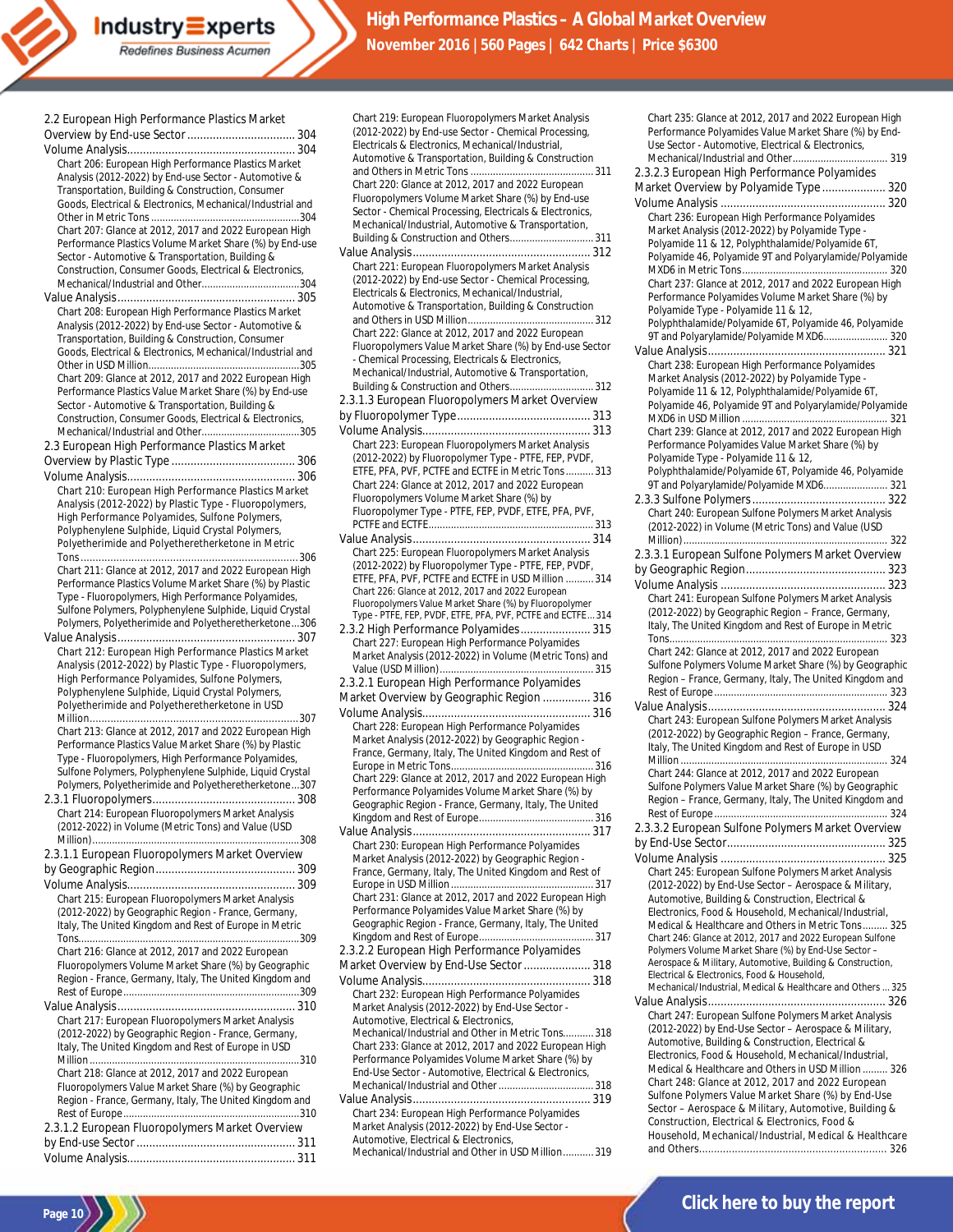2.2 European High Performance Plastics Market Overview by End-use Sector .................................. 304

Volume Analysis.................................................... 304

Chart 206: European High Performance Plastics Market Analysis (2012-2022) by End-use Sector - Automotive & Transportation, Building & Construction, Consumer Goods, Electrical & Electronics, Mechanical/Industrial and Other in Metric Tons .....................................................304

Chart 207: Glance at 2012, 2017 and 2022 European High Performance Plastics Volume Market Share (%) by End-use Sector - Automotive & Transportation, Building & Construction, Consumer Goods, Electrical & Electronics, Mechanical/Industrial and Other...................................304

Value Analysis........................................................ 305

Chart 208: European High Performance Plastics Market Analysis (2012-2022) by End-use Sector - Automotive & Transportation, Building & Construction, Consumer Goods, Electrical & Electronics, Mechanical/Industrial and Other in USD Million......................................................305

Chart 209: Glance at 2012, 2017 and 2022 European High Performance Plastics Value Market Share (%) by End-use Sector - Automotive & Transportation, Building & Construction, Consumer Goods, Electrical & Electronics, Mechanical/Industrial and Other...................................305

2.3 European High Performance Plastics Market Overview by Plastic Type ....................................... 306

Volume Analysis.................................................... 306

Chart 210: European High Performance Plastics Market Analysis (2012-2022) by Plastic Type - Fluoropolymers, High Performance Polyamides, Sulfone Polymers, Polyphenylene Sulphide, Liquid Crystal Polymers, Polyetherimide and Polyetheretherketone in Metric Tons .........................................................................306

Chart 211: Glance at 2012, 2017 and 2022 European High Performance Plastics Volume Market Share (%) by Plastic Type - Fluoropolymers, High Performance Polyamides, Sulfone Polymers, Polyphenylene Sulphide, Liquid Crystal Polymers, Polyetherimide and Polyetheretherketone...306

Value Analysis........................................................ 307

Chart 212: European High Performance Plastics Market Analysis (2012-2022) by Plastic Type - Fluoropolymers, High Performance Polyamides, Sulfone Polymers, Polyphenylene Sulphide, Liquid Crystal Polymers, Polyetherimide and Polyetheretherketone in USD Million.....................................................................307

Chart 213: Glance at 2012, 2017 and 2022 European High Performance Plastics Value Market Share (%) by Plastic Type - Fluoropolymers, High Performance Polyamides, Sulfone Polymers, Polyphenylene Sulphide, Liquid Crystal Polymers, Polyetherimide and Polyetheretherketone...307

2.3.1 Fluoropolymers............................................. 308

Chart 214: European Fluoropolymers Market Analysis (2012-2022) in Volume (Metric Tons) and Value (USD Million)..........................................................................308

2.3.1.1 European Fluoropolymers Market Overview by Geographic Region............................................ 309

Volume Analysis.................................................... 309

Chart 215: European Fluoropolymers Market Analysis (2012-2022) by Geographic Region - France, Germany, Italy, The United Kingdom and Rest of Europe in Metric Tons...............................................................................309

Chart 216: Glance at 2012, 2017 and 2022 European Fluoropolymers Volume Market Share (%) by Geographic Region - France, Germany, Italy, The United Kingdom and Rest of Europe...............................................................309

Value Analysis........................................................ 310

Chart 217: European Fluoropolymers Market Analysis (2012-2022) by Geographic Region - France, Germany, Italy, The United Kingdom and Rest of Europe in USD Million ...........................................................................310

Chart 218: Glance at 2012, 2017 and 2022 European Fluoropolymers Value Market Share (%) by Geographic Region - France, Germany, Italy, The United Kingdom and Rest of Europe...............................................................310

2.3.1.2 European Fluoropolymers Market Overview by End-use Sector ................................................. 311

Volume Analysis.................................................... 311

Chart 219: European Fluoropolymers Market Analysis (2012-2022) by End-use Sector - Chemical Processing, Electricals & Electronics, Mechanical/Industrial, Automotive & Transportation, Building & Construction and Others in Metric Tons ............................................ 311

Chart 220: Glance at 2012, 2017 and 2022 European Fluoropolymers Volume Market Share (%) by End-use Sector - Chemical Processing, Electricals & Electronics, Mechanical/Industrial, Automotive & Transportation, Building & Construction and Others.............................. 311

Value Analysis........................................................ 312

Chart 221: European Fluoropolymers Market Analysis (2012-2022) by End-use Sector - Chemical Processing, Electricals & Electronics, Mechanical/Industrial, Automotive & Transportation, Building & Construction and Others in USD Million............................................ 312

Chart 222: Glance at 2012, 2017 and 2022 European Fluoropolymers Value Market Share (%) by End-use Sector - Chemical Processing, Electricals & Electronics, Mechanical/Industrial, Automotive & Transportation, Building & Construction and Others.............................. 312

2.3.1.3 European Fluoropolymers Market Overview by Fluoropolymer Type.......................................... 313

Volume Analysis.................................................... 313

Chart 223: European Fluoropolymers Market Analysis (2012-2022) by Fluoropolymer Type - PTFE, FEP, PVDF, ETFE, PFA, PVF, PCTFE and ECTFE in Metric Tons.......... 313

Chart 224: Glance at 2012, 2017 and 2022 European Fluoropolymers Volume Market Share (%) by Fluoropolymer Type - PTFE, FEP, PVDF, ETFE, PFA, PVF, PCTFE and ECTFE........................................................... 313

Value Analysis........................................................ 314

Chart 225: European Fluoropolymers Market Analysis (2012-2022) by Fluoropolymer Type - PTFE, FEP, PVDF, ETFE, PFA, PVF, PCTFE and ECTFE in USD Million .......... 314

Chart 226: Glance at 2012, 2017 and 2022 European Fluoropolymers Value Market Share (%) by Fluoropolymer Type - PTFE, FEP, PVDF, ETFE, PFA, PVF, PCTFE and ECTFE... 314

2.3.2 High Performance Polyamides...................... 315

Chart 227: European High Performance Polyamides Market Analysis (2012-2022) in Volume (Metric Tons) and Value (USD Million)....................................................... 315

2.3.2.1 European High Performance Polyamides Market Overview by Geographic Region ............... 316

Volume Analysis.................................................... 316

Chart 228: European High Performance Polyamides Market Analysis (2012-2022) by Geographic Region - France, Germany, Italy, The United Kingdom and Rest of Europe in Metric Tons................................................... 316

Chart 229: Glance at 2012, 2017 and 2022 European High Performance Polyamides Volume Market Share (%) by Geographic Region - France, Germany, Italy, The United Kingdom and Rest of Europe......................................... 316

Value Analysis........................................................ 317

Chart 230: European High Performance Polyamides Market Analysis (2012-2022) by Geographic Region - France, Germany, Italy, The United Kingdom and Rest of Europe in USD Million ................................................... 317

Chart 231: Glance at 2012, 2017 and 2022 European High Performance Polyamides Value Market Share (%) by Geographic Region - France, Germany, Italy, The United Kingdom and Rest of Europe......................................... 317

2.3.2.2 European High Performance Polyamides Market Overview by End-Use Sector..................... 318

Volume Analysis.................................................... 318

Chart 232: European High Performance Polyamides Market Analysis (2012-2022) by End-Use Sector - Automotive, Electrical & Electronics, Mechanical/Industrial and Other in Metric Tons........... 318

Chart 233: Glance at 2012, 2017 and 2022 European High Performance Polyamides Volume Market Share (%) by End-Use Sector - Automotive, Electrical & Electronics, Mechanical/Industrial and Other .................................. 318

Value Analysis........................................................ 319

Chart 234: European High Performance Polyamides Market Analysis (2012-2022) by End-Use Sector - Automotive, Electrical & Electronics, Mechanical/Industrial and Other in USD Million........... 319

Chart 235: Glance at 2012, 2017 and 2022 European High Performance Polyamides Value Market Share (%) by End-Use Sector - Automotive, Electrical & Electronics, Mechanical/Industrial and Other.................................. 319

2.3.2.3 European High Performance Polyamides Market Overview by Polyamide Type.................... 320

Volume Analysis .................................................... 320

Chart 236: European High Performance Polyamides Market Analysis (2012-2022) by Polyamide Type - Polyamide 11 & 12, Polyphthalamide/Polyamide 6T, Polyamide 46, Polyamide 9T and Polyarylamide/Polyamide MXD6 in Metric Tons.................................................... 320

Chart 237: Glance at 2012, 2017 and 2022 European High Performance Polyamides Volume Market Share (%) by Polyamide Type - Polyamide 11 & 12, Polyphthalamide/Polyamide 6T, Polyamide 46, Polyamide 9T and Polyarylamide/Polyamide MXD6....................... 320

Value Analysis........................................................ 321

Chart 238: European High Performance Polyamides Market Analysis (2012-2022) by Polyamide Type - Polyamide 11 & 12, Polyphthalamide/Polyamide 6T, Polyamide 46, Polyamide 9T and Polyarylamide/Polyamide MXD6 in USD Million .................................................... 321

Chart 239: Glance at 2012, 2017 and 2022 European High Performance Polyamides Value Market Share (%) by Polyamide Type - Polyamide 11 & 12, Polyphthalamide/Polyamide 6T, Polyamide 46, Polyamide 9T and Polyarylamide/Polyamide MXD6....................... 321

2.3.3 Sulfone Polymers.......................................... 322

Chart 240: European Sulfone Polymers Market Analysis (2012-2022) in Volume (Metric Tons) and Value (USD Million)......................................................................... 322

2.3.3.1 European Sulfone Polymers Market Overview by Geographic Region............................................ 323

Volume Analysis .................................................... 323

Chart 241: European Sulfone Polymers Market Analysis (2012-2022) by Geographic Region – France, Germany, Italy, The United Kingdom and Rest of Europe in Metric Tons.............................................................................. 323

Chart 242: Glance at 2012, 2017 and 2022 European Sulfone Polymers Volume Market Share (%) by Geographic Region – France, Germany, Italy, The United Kingdom and Rest of Europe.............................................................. 323

Value Analysis........................................................ 324

Chart 243: European Sulfone Polymers Market Analysis (2012-2022) by Geographic Region – France, Germany, Italy, The United Kingdom and Rest of Europe in USD Million ......................................................................... 324

Chart 244: Glance at 2012, 2017 and 2022 European Sulfone Polymers Value Market Share (%) by Geographic Region – France, Germany, Italy, The United Kingdom and Rest of Europe.............................................................. 324

2.3.3.2 European Sulfone Polymers Market Overview by End-Use Sector.................................................. 325

Volume Analysis .................................................... 325

Chart 245: European Sulfone Polymers Market Analysis (2012-2022) by End-Use Sector – Aerospace & Military, Automotive, Building & Construction, Electrical & Electronics, Food & Household, Mechanical/Industrial, Medical & Healthcare and Others in Metric Tons......... 325

Chart 246: Glance at 2012, 2017 and 2022 European Sulfone Polymers Volume Market Share (%) by End-Use Sector – Aerospace & Military, Automotive, Building & Construction, Electrical & Electronics, Food & Household, Mechanical/Industrial, Medical & Healthcare and Others ... 325

Value Analysis........................................................ 326

Chart 247: European Sulfone Polymers Market Analysis (2012-2022) by End-Use Sector – Aerospace & Military, Automotive, Building & Construction, Electrical & Electronics, Food & Household, Mechanical/Industrial, Medical & Healthcare and Others in USD Million ......... 326

Chart 248: Glance at 2012, 2017 and 2022 European Sulfone Polymers Value Market Share (%) by End-Use Sector – Aerospace & Military, Automotive, Building & Construction, Electrical & Electronics, Food & Household, Mechanical/Industrial, Medical & Healthcare and Others............................................................... 326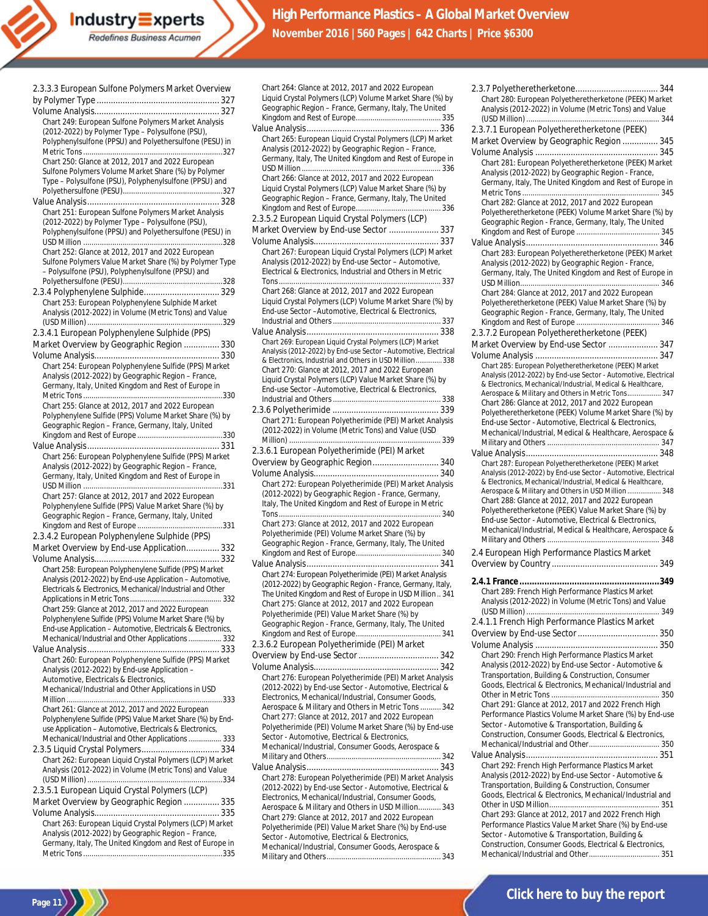2.3.3.3 European Sulfone Polymers Market Overview by Polymer Type .................................................... 327

Volume Analysis..................................................... 327

Chart 249: European Sulfone Polymers Market Analysis (2012-2022) by Polymer Type – Polysulfone (PSU), Polyphenylsulfone (PPSU) and Polyethersulfone (PESU) in Metric Tons ....................................................................327

Chart 250: Glance at 2012, 2017 and 2022 European Sulfone Polymers Volume Market Share (%) by Polymer Type – Polysulfone (PSU), Polyphenylsulfone (PPSU) and Polyethersulfone (PESU).................................................327

Value Analysis........................................................ 328

Chart 251: European Sulfone Polymers Market Analysis (2012-2022) by Polymer Type – Polysulfone (PSU), Polyphenylsulfone (PPSU) and Polyethersulfone (PESU) in USD Million .....................................................................328

Chart 252: Glance at 2012, 2017 and 2022 European Sulfone Polymers Value Market Share (%) by Polymer Type – Polysulfone (PSU), Polyphenylsulfone (PPSU) and Polyethersulfone (PESU).................................................328

2.3.4 Polyphenylene Sulphide................................ 329

Chart 253: European Polyphenylene Sulphide Market Analysis (2012-2022) in Volume (Metric Tons) and Value (USD Million) ..................................................................329

2.3.4.1 European Polyphenylene Sulphide (PPS) Market Overview by Geographic Region ............... 330

Volume Analysis..................................................... 330

Chart 254: European Polyphenylene Sulfide (PPS) Market Analysis (2012-2022) by Geographic Region – France, Germany, Italy, United Kingdom and Rest of Europe in Metric Tons ....................................................................330

Chart 255: Glance at 2012, 2017 and 2022 European Polyphenylene Sulfide (PPS) Volume Market Share (%) by Geographic Region – France, Germany, Italy, United Kingdom and Rest of Europe ..........................................330

Value Analysis........................................................ 331

Chart 256: European Polyphenylene Sulfide (PPS) Market Analysis (2012-2022) by Geographic Region – France, Germany, Italy, United Kingdom and Rest of Europe in USD Million .....................................................................331

Chart 257: Glance at 2012, 2017 and 2022 European Polyphenylene Sulfide (PPS) Value Market Share (%) by Geographic Region – France, Germany, Italy, United Kingdom and Rest of Europe ..........................................331

2.3.4.2 European Polyphenylene Sulphide (PPS) Market Overview by End-use Application.............. 332

Volume Analysis..................................................... 332

Chart 258: European Polyphenylene Sulfide (PPS) Market Analysis (2012-2022) by End-use Application – Automotive, Electricals & Electronics, Mechanical/Industrial and Other Applications in Metric Tons ............................................. 332

Chart 259: Glance at 2012, 2017 and 2022 European Polyphenylene Sulfide (PPS) Volume Market Share (%) by End-use Application – Automotive, Electricals & Electronics, Mechanical/Industrial and Other Applications ................. 332

Value Analysis........................................................ 333

Chart 260: European Polyphenylene Sulfide (PPS) Market Analysis (2012-2022) by End-use Application – Automotive, Electricals & Electronics, Mechanical/Industrial and Other Applications in USD Million ............................................................................333

Chart 261: Glance at 2012, 2017 and 2022 European Polyphenylene Sulfide (PPS) Value Market Share (%) by End-use Application – Automotive, Electricals & Electronics, Mechanical/Industrial and Other Applications ................. 333

2.3.5 Liquid Crystal Polymers................................. 334

Chart 262: European Liquid Crystal Polymers (LCP) Market Analysis (2012-2022) in Volume (Metric Tons) and Value (USD Million) ..................................................................334

2.3.5.1 European Liquid Crystal Polymers (LCP) Market Overview by Geographic Region ............... 335

Volume Analysis..................................................... 335

Chart 263: European Liquid Crystal Polymers (LCP) Market Analysis (2012-2022) by Geographic Region – France, Germany, Italy, The United Kingdom and Rest of Europe in Metric Tons ....................................................................335

Chart 264: Glance at 2012, 2017 and 2022 European Liquid Crystal Polymers (LCP) Volume Market Share (%) by Geographic Region – France, Germany, Italy, The United Kingdom and Rest of Europe......................................... 335

Value Analysis........................................................ 336

Chart 265: European Liquid Crystal Polymers (LCP) Market Analysis (2012-2022) by Geographic Region – France, Germany, Italy, The United Kingdom and Rest of Europe in USD Million .................................................................... 336

Chart 266: Glance at 2012, 2017 and 2022 European Liquid Crystal Polymers (LCP) Value Market Share (%) by Geographic Region – France, Germany, Italy, The United Kingdom and Rest of Europe......................................... 336

2.3.5.2 European Liquid Crystal Polymers (LCP) Market Overview by End-use Sector ..................... 337

Volume Analysis..................................................... 337

Chart 267: European Liquid Crystal Polymers (LCP) Market Analysis (2012-2022) by End-use Sector – Automotive, Electrical & Electronics, Industrial and Others in Metric Tons ............................................................................... 337

Chart 268: Glance at 2012, 2017 and 2022 European Liquid Crystal Polymers (LCP) Volume Market Share (%) by End-use Sector –Automotive, Electrical & Electronics, Industrial and Others .................................................... 337

Value Analysis........................................................ 338

Chart 269: European Liquid Crystal Polymers (LCP) Market Analysis (2012-2022) by End-use Sector –Automotive, Electrical & Electronics, Industrial and Others in USD Million ............. 338

Chart 270: Glance at 2012, 2017 and 2022 European Liquid Crystal Polymers (LCP) Value Market Share (%) by End-use Sector –Automotive, Electrical & Electronics, Industrial and Others .................................................... 338

2.3.6 Polyetherimide ............................................ 339

Chart 271: European Polyetherimide (PEI) Market Analysis (2012-2022) in Volume (Metric Tons) and Value (USD Million) .......................................................................... 339

2.3.6.1 European Polyetherimide (PEI) Market Overview by Geographic Region............................ 340

Volume Analysis..................................................... 340

Chart 272: European Polyetherimide (PEI) Market Analysis (2012-2022) by Geographic Region - France, Germany, Italy, The United Kingdom and Rest of Europe in Metric Tons ............................................................................... 340

Chart 273: Glance at 2012, 2017 and 2022 European Polyetherimide (PEI) Volume Market Share (%) by Geographic Region - France, Germany, Italy, The United Kingdom and Rest of Europe......................................... 340

Value Analysis........................................................ 341

Chart 274: European Polyetherimide (PEI) Market Analysis (2012-2022) by Geographic Region - France, Germany, Italy, The United Kingdom and Rest of Europe in USD Million .. 341

Chart 275: Glance at 2012, 2017 and 2022 European Polyetherimide (PEI) Value Market Share (%) by Geographic Region - France, Germany, Italy, The United Kingdom and Rest of Europe......................................... 341

2.3.6.2 European Polyetherimide (PEI) Market Overview by End-use Sector ................................. 342

Volume Analysis..................................................... 342

Chart 276: European Polyetherimide (PEI) Market Analysis (2012-2022) by End-use Sector - Automotive, Electrical & Electronics, Mechanical/Industrial, Consumer Goods, Aerospace & Military and Others in Metric Tons .......... 342

Chart 277: Glance at 2012, 2017 and 2022 European Polyetherimide (PEI) Volume Market Share (%) by End-use Sector - Automotive, Electrical & Electronics, Mechanical/Industrial, Consumer Goods, Aerospace & Military and Others....................................................... 342

Value Analysis........................................................ 343

Chart 278: European Polyetherimide (PEI) Market Analysis (2012-2022) by End-use Sector - Automotive, Electrical & Electronics, Mechanical/Industrial, Consumer Goods, Aerospace & Military and Others in USD Million........... 343

Chart 279: Glance at 2012, 2017 and 2022 European Polyetherimide (PEI) Value Market Share (%) by End-use Sector - Automotive, Electrical & Electronics, Mechanical/Industrial, Consumer Goods, Aerospace & Military and Others....................................................... 343

2.3.7 Polyetheretherketone................................... 344

Chart 280: European Polyetheretherketone (PEEK) Market Analysis (2012-2022) in Volume (Metric Tons) and Value (USD Million) ................................................................ 344

2.3.7.1 European Polyetheretherketone (PEEK) Market Overview by Geographic Region ............... 345

Volume Analysis .................................................... 345

Chart 281: European Polyetheretherketone (PEEK) Market Analysis (2012-2022) by Geographic Region - France, Germany, Italy, The United Kingdom and Rest of Europe in Metric Tons ............................................................................. 345

Chart 282: Glance at 2012, 2017 and 2022 European Polyetheretherketone (PEEK) Volume Market Share (%) by Geographic Region - France, Germany, Italy, The United Kingdom and Rest of Europe ......................................... 345

Value Analysis........................................................ 346

Chart 283: European Polyetheretherketone (PEEK) Market Analysis (2012-2022) by Geographic Region - France, Germany, Italy, The United Kingdom and Rest of Europe in USD Million................................................................................... 346

Chart 284: Glance at 2012, 2017 and 2022 European Polyetheretherketone (PEEK) Value Market Share (%) by Geographic Region - France, Germany, Italy, The United Kingdom and Rest of Europe ......................................... 346

2.3.7.2 European Polyetheretherketone (PEEK) Market Overview by End-use Sector ..................... 347

Volume Analysis .................................................... 347

Chart 285: European Polyetheretherketone (PEEK) Market Analysis (2012-2022) by End-use Sector - Automotive, Electrical & Electronics, Mechanical/Industrial, Medical & Healthcare, Aerospace & Military and Others in Metric Tons................. 347

Chart 286: Glance at 2012, 2017 and 2022 European Polyetheretherketone (PEEK) Volume Market Share (%) by End-use Sector - Automotive, Electrical & Electronics, Mechanical/Industrial, Medical & Healthcare, Aerospace & Military and Others ...................................................... 347

Value Analysis........................................................ 348

Chart 287: European Polyetheretherketone (PEEK) Market Analysis (2012-2022) by End-use Sector - Automotive, Electrical & Electronics, Mechanical/Industrial, Medical & Healthcare, Aerospace & Military and Others in USD Million ................. 348

Chart 288: Glance at 2012, 2017 and 2022 European Polyetheretherketone (PEEK) Value Market Share (%) by End-use Sector - Automotive, Electrical & Electronics, Mechanical/Industrial, Medical & Healthcare, Aerospace & Military and Others ...................................................... 348

2.4 European High Performance Plastics Market Overview by Country ............................................. 349

**2.4.1 France ........................................................349**

Chart 289: French High Performance Plastics Market Analysis (2012-2022) in Volume (Metric Tons) and Value (USD Million) ................................................................ 349

2.4.1.1 French High Performance Plastics Market Overview by End-use Sector .................................. 350

Volume Analysis .................................................... 350

Chart 290: French High Performance Plastics Market Analysis (2012-2022) by End-use Sector - Automotive & Transportation, Building & Construction, Consumer Goods, Electrical & Electronics, Mechanical/Industrial and Other in Metric Tons .................................................... 350

Chart 291: Glance at 2012, 2017 and 2022 French High Performance Plastics Volume Market Share (%) by End-use Sector - Automotive & Transportation, Building & Construction, Consumer Goods, Electrical & Electronics, Mechanical/Industrial and Other.................................. 350

Value Analysis........................................................ 351

Chart 292: French High Performance Plastics Market Analysis (2012-2022) by End-use Sector - Automotive & Transportation, Building & Construction, Consumer Goods, Electrical & Electronics, Mechanical/Industrial and Other in USD Million...................................................... 351

Chart 293: Glance at 2012, 2017 and 2022 French High Performance Plastics Value Market Share (%) by End-use Sector - Automotive & Transportation, Building & Construction, Consumer Goods, Electrical & Electronics, Mechanical/Industrial and Other.................................. 351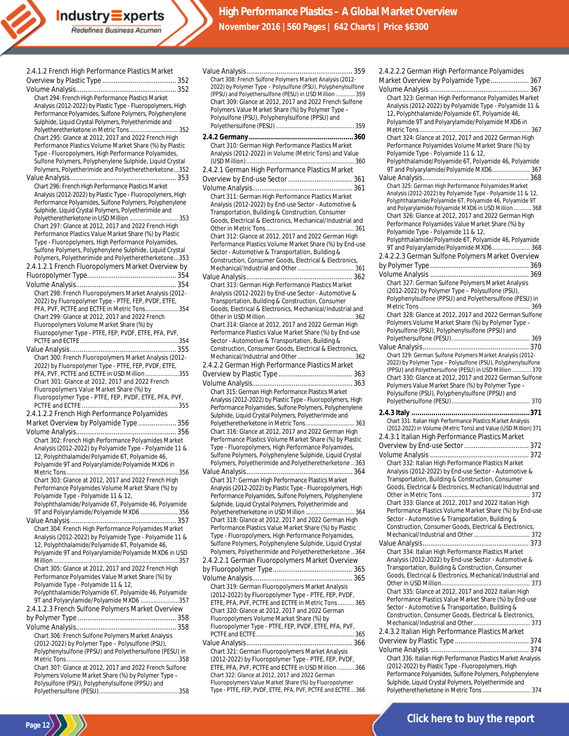2.4.1.2 French High Performance Plastics Market Overview by Plastic Type ....................................... 352

Volume Analysis ..................................................... 352

Chart 294: French High Performance Plastics Market Analysis (2012-2022) by Plastic Type - Fluoropolymers, High Performance Polyamides, Sulfone Polymers, Polyphenylene Sulphide, Liquid Crystal Polymers, Polyetherimide and Polyetheretherketone in Metric Tons .............................. 352

Chart 295: Glance at 2012, 2017 and 2022 French High Performance Plastics Volume Market Share (%) by Plastic Type - Fluoropolymers, High Performance Polyamides, Sulfone Polymers, Polyphenylene Sulphide, Liquid Crystal Polymers, Polyetherimide and Polyetheretherketone....352

Value Analysis ........................................................ 353

Chart 296: French High Performance Plastics Market Analysis (2012-2022) by Plastic Type - Fluoropolymers, High Performance Polyamides, Sulfone Polymers, Polyphenylene Sulphide, Liquid Crystal Polymers, Polyetherimide and Polyetheretherketone in USD Million .............................. 353

Chart 297: Glance at 2012, 2017 and 2022 French High Performance Plastics Value Market Share (%) by Plastic Type - Fluoropolymers, High Performance Polyamides, Sulfone Polymers, Polyphenylene Sulphide, Liquid Crystal Polymers, Polyetherimide and Polyetheretherketone...353

2.4.1.2.1 French Fluoropolymers Market Overview by Fluoropolymer Type............................................... 354

Volume Analysis ..................................................... 354

Chart 298: French Fluoropolymers Market Analysis (2012-2022) by Fluoropolymer Type - PTFE, FEP, PVDF, ETFE, PFA, PVF, PCTFE and ECTFE in Metric Tons....................354

Chart 299: Glance at 2012, 2017 and 2022 French Fluoropolymers Volume Market Share (%) by Fluoropolymer Type - PTFE, FEP, PVDF, ETFE, PFA, PVF, PCTFE and ECTFE ...........................................................354

Value Analysis ........................................................ 355

Chart 300: French Fluoropolymers Market Analysis (2012-2022) by Fluoropolymer Type - PTFE, FEP, PVDF, ETFE, PFA, PVF, PCTFE and ECTFE in USD Million ....................355

Chart 301: Glance at 2012, 2017 and 2022 French Fluoropolymers Value Market Share (%) by Fluoropolymer Type - PTFE, FEP, PVDF, ETFE, PFA, PVF, PCTFE and ECTFE ......................................................355

2.4.1.2.2 French High Performance Polyamides Market Overview by Polyamide Type .................... 356

Volume Analysis ..................................................... 356

Chart 302: French High Performance Polyamides Market Analysis (2012-2022) by Polyamide Type - Polyamide 11 & 12, Polyphthalamide/Polyamide 6T, Polyamide 46, Polyamide 9T and Polyarylamide/Polyamide MXD6 in Metric Tons ....................................................................356

Chart 303: Glance at 2012, 2017 and 2022 French High Performance Polyamides Volume Market Share (%) by Polyamide Type - Polyamide 11 & 12, Polyphthalamide/Polyamide 6T, Polyamide 46, Polyamide 9T and Polyarylamide/Polyamide MXD6 .......................356

Value Analysis ........................................................ 357

Chart 304: French High Performance Polyamides Market Analysis (2012-2022) by Polyamide Type - Polyamide 11 & 12, Polyphthalamide/Polyamide 6T, Polyamide 46, Polyamide 9T and Polyarylamide/Polyamide MXD6 in USD Million ............................................................................357

Chart 305: Glance at 2012, 2017 and 2022 French High Performance Polyamides Value Market Share (%) by Polyamide Type - Polyamide 11 & 12, Polyphthalamide/Polyamide 6T, Polyamide 46, Polyamide 9T and Polyarylamide/Polyamide MXD6 .......................357

2.4.1.2.3 French Sulfone Polymers Market Overview by Polymer Type .................................................. 358

Volume Analysis ..................................................... 358

Chart 306: French Sulfone Polymers Market Analysis (2012-2022) by Polymer Type – Polysulfone (PSU), Polyphenylsulfone (PPSU) and Polyethersulfone (PESU) in Metric Tons ....................................................................358

Chart 307: Glance at 2012, 2017 and 2022 French Sulfone Polymers Volume Market Share (%) by Polymer Type – Polysulfone (PSU), Polyphenylsulfone (PPSU) and Polyethersulfone (PESU)................................................358

Value Analysis ........................................................ 359

Chart 308: French Sulfone Polymers Market Analysis (2012-2022) by Polymer Type – Polysulfone (PSU), Polyphenylsulfone (PPSU) and Polyethersulfone (PESU) in USD Million ............ 359

Chart 309: Glance at 2012, 2017 and 2022 French Sulfone Polymers Value Market Share (%) by Polymer Type – Polysulfone (PSU), Polyphenylsulfone (PPSU) and Polyethersulfone (PESU) ............................................... 359

**2.4.2 Germany .................................................... 360**

Chart 310: German High Performance Plastics Market Analysis (2012-2022) in Volume (Metric Tons) and Value (USD Million) ................................................................. 360

2.4.2.1 German High Performance Plastics Market Overview by End-use Sector .................................. 361

Volume Analysis ..................................................... 361

Chart 311: German High Performance Plastics Market Analysis (2012-2022) by End-use Sector - Automotive & Transportation, Building & Construction, Consumer Goods, Electrical & Electronics, Mechanical/Industrial and Other in Metric Tons ..................................................... 361

Chart 312: Glance at 2012, 2017 and 2022 German High Performance Plastics Volume Market Share (%) by End-use Sector - Automotive & Transportation, Building & Construction, Consumer Goods, Electrical & Electronics, Mechanical/Industrial and Other .................................. 361

Value Analysis ........................................................ 362

Chart 313: German High Performance Plastics Market Analysis (2012-2022) by End-use Sector - Automotive & Transportation, Building & Construction, Consumer Goods, Electrical & Electronics, Mechanical/Industrial and Other in USD Million ..................................................... 362

Chart 314: Glance at 2012, 2017 and 2022 German High Performance Plastics Value Market Share (%) by End-use Sector - Automotive & Transportation, Building & Construction, Consumer Goods, Electrical & Electronics, Mechanical/Industrial and Other .................................. 362

2.4.2.2 German High Performance Plastics Market Overview by Plastic Type ....................................... 363

Volume Analysis ..................................................... 363

Chart 315: German High Performance Plastics Market Analysis (2012-2022) by Plastic Type - Fluoropolymers, High Performance Polyamides, Sulfone Polymers, Polyphenylene Sulphide, Liquid Crystal Polymers, Polyetherimide and Polyetheretherketone in Metric Tons .............................. 363

Chart 316: Glance at 2012, 2017 and 2022 German High Performance Plastics Volume Market Share (%) by Plastic Type - Fluoropolymers, High Performance Polyamides, Sulfone Polymers, Polyphenylene Sulphide, Liquid Crystal Polymers, Polyetherimide and Polyetheretherketone .. 363

Value Analysis ........................................................ 364

Chart 317: German High Performance Plastics Market Analysis (2012-2022) by Plastic Type - Fluoropolymers, High Performance Polyamides, Sulfone Polymers, Polyphenylene Sulphide, Liquid Crystal Polymers, Polyetherimide and Polyetheretherketone in USD Million .............................. 364

Chart 318: Glance at 2012, 2017 and 2022 German High Performance Plastics Value Market Share (%) by Plastic Type - Fluoropolymers, High Performance Polyamides, Sulfone Polymers, Polyphenylene Sulphide, Liquid Crystal Polymers, Polyetherimide and Polyetheretherketone .. 364

2.4.2.2.1 German Fluoropolymers Market Overview by Fluoropolymer Type........................................... 365

Volume Analysis ..................................................... 365

Chart 319: German Fluoropolymers Market Analysis (2012-2022) by Fluoropolymer Type - PTFE, FEP, PVDF, ETFE, PFA, PVF, PCTFE and ECTFE in Metric Tons .......... 365

Chart 320: Glance at 2012, 2017 and 2022 German Fluoropolymers Volume Market Share (%) by Fluoropolymer Type - PTFE, FEP, PVDF, ETFE, PFA, PVF, PCTFE and ECTFE.......................................................... 365

Value Analysis ........................................................ 366

Chart 321: German Fluoropolymers Market Analysis (2012-2022) by Fluoropolymer Type - PTFE, FEP, PVDF, ETFE, PFA, PVF, PCTFE and ECTFE in USD Million .......... 366

Chart 322: Glance at 2012, 2017 and 2022 German Fluoropolymers Value Market Share (%) by Fluoropolymer Type - PTFE, FEP, PVDF, ETFE, PFA, PVF, PCTFE and ECTFE.... 366

2.4.2.2.2 German High Performance Polyamides Market Overview by Polyamide Type .................... 367

Volume Analysis ..................................................... 367

Chart 323: German High Performance Polyamides Market Analysis (2012-2022) by Polyamide Type - Polyamide 11 & 12, Polyphthalamide/Polyamide 6T, Polyamide 46, Polyamide 9T and Polyarylamide/Polyamide MXD6 in Metric Tons ................................................................... 367

Chart 324: Glance at 2012, 2017 and 2022 German High Performance Polyamides Volume Market Share (%) by Polyamide Type - Polyamide 11 & 12, Polyphthalamide/Polyamide 6T, Polyamide 46, Polyamide 9T and Polyarylamide/Polyamide MXD6....................... 367

Value Analysis ........................................................ 368

Chart 325: German High Performance Polyamides Market Analysis (2012-2022) by Polyamide Type - Polyamide 11 & 12, Polyphthalamide/Polyamide 6T, Polyamide 46, Polyamide 9T and Polyarylamide/Polyamide MXD6 in USD Million........... 368

Chart 326: Glance at 2012, 2017 and 2022 German High Performance Polyamides Value Market Share (%) by Polyamide Type - Polyamide 11 & 12, Polyphthalamide/Polyamide 6T, Polyamide 46, Polyamide 9T and Polyarylamide/Polyamide MXD6....................... 368

2.4.2.2.3 German Sulfone Polymers Market Overview by Polymer Type .................................................... 369

Volume Analysis ..................................................... 369

Chart 327: German Sulfone Polymers Market Analysis (2012-2022) by Polymer Type – Polysulfone (PSU), Polyphenylsulfone (PPSU) and Polyethersulfone (PESU) in Metric Tons ................................................................... 369

Chart 328: Glance at 2012, 2017 and 2022 German Sulfone Polymers Volume Market Share (%) by Polymer Type – Polysulfone (PSU), Polyphenylsulfone (PPSU) and Polyethersulfone (PESU)............................................... 369

Value Analysis ........................................................ 370

Chart 329: German Sulfone Polymers Market Analysis (2012-2022) by Polymer Type – Polysulfone (PSU), Polyphenylsulfone (PPSU) and Polyethersulfone (PESU) in USD Million............. 370

Chart 330: Glance at 2012, 2017 and 2022 German Sulfone Polymers Value Market Share (%) by Polymer Type – Polysulfone (PSU), Polyphenylsulfone (PPSU) and Polyethersulfone (PESU)............................................... 370

**2.4.3 Italy ...........................................................371**

Chart 331: Italian High Performance Plastics Market Analysis (2012-2022) in Volume (Metric Tons) and Value (USD Million) 371

2.4.3.1 Italian High Performance Plastics Market Overview by End-use Sector .................................. 372

Volume Analysis ..................................................... 372

Chart 332: Italian High Performance Plastics Market Analysis (2012-2022) by End-use Sector - Automotive & Transportation, Building & Construction, Consumer Goods, Electrical & Electronics, Mechanical/Industrial and Other in Metric Tons ..................................................... 372

Chart 333: Glance at 2012, 2017 and 2022 Italian High Performance Plastics Volume Market Share (%) by End-use Sector - Automotive & Transportation, Building & Construction, Consumer Goods, Electrical & Electronics, Mechanical/Industrial and Other.................................. 372

Value Analysis ........................................................ 373

Chart 334: Italian High Performance Plastics Market Analysis (2012-2022) by End-use Sector - Automotive & Transportation, Building & Construction, Consumer Goods, Electrical & Electronics, Mechanical/Industrial and Other in USD Million..................................................... 373

Chart 335: Glance at 2012, 2017 and 2022 Italian High Performance Plastics Value Market Share (%) by End-use Sector - Automotive & Transportation, Building & Construction, Consumer Goods, Electrical & Electronics, Mechanical/Industrial and Other.................................. 373

2.4.3.2 Italian High Performance Plastics Market Overview by Plastic Type ....................................... 374

Volume Analysis ..................................................... 374

Chart 336: Italian High Performance Plastics Market Analysis (2012-2022) by Plastic Type - Fluoropolymers, High Performance Polyamides, Sulfone Polymers, Polyphenylene Sulphide, Liquid Crystal Polymers, Polyetherimide and Polyetheretherketone in Metric Tons .............................. 374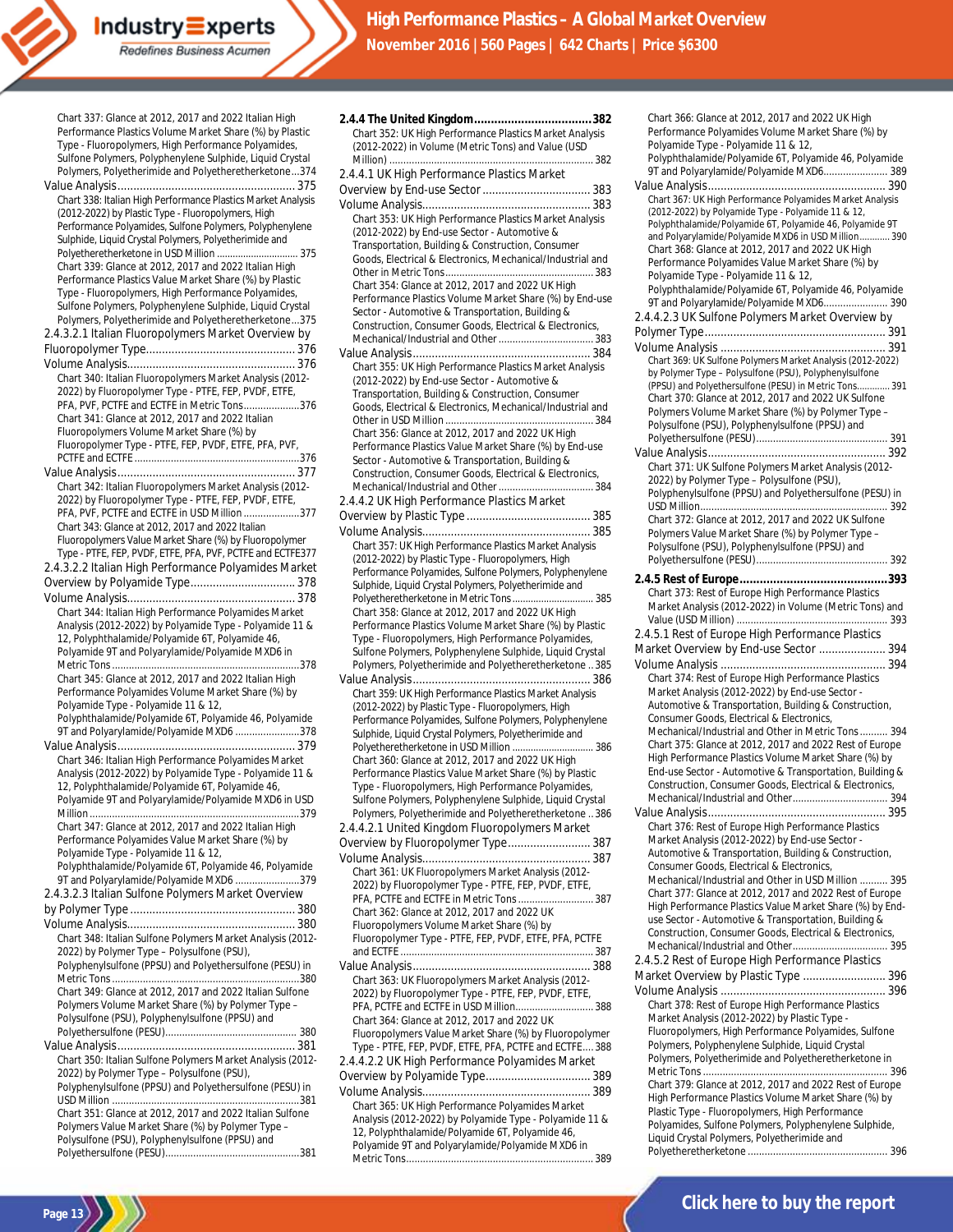Chart 337: Glance at 2012, 2017 and 2022 Italian High Performance Plastics Volume Market Share (%) by Plastic Type - Fluoropolymers, High Performance Polyamides, Sulfone Polymers, Polyphenylene Sulphide, Liquid Crystal Polymers, Polyetherimide and Polyetheretherketone...374

Value Analysis........................................................ 375

Chart 338: Italian High Performance Plastics Market Analysis (2012-2022) by Plastic Type - Fluoropolymers, High Performance Polyamides, Sulfone Polymers, Polyphenylene Sulphide, Liquid Crystal Polymers, Polyetherimide and Polyetheretherketone in USD Million .............................. 375

Chart 339: Glance at 2012, 2017 and 2022 Italian High Performance Plastics Value Market Share (%) by Plastic Type - Fluoropolymers, High Performance Polyamides, Sulfone Polymers, Polyphenylene Sulphide, Liquid Crystal Polymers, Polyetherimide and Polyetheretherketone...375

2.4.3.2.1 Italian Fluoropolymers Market Overview by Fluoropolymer Type............................................... 376

Volume Analysis..................................................... 376

Chart 340: Italian Fluoropolymers Market Analysis (2012-2022) by Fluoropolymer Type - PTFE, FEP, PVDF, ETFE, PFA, PVF, PCTFE and ECTFE in Metric Tons....................376

Chart 341: Glance at 2012, 2017 and 2022 Italian Fluoropolymers Volume Market Share (%) by Fluoropolymer Type - PTFE, FEP, PVDF, ETFE, PFA, PVF, PCTFE and ECTFE ...........................................................376

Value Analysis........................................................ 377

Chart 342: Italian Fluoropolymers Market Analysis (2012-2022) by Fluoropolymer Type - PTFE, FEP, PVDF, ETFE, PFA, PVF, PCTFE and ECTFE in USD Million ....................377

Chart 343: Glance at 2012, 2017 and 2022 Italian Fluoropolymers Value Market Share (%) by Fluoropolymer Type - PTFE, FEP, PVDF, ETFE, PFA, PVF, PCTFE and ECTFE377

2.4.3.2.2 Italian High Performance Polyamides Market Overview by Polyamide Type................................. 378

Volume Analysis..................................................... 378

Chart 344: Italian High Performance Polyamides Market Analysis (2012-2022) by Polyamide Type - Polyamide 11 & 12, Polyphthalamide/Polyamide 6T, Polyamide 46, Polyamide 9T and Polyarylamide/Polyamide MXD6 in Metric Tons ...................................................................378

Chart 345: Glance at 2012, 2017 and 2022 Italian High Performance Polyamides Volume Market Share (%) by Polyamide Type - Polyamide 11 & 12, Polyphthalamide/Polyamide 6T, Polyamide 46, Polyamide 9T and Polyarylamide/Polyamide MXD6 .......................378

Value Analysis........................................................ 379

Chart 346: Italian High Performance Polyamides Market Analysis (2012-2022) by Polyamide Type - Polyamide 11 & 12, Polyphthalamide/Polyamide 6T, Polyamide 46, Polyamide 9T and Polyarylamide/Polyamide MXD6 in USD Million ..........................................................................379

Chart 347: Glance at 2012, 2017 and 2022 Italian High Performance Polyamides Value Market Share (%) by Polyamide Type - Polyamide 11 & 12, Polyphthalamide/Polyamide 6T, Polyamide 46, Polyamide 9T and Polyarylamide/Polyamide MXD6 .......................379

2.4.3.2.3 Italian Sulfone Polymers Market Overview by Polymer Type ................................................... 380

Volume Analysis..................................................... 380

Chart 348: Italian Sulfone Polymers Market Analysis (2012-2022) by Polymer Type – Polysulfone (PSU), Polyphenylsulfone (PPSU) and Polyethersulfone (PESU) in Metric Tons ..................................................................380

Chart 349: Glance at 2012, 2017 and 2022 Italian Sulfone Polymers Volume Market Share (%) by Polymer Type – Polysulfone (PSU), Polyphenylsulfone (PPSU) and Polyethersulfone (PESU)............................................... 380

Value Analysis........................................................ 381

Chart 350: Italian Sulfone Polymers Market Analysis (2012-2022) by Polymer Type – Polysulfone (PSU), Polyphenylsulfone (PPSU) and Polyethersulfone (PESU) in USD Million ..................................................................381

Chart 351: Glance at 2012, 2017 and 2022 Italian Sulfone Polymers Value Market Share (%) by Polymer Type – Polysulfone (PSU), Polyphenylsulfone (PPSU) and Polyethersulfone (PESU)................................................381

**2.4.4 The United Kingdom..................................382**

Chart 352: UK High Performance Plastics Market Analysis (2012-2022) in Volume (Metric Tons) and Value (USD Million) ......................................................................... 382

2.4.4.1 UK High Performance Plastics Market Overview by End-use Sector ................................. 383

Volume Analysis..................................................... 383

Chart 353: UK High Performance Plastics Market Analysis (2012-2022) by End-use Sector - Automotive & Transportation, Building & Construction, Consumer Goods, Electrical & Electronics, Mechanical/Industrial and Other in Metric Tons..................................................... 383

Chart 354: Glance at 2012, 2017 and 2022 UK High Performance Plastics Volume Market Share (%) by End-use Sector - Automotive & Transportation, Building & Construction, Consumer Goods, Electrical & Electronics, Mechanical/Industrial and Other .................................. 383

Value Analysis........................................................ 384

Chart 355: UK High Performance Plastics Market Analysis (2012-2022) by End-use Sector - Automotive & Transportation, Building & Construction, Consumer Goods, Electrical & Electronics, Mechanical/Industrial and Other in USD Million ..................................................... 384

Chart 356: Glance at 2012, 2017 and 2022 UK High Performance Plastics Value Market Share (%) by End-use Sector - Automotive & Transportation, Building & Construction, Consumer Goods, Electrical & Electronics, Mechanical/Industrial and Other .................................. 384

2.4.4.2 UK High Performance Plastics Market Overview by Plastic Type ....................................... 385

Volume Analysis..................................................... 385

Chart 357: UK High Performance Plastics Market Analysis (2012-2022) by Plastic Type - Fluoropolymers, High Performance Polyamides, Sulfone Polymers, Polyphenylene Sulphide, Liquid Crystal Polymers, Polyetherimide and Polyetheretherketone in Metric Tons ............................. 385

Chart 358: Glance at 2012, 2017 and 2022 UK High Performance Plastics Volume Market Share (%) by Plastic Type - Fluoropolymers, High Performance Polyamides, Sulfone Polymers, Polyphenylene Sulphide, Liquid Crystal Polymers, Polyetherimide and Polyetheretherketone .. 385

Value Analysis........................................................ 386

Chart 359: UK High Performance Plastics Market Analysis (2012-2022) by Plastic Type - Fluoropolymers, High Performance Polyamides, Sulfone Polymers, Polyphenylene Sulphide, Liquid Crystal Polymers, Polyetherimide and Polyetheretherketone in USD Million ............................. 386

Chart 360: Glance at 2012, 2017 and 2022 UK High Performance Plastics Value Market Share (%) by Plastic Type - Fluoropolymers, High Performance Polyamides, Sulfone Polymers, Polyphenylene Sulphide, Liquid Crystal Polymers, Polyetherimide and Polyetheretherketone .. 386

2.4.4.2.1 United Kingdom Fluoropolymers Market Overview by Fluoropolymer Type.......................... 387

Volume Analysis..................................................... 387

Chart 361: UK Fluoropolymers Market Analysis (2012-2022) by Fluoropolymer Type - PTFE, FEP, PVDF, ETFE, PFA, PCTFE and ECTFE in Metric Tons........................... 387

Chart 362: Glance at 2012, 2017 and 2022 UK Fluoropolymers Volume Market Share (%) by Fluoropolymer Type - PTFE, FEP, PVDF, ETFE, PFA, PCTFE and ECTFE .................................................................... 387

Value Analysis........................................................ 388

Chart 363: UK Fluoropolymers Market Analysis (2012-2022) by Fluoropolymer Type - PTFE, FEP, PVDF, ETFE, PFA, PCTFE and ECTFE in USD Million............................ 388

Chart 364: Glance at 2012, 2017 and 2022 UK Fluoropolymers Value Market Share (%) by Fluoropolymer Type - PTFE, FEP, PVDF, ETFE, PFA, PCTFE and ECTFE.... 388

2.4.4.2.2 UK High Performance Polyamides Market Overview by Polyamide Type................................ 389

Volume Analysis..................................................... 389

Chart 365: UK High Performance Polyamides Market Analysis (2012-2022) by Polyamide Type - Polyamide 11 & 12, Polyphthalamide/Polyamide 6T, Polyamide 46, Polyamide 9T and Polyarylamide/Polyamide MXD6 in Metric Tons.................................................................. 389

Chart 366: Glance at 2012, 2017 and 2022 UK High Performance Polyamides Volume Market Share (%) by Polyamide Type - Polyamide 11 & 12, Polyphthalamide/Polyamide 6T, Polyamide 46, Polyamide 9T and Polyarylamide/Polyamide MXD6....................... 389

Value Analysis........................................................ 390

Chart 367: UK High Performance Polyamides Market Analysis (2012-2022) by Polyamide Type - Polyamide 11 & 12, Polyphthalamide/Polyamide 6T, Polyamide 46, Polyamide 9T and Polyarylamide/Polyamide MXD6 in USD Million............ 390

Chart 368: Glance at 2012, 2017 and 2022 UK High Performance Polyamides Value Market Share (%) by Polyamide Type - Polyamide 11 & 12, Polyphthalamide/Polyamide 6T, Polyamide 46, Polyamide 9T and Polyarylamide/Polyamide MXD6....................... 390

2.4.4.2.3 UK Sulfone Polymers Market Overview by Polymer Type......................................................... 391

Volume Analysis .................................................... 391

Chart 369: UK Sulfone Polymers Market Analysis (2012-2022) by Polymer Type – Polysulfone (PSU), Polyphenylsulfone (PPSU) and Polyethersulfone (PESU) in Metric Tons............ 391

Chart 370: Glance at 2012, 2017 and 2022 UK Sulfone Polymers Volume Market Share (%) by Polymer Type – Polysulfone (PSU), Polyphenylsulfone (PPSU) and Polyethersulfone (PESU)............................................... 391

Value Analysis........................................................ 392

Chart 371: UK Sulfone Polymers Market Analysis (2012-2022) by Polymer Type – Polysulfone (PSU), Polyphenylsulfone (PPSU) and Polyethersulfone (PESU) in USD Million................................................................... 392

Chart 372: Glance at 2012, 2017 and 2022 UK Sulfone Polymers Value Market Share (%) by Polymer Type – Polysulfone (PSU), Polyphenylsulfone (PPSU) and Polyethersulfone (PESU)............................................... 392

**2.4.5 Rest of Europe............................................393**

Chart 373: Rest of Europe High Performance Plastics Market Analysis (2012-2022) in Volume (Metric Tons) and Value (USD Million) ..................................................... 393

2.4.5.1 Rest of Europe High Performance Plastics Market Overview by End-use Sector ..................... 394

Volume Analysis .................................................... 394

Chart 374: Rest of Europe High Performance Plastics Market Analysis (2012-2022) by End-use Sector - Automotive & Transportation, Building & Construction, Consumer Goods, Electrical & Electronics, Mechanical/Industrial and Other in Metric Tons .......... 394

Chart 375: Glance at 2012, 2017 and 2022 Rest of Europe High Performance Plastics Volume Market Share (%) by End-use Sector - Automotive & Transportation, Building & Construction, Consumer Goods, Electrical & Electronics, Mechanical/Industrial and Other.................................. 394

Value Analysis........................................................ 395

Chart 376: Rest of Europe High Performance Plastics Market Analysis (2012-2022) by End-use Sector - Automotive & Transportation, Building & Construction, Consumer Goods, Electrical & Electronics, Mechanical/Industrial and Other in USD Million .......... 395

Chart 377: Glance at 2012, 2017 and 2022 Rest of Europe High Performance Plastics Value Market Share (%) by End-use Sector - Automotive & Transportation, Building & Construction, Consumer Goods, Electrical & Electronics, Mechanical/Industrial and Other.................................. 395

2.4.5.2 Rest of Europe High Performance Plastics Market Overview by Plastic Type .......................... 396

Volume Analysis .................................................... 396

Chart 378: Rest of Europe High Performance Plastics Market Analysis (2012-2022) by Plastic Type - Fluoropolymers, High Performance Polyamides, Sulfone Polymers, Polyphenylene Sulphide, Liquid Crystal Polymers, Polyetherimide and Polyetheretherketone in Metric Tons ................................................................. 396

Chart 379: Glance at 2012, 2017 and 2022 Rest of Europe High Performance Plastics Volume Market Share (%) by Plastic Type - Fluoropolymers, High Performance Polyamides, Sulfone Polymers, Polyphenylene Sulphide, Liquid Crystal Polymers, Polyetherimide and Polyetheretherketone .................................................. 396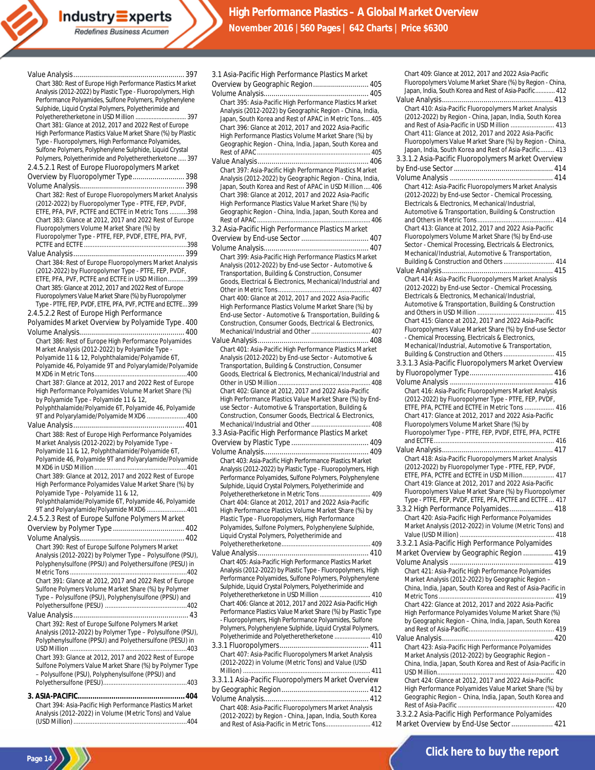Value Analysis........................................................ 397

Chart 380: Rest of Europe High Performance Plastics Market Analysis (2012-2022) by Plastic Type - Fluoropolymers, High Performance Polyamides, Sulfone Polymers, Polyphenylene Sulphide, Liquid Crystal Polymers, Polyetherimide and Polyetheretherketone in USD Million .............................. 397

Chart 381: Glance at 2012, 2017 and 2022 Rest of Europe High Performance Plastics Value Market Share (%) by Plastic Type - Fluoropolymers, High Performance Polyamides, Sulfone Polymers, Polyphenylene Sulphide, Liquid Crystal Polymers, Polyetherimide and Polyetheretherketone ..... 397

2.4.5.2.1 Rest of Europe Fluoropolymers Market Overview by Fluoropolymer Type.......................... 398

Volume Analysis.................................................... 398

Chart 382: Rest of Europe Fluoropolymers Market Analysis (2012-2022) by Fluoropolymer Type - PTFE, FEP, PVDF, ETFE, PFA, PVF, PCTFE and ECTFE in Metric Tons ..........398

Chart 383: Glance at 2012, 2017 and 2022 Rest of Europe Fluoropolymers Volume Market Share (%) by Fluoropolymer Type - PTFE, FEP, PVDF, ETFE, PFA, PVF, PCTFE and ECTFE ...........................................................398

Value Analysis........................................................ 399

Chart 384: Rest of Europe Fluoropolymers Market Analysis (2012-2022) by Fluoropolymer Type - PTFE, FEP, PVDF, ETFE, PFA, PVF, PCTFE and ECTFE in USD Million...........399

Chart 385: Glance at 2012, 2017 and 2022 Rest of Europe Fluoropolymers Value Market Share (%) by Fluoropolymer Type - PTFE, FEP, PVDF, ETFE, PFA, PVF, PCTFE and ECTFE... 399

2.4.5.2.2 Rest of Europe High Performance Polyamides Market Overview by Polyamide Type . 400

Volume Analysis.................................................... 400

Chart 386: Rest of Europe High Performance Polyamides Market Analysis (2012-2022) by Polyamide Type - Polyamide 11 & 12, Polyphthalamide/Polyamide 6T, Polyamide 46, Polyamide 9T and Polyarylamide/Polyamide MXD6 in Metric Tons.....................................................400

Chart 387: Glance at 2012, 2017 and 2022 Rest of Europe High Performance Polyamides Volume Market Share (%) by Polyamide Type - Polyamide 11 & 12, Polyphthalamide/Polyamide 6T, Polyamide 46, Polyamide 9T and Polyarylamide/Polyamide MXD6 .......................400

Value Analysis........................................................ 401

Chart 388: Rest of Europe High Performance Polyamides Market Analysis (2012-2022) by Polyamide Type - Polyamide 11 & 12, Polyphthalamide/Polyamide 6T, Polyamide 46, Polyamide 9T and Polyarylamide/Polyamide MXD6 in USD Million.....................................................401

Chart 389: Glance at 2012, 2017 and 2022 Rest of Europe High Performance Polyamides Value Market Share (%) by Polyamide Type - Polyamide 11 & 12, Polyphthalamide/Polyamide 6T, Polyamide 46, Polyamide 9T and Polyarylamide/Polyamide MXD6 .......................401

2.4.5.2.3 Rest of Europe Sulfone Polymers Market Overview by Polymer Type .................................. 402

Volume Analysis.................................................... 402

Chart 390: Rest of Europe Sulfone Polymers Market Analysis (2012-2022) by Polymer Type – Polysulfone (PSU), Polyphenylsulfone (PPSU) and Polyethersulfone (PESU) in Metric Tons...................................................................402

Chart 391: Glance at 2012, 2017 and 2022 Rest of Europe Sulfone Polymers Volume Market Share (%) by Polymer Type – Polysulfone (PSU), Polyphenylsulfone (PPSU) and Polyethersulfone (PESU) ...............................................402

Value Analysis.......................................................... 43

Chart 392: Rest of Europe Sulfone Polymers Market Analysis (2012-2022) by Polymer Type – Polysulfone (PSU), Polyphenylsulfone (PPSU) and Polyethersulfone (PESU) in USD Million ...................................................................403

Chart 393: Glance at 2012, 2017 and 2022 Rest of Europe Sulfone Polymers Value Market Share (%) by Polymer Type – Polysulfone (PSU), Polyphenylsulfone (PPSU) and Polyethersulfone (PESU)...............................................403

**3. ASIA-PACIFIC...................................................404**

Chart 394: Asia-Pacific High Performance Plastics Market Analysis (2012-2022) in Volume (Metric Tons) and Value (USD Million) .................................................................404

3.1 Asia-Pacific High Performance Plastics Market Overview by Geographic Region............................ 405

Volume Analysis.................................................... 405

Chart 395: Asia-Pacific High Performance Plastics Market Analysis (2012-2022) by Geographic Region - China, India, Japan, South Korea and Rest of APAC in Metric Tons.... 405

Chart 396: Glance at 2012, 2017 and 2022 Asia-Pacific High Performance Plastics Volume Market Share (%) by Geographic Region - China, India, Japan, South Korea and Rest of APAC ................................................................. 405

Value Analysis........................................................ 406

Chart 397: Asia-Pacific High Performance Plastics Market Analysis (2012-2022) by Geographic Region - China, India, Japan, South Korea and Rest of APAC in USD Million .... 406

Chart 398: Glance at 2012, 2017 and 2022 Asia-Pacific High Performance Plastics Value Market Share (%) by Geographic Region - China, India, Japan, South Korea and Rest of APAC ................................................................. 406

3.2 Asia-Pacific High Performance Plastics Market Overview by End-use Sector ................................. 407

Volume Analysis.................................................... 407

Chart 399: Asia-Pacific High Performance Plastics Market Analysis (2012-2022) by End-use Sector - Automotive & Transportation, Building & Construction, Consumer Goods, Electrical & Electronics, Mechanical/Industrial and Other in Metric Tons..................................................... 407

Chart 400: Glance at 2012, 2017 and 2022 Asia-Pacific High Performance Plastics Volume Market Share (%) by End-use Sector - Automotive & Transportation, Building & Construction, Consumer Goods, Electrical & Electronics, Mechanical/Industrial and Other .................................. 407

Value Analysis........................................................ 408

Chart 401: Asia-Pacific High Performance Plastics Market Analysis (2012-2022) by End-use Sector - Automotive & Transportation, Building & Construction, Consumer Goods, Electrical & Electronics, Mechanical/Industrial and Other in USD Million ..................................................... 408

Chart 402: Glance at 2012, 2017 and 2022 Asia-Pacific High Performance Plastics Value Market Share (%) by End-use Sector - Automotive & Transportation, Building & Construction, Consumer Goods, Electrical & Electronics, Mechanical/Industrial and Other .................................. 408

3.3 Asia-Pacific High Performance Plastics Market Overview by Plastic Type ....................................... 409

Volume Analysis.................................................... 409

Chart 403: Asia-Pacific High Performance Plastics Market Analysis (2012-2022) by Plastic Type - Fluoropolymers, High Performance Polyamides, Sulfone Polymers, Polyphenylene Sulphide, Liquid Crystal Polymers, Polyetherimide and Polyetheretherketone in Metric Tons.............................. 409

Chart 404: Glance at 2012, 2017 and 2022 Asia-Pacific High Performance Plastics Volume Market Share (%) by Plastic Type - Fluoropolymers, High Performance Polyamides, Sulfone Polymers, Polyphenylene Sulphide, Liquid Crystal Polymers, Polyetherimide and Polyetheretherketone................................................... 409

Value Analysis........................................................ 410

Chart 405: Asia-Pacific High Performance Plastics Market Analysis (2012-2022) by Plastic Type - Fluoropolymers, High Performance Polyamides, Sulfone Polymers, Polyphenylene Sulphide, Liquid Crystal Polymers, Polyetherimide and Polyetheretherketone in USD Million .............................. 410

Chart 406: Glance at 2012, 2017 and 2022 Asia-Pacific High Performance Plastics Value Market Share (%) by Plastic Type - Fluoropolymers, High Performance Polyamides, Sulfone Polymers, Polyphenylene Sulphide, Liquid Crystal Polymers, Polyetherimide and Polyetheretherketone ..................... 410

3.3.1 Fluoropolymers............................................. 411

Chart 407: Asia-Pacific Fluoropolymers Market Analysis (2012-2022) in Volume (Metric Tons) and Value (USD Million) ......................................................................... 411

3.3.1.1 Asia-Pacific Fluoropolymers Market Overview by Geographic Region............................................ 412

Volume Analysis.................................................... 412

Chart 408: Asia-Pacific Fluoropolymers Market Analysis (2012-2022) by Region - China, Japan, India, South Korea and Rest of Asia-Pacific in Metric Tons.......................... 412

Chart 409: Glance at 2012, 2017 and 2022 Asia-Pacific Fluoropolymers Volume Market Share (%) by Region - China, Japan, India, South Korea and Rest of Asia-Pacific............ 412

Value Analysis........................................................ 413

Chart 410: Asia-Pacific Fluoropolymers Market Analysis (2012-2022) by Region - China, Japan, India, South Korea and Rest of Asia-Pacific in USD Million ......................... 413

Chart 411: Glance at 2012, 2017 and 2022 Asia-Pacific Fluoropolymers Value Market Share (%) by Region - China, Japan, India, South Korea and Rest of Asia-Pacific........ 413

3.3.1.2 Asia-Pacific Fluoropolymers Market Overview by End-use Sector.................................................. 414

Volume Analysis .................................................... 414

Chart 412: Asia-Pacific Fluoropolymers Market Analysis (2012-2022) by End-use Sector - Chemical Processing, Electricals & Electronics, Mechanical/Industrial, Automotive & Transportation, Building & Construction and Others in Metric Tons............................................. 414

Chart 413: Glance at 2012, 2017 and 2022 Asia-Pacific Fluoropolymers Volume Market Share (%) by End-use Sector - Chemical Processing, Electricals & Electronics, Mechanical/Industrial, Automotive & Transportation, Building & Construction and Others ............................. 414

Value Analysis........................................................ 415

Chart 414: Asia-Pacific Fluoropolymers Market Analysis (2012-2022) by End-use Sector - Chemical Processing, Electricals & Electronics, Mechanical/Industrial, Automotive & Transportation, Building & Construction and Others in USD Million ............................................ 415

Chart 415: Glance at 2012, 2017 and 2022 Asia-Pacific Fluoropolymers Value Market Share (%) by End-use Sector - Chemical Processing, Electricals & Electronics, Mechanical/Industrial, Automotive & Transportation, Building & Construction and Others ............................. 415

3.3.1.3 Asia-Pacific Fluoropolymers Market Overview by Fluoropolymer Type.......................................... 416

Volume Analysis .................................................... 416

Chart 416: Asia-Pacific Fluoropolymers Market Analysis (2012-2022) by Fluoropolymer Type - PTFE, FEP, PVDF, ETFE, PFA, PCTFE and ECTFE in Metric Tons ................. 416

Chart 417: Glance at 2012, 2017 and 2022 Asia-Pacific Fluoropolymers Volume Market Share (%) by Fluoropolymer Type - PTFE, FEP, PVDF, ETFE, PFA, PCTFE and ECTFE..................................................................... 416

Value Analysis........................................................ 417

Chart 418: Asia-Pacific Fluoropolymers Market Analysis (2012-2022) by Fluoropolymer Type - PTFE, FEP, PVDF, ETFE, PFA, PCTFE and ECTFE in USD Million.................. 417

Chart 419: Glance at 2012, 2017 and 2022 Asia-Pacific Fluoropolymers Value Market Share (%) by Fluoropolymer Type - PTFE, FEP, PVDF, ETFE, PFA, PCTFE and ECTFE ... 417

3.3.2 High Performance Polyamides...................... 418

Chart 420: Asia-Pacific High Performance Polyamides Market Analysis (2012-2022) in Volume (Metric Tons) and Value (USD Million) ...................................................... 418

3.3.2.1 Asia-Pacific High Performance Polyamides Market Overview by Geographic Region ............... 419

Volume Analysis .................................................... 419

Chart 421: Asia-Pacific High Performance Polyamides Market Analysis (2012-2022) by Geographic Region – China, India, Japan, South Korea and Rest of Asia-Pacific in Metric Tons .................................................................. 419

Chart 422: Glance at 2012, 2017 and 2022 Asia-Pacific High Performance Polyamides Volume Market Share (%) by Geographic Region – China, India, Japan, South Korea and Rest of Asia-Pacific................................................. 419

Value Analysis........................................................ 420

Chart 423: Asia-Pacific High Performance Polyamides Market Analysis (2012-2022) by Geographic Region – China, India, Japan, South Korea and Rest of Asia-Pacific in USD Million................................................................... 420

Chart 424: Glance at 2012, 2017 and 2022 Asia-Pacific High Performance Polyamides Value Market Share (%) by Geographic Region – China, India, Japan, South Korea and Rest of Asia-Pacific ...................................................... 420

3.3.2.2 Asia-Pacific High Performance Polyamides Market Overview by End-Use Sector..................... 421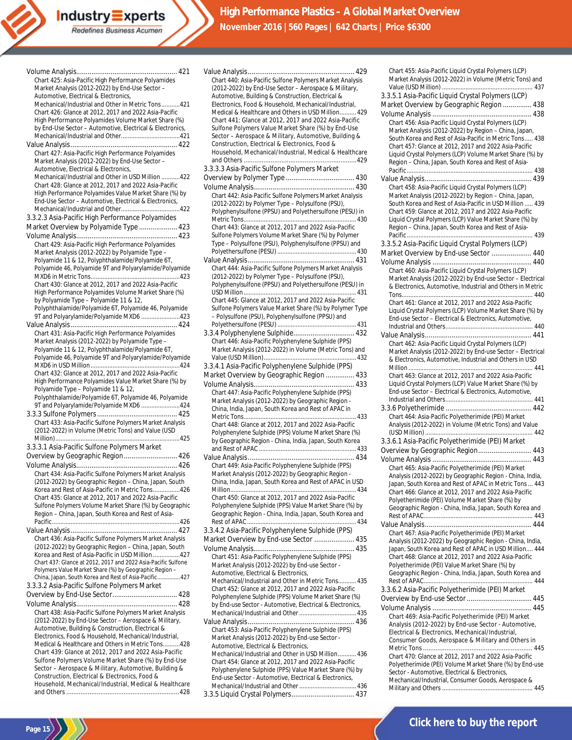Volume Analysis.................................................... 421

Chart 425: Asia-Pacific High Performance Polyamides Market Analysis (2012-2022) by End-Use Sector – Automotive, Electrical & Electronics, Mechanical/Industrial and Other in Metric Tons...........421

Chart 426: Glance at 2012, 2017 and 2022 Asia-Pacific High Performance Polyamides Volume Market Share (%) by End-Use Sector – Automotive, Electrical & Electronics, Mechanical/Industrial and Other..................................421

Value Analysis....................................................... 422

Chart 427: Asia-Pacific High Performance Polyamides Market Analysis (2012-2022) by End-Use Sector – Automotive, Electrical & Electronics, Mechanical/Industrial and Other in USD Million ...........422

Chart 428: Glance at 2012, 2017 and 2022 Asia-Pacific High Performance Polyamides Value Market Share (%) by End-Use Sector – Automotive, Electrical & Electronics, Mechanical/Industrial and Other..................................422

3.3.2.3 Asia-Pacific High Performance Polyamides Market Overview by Polyamide Type .................... 423

Volume Analysis.................................................... 423

Chart 429: Asia-Pacific High Performance Polyamides Market Analysis (2012-2022) by Polyamide Type – Polyamide 11 & 12, Polyphthalamide/Polyamide 6T, Polyamide 46, Polyamide 9T and Polyarylamide/Polyamide MXD6 in Metric Tons.....................................................423

Chart 430: Glance at 2012, 2017 and 2022 Asia-Pacific High Performance Polyamides Volume Market Share (%) by Polyamide Type – Polyamide 11 & 12, Polyphthalamide/Polyamide 6T, Polyamide 46, Polyamide 9T and Polyarylamide/Polyamide MXD6 .......................423

Value Analysis....................................................... 424

Chart 431: Asia-Pacific High Performance Polyamides Market Analysis (2012-2022) by Polyamide Type – Polyamide 11 & 12, Polyphthalamide/Polyamide 6T, Polyamide 46, Polyamide 9T and Polyarylamide/Polyamide MXD6 in USD Million .....................................................424

Chart 432: Glance at 2012, 2017 and 2022 Asia-Pacific High Performance Polyamides Value Market Share (%) by Polyamide Type – Polyamide 11 & 12, Polyphthalamide/Polyamide 6T, Polyamide 46, Polyamide 9T and Polyarylamide/Polyamide MXD6 .......................424

3.3.3 Sulfone Polymers .......................................... 425

Chart 433: Asia-Pacific Sulfone Polymers Market Analysis (2012-2022) in Volume (Metric Tons) and Value (USD Million).........................................................................425

3.3.3.1 Asia-Pacific Sulfone Polymers Market Overview by Geographic Region ............................ 426

Volume Analysis.................................................... 426

Chart 434: Asia-Pacific Sulfone Polymers Market Analysis (2012-2022) by Geographic Region – China, Japan, South Korea and Rest of Asia-Pacific in Metric Tons................426

Chart 435: Glance at 2012, 2017 and 2022 Asia-Pacific Sulfone Polymers Volume Market Share (%) by Geographic Region – China, Japan, South Korea and Rest of Asia-Pacific............................................................................426

Value Analysis....................................................... 427

Chart 436: Asia-Pacific Sulfone Polymers Market Analysis (2012-2022) by Geographic Region – China, Japan, South Korea and Rest of Asia-Pacific in USD Million ................427

Chart 437: Glance at 2012, 2017 and 2022 Asia-Pacific Sulfone Polymers Value Market Share (%) by Geographic Region – China, Japan, South Korea and Rest of Asia-Pacific..............427

3.3.3.2 Asia-Pacific Sulfone Polymers Market Overview by End-Use Sector.................................. 428

Volume Analysis.................................................... 428

Chart 438: Asia-Pacific Sulfone Polymers Market Analysis (2012-2022) by End-Use Sector – Aerospace & Military, Automotive, Building & Construction, Electrical & Electronics, Food & Household, Mechanical/Industrial, Medical & Healthcare and Others in Metric Tons..........428

Chart 439: Glance at 2012, 2017 and 2022 Asia-Pacific Sulfone Polymers Volume Market Share (%) by End-Use Sector – Aerospace & Military, Automotive, Building & Construction, Electrical & Electronics, Food & Household, Mechanical/Industrial, Medical & Healthcare and Others ..............................................................428

Value Analysis....................................................... 429

Chart 440: Asia-Pacific Sulfone Polymers Market Analysis (2012-2022) by End-Use Sector – Aerospace & Military, Automotive, Building & Construction, Electrical & Electronics, Food & Household, Mechanical/Industrial, Medical & Healthcare and Others in USD Million..........429

Chart 441: Glance at 2012, 2017 and 2022 Asia-Pacific Sulfone Polymers Value Market Share (%) by End-Use Sector – Aerospace & Military, Automotive, Building & Construction, Electrical & Electronics, Food & Household, Mechanical/Industrial, Medical & Healthcare and Others .............................................................429

3.3.3.3 Asia-Pacific Sulfone Polymers Market Overview by Polymer Type .................................... 430

Volume Analysis.................................................... 430

Chart 442: Asia-Pacific Sulfone Polymers Market Analysis (2012-2022) by Polymer Type – Polysulfone (PSU), Polyphenylsulfone (PPSU) and Polyethersulfone (PESU) in Metric Tons................................................................... 430

Chart 443: Glance at 2012, 2017 and 2022 Asia-Pacific Sulfone Polymers Volume Market Share (%) by Polymer Type – Polysulfone (PSU), Polyphenylsulfone (PPSU) and Polyethersulfone (PESU) ............................................... 430

Value Analysis....................................................... 431

Chart 444: Asia-Pacific Sulfone Polymers Market Analysis (2012-2022) by Polymer Type – Polysulfone (PSU), Polyphenylsulfone (PPSU) and Polyethersulfone (PESU) in USD Million .................................................................... 431

Chart 445: Glance at 2012, 2017 and 2022 Asia-Pacific Sulfone Polymers Value Market Share (%) by Polymer Type – Polysulfone (PSU), Polyphenylsulfone (PPSU) and Polyethersulfone (PESU) ............................................... 431

3.3.4 Polyphenylene Sulphide................................. 432

Chart 446: Asia-Pacific Polyphenylene Sulphide (PPS) Market Analysis (2012-2022) in Volume (Metric Tons) and Value (USD Million)....................................................... 432

3.3.4.1 Asia-Pacific Polyphenylene Sulphide (PPS) Market Overview by Geographic Region ............... 433

Volume Analysis.................................................... 433

Chart 447: Asia-Pacific Polyphenylene Sulphide (PPS) Market Analysis (2012-2022) by Geographic Region - China, India, Japan, South Korea and Rest of APAC in Metric Tons................................................................... 433

Chart 448: Glance at 2012, 2017 and 2022 Asia-Pacific Polyphenylene Sulphide (PPS) Volume Market Share (%) by Geographic Region - China, India, Japan, South Korea and Rest of APAC .......................................................... 433

Value Analysis....................................................... 434

Chart 449: Asia-Pacific Polyphenylene Sulphide (PPS) Market Analysis (2012-2022) by Geographic Region - China, India, Japan, South Korea and Rest of APAC in USD Million............................................................................ 434

Chart 450: Glance at 2012, 2017 and 2022 Asia-Pacific Polyphenylene Sulphide (PPS) Value Market Share (%) by Geographic Region - China, India, Japan, South Korea and Rest of APAC................................................................. 434

3.3.4.2 Asia-Pacific Polyphenylene Sulphide (PPS) Market Overview by End-use Sector ..................... 435

Volume Analysis.................................................... 435

Chart 451: Asia-Pacific Polyphenylene Sulphide (PPS) Market Analysis (2012-2022) by End-use Sector - Automotive, Electrical & Electronics, Mechanical/Industrial and Other in Metric Tons........... 435

Chart 452: Glance at 2012, 2017 and 2022 Asia-Pacific Polyphenylene Sulphide (PPS) Volume Market Share (%) by End-use Sector - Automotive, Electrical & Electronics, Mechanical/Industrial and Other .................................. 435

Value Analysis....................................................... 436

Chart 453: Asia-Pacific Polyphenylene Sulphide (PPS) Market Analysis (2012-2022) by End-use Sector - Automotive, Electrical & Electronics, Mechanical/Industrial and Other in USD Million........... 436

Chart 454: Glance at 2012, 2017 and 2022 Asia-Pacific Polyphenylene Sulphide (PPS) Value Market Share (%) by End-use Sector - Automotive, Electrical & Electronics, Mechanical/Industrial and Other .................................. 436

3.3.5 Liquid Crystal Polymers................................. 437

Chart 455: Asia-Pacific Liquid Crystal Polymers (LCP) Market Analysis (2012-2022) in Volume (Metric Tons) and Value (USD Million) ...................................................... 437

3.3.5.1 Asia-Pacific Liquid Crystal Polymers (LCP) Market Overview by Geographic Region ............... 438

Volume Analysis .................................................... 438

Chart 456: Asia-Pacific Liquid Crystal Polymers (LCP) Market Analysis (2012-2022) by Region – China, Japan, South Korea and Rest of Asia-Pacific in Metric Tons..... 438

Chart 457: Glance at 2012, 2017 and 2022 Asia-Pacific Liquid Crystal Polymers (LCP) Volume Market Share (%) by Region – China, Japan, South Korea and Rest of Asia-Pacific ........................................................................... 438

Value Analysis....................................................... 439

Chart 458: Asia-Pacific Liquid Crystal Polymers (LCP) Market Analysis (2012-2022) by Region – China, Japan, South Korea and Rest of Asia-Pacific in USD Million ..... 439

Chart 459: Glance at 2012, 2017 and 2022 Asia-Pacific Liquid Crystal Polymers (LCP) Value Market Share (%) by Region – China, Japan, South Korea and Rest of Asia-Pacific ........................................................................... 439

3.3.5.2 Asia-Pacific Liquid Crystal Polymers (LCP) Market Overview by End-use Sector ..................... 440

Volume Analysis .................................................... 440

Chart 460: Asia-Pacific Liquid Crystal Polymers (LCP) Market Analysis (2012-2022) by End-use Sector – Electrical & Electronics, Automotive, Industrial and Others in Metric Tons................................................................................ 440

Chart 461: Glance at 2012, 2017 and 2022 Asia-Pacific Liquid Crystal Polymers (LCP) Volume Market Share (%) by End-use Sector – Electrical & Electronics, Automotive, Industrial and Others.................................................... 440

Value Analysis....................................................... 441

Chart 462: Asia-Pacific Liquid Crystal Polymers (LCP) Market Analysis (2012-2022) by End-use Sector – Electrical & Electronics, Automotive, Industrial and Others in USD Million .......................................................................... 441

Chart 463: Glance at 2012, 2017 and 2022 Asia-Pacific Liquid Crystal Polymers (LCP) Value Market Share (%) by End-use Sector – Electrical & Electronics, Automotive, Industrial and Others.................................................... 441

3.3.6 Polyetherimide ............................................. 442

Chart 464: Asia-Pacific Polyetherimide (PEI) Market Analysis (2012-2022) in Volume (Metric Tons) and Value (USD Million) ................................................................ 442

3.3.6.1 Asia-Pacific Polyetherimide (PEI) Market Overview by Geographic Region............................ 443

Volume Analysis .................................................... 443

Chart 465: Asia-Pacific Polyetherimide (PEI) Market Analysis (2012-2022) by Geographic Region - China, India, Japan, South Korea and Rest of APAC in Metric Tons ... 443

Chart 466: Glance at 2012, 2017 and 2022 Asia-Pacific Polyetherimide (PEI) Volume Market Share (%) by Geographic Region - China, India, Japan, South Korea and Rest of APAC................................................................. 443

Value Analysis....................................................... 444

Chart 467: Asia-Pacific Polyetherimide (PEI) Market Analysis (2012-2022) by Geographic Region - China, India, Japan, South Korea and Rest of APAC in USD Million.... 444

Chart 468: Glance at 2012, 2017 and 2022 Asia-Pacific Polyetherimide (PEI) Value Market Share (%) by Geographic Region - China, India, Japan, South Korea and Rest of APAC................................................................. 444

3.3.6.2 Asia-Pacific Polyetherimide (PEI) Market Overview by End-use Sector .................................. 445

Volume Analysis .................................................... 445

Chart 469: Asia-Pacific Polyetherimide (PEI) Market Analysis (2012-2022) by End-use Sector - Automotive, Electrical & Electronics, Mechanical/Industrial, Consumer Goods, Aerospace & Military and Others in Metric Tons ............................................................. 445

Chart 470: Glance at 2012, 2017 and 2022 Asia-Pacific Polyetherimide (PEI) Volume Market Share (%) by End-use Sector - Automotive, Electrical & Electronics, Mechanical/Industrial, Consumer Goods, Aerospace & Military and Others ...................................................... 445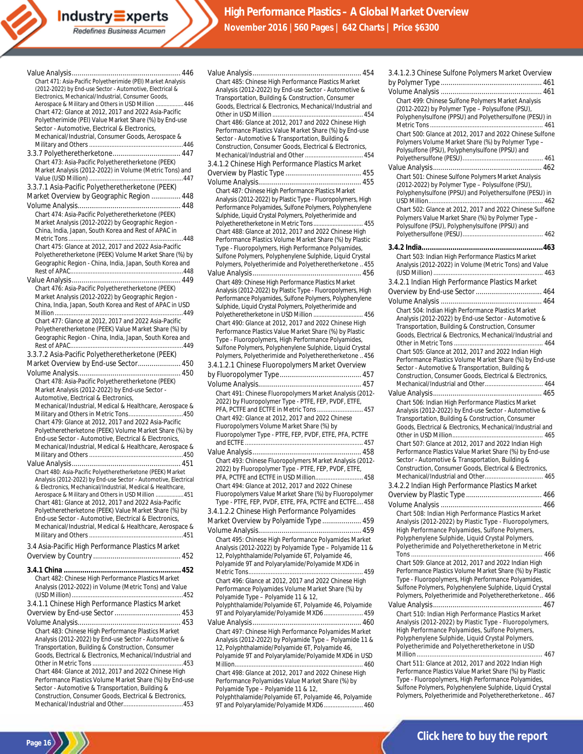Value Analysis........................................................ 446

Chart 471: Asia-Pacific Polyetherimide (PEI) Market Analysis (2012-2022) by End-use Sector - Automotive, Electrical & Electronics, Mechanical/Industrial, Consumer Goods, Aerospace & Military and Others in USD Million ................. 446

Chart 472: Glance at 2012, 2017 and 2022 Asia-Pacific Polyetherimide (PEI) Value Market Share (%) by End-use Sector - Automotive, Electrical & Electronics, Mechanical/Industrial, Consumer Goods, Aerospace & Military and Others ....................................................... 446

3.3.7 Polyetheretherketone.................................... 447

Chart 473: Asia-Pacific Polyetheretherketone (PEEK) Market Analysis (2012-2022) in Volume (Metric Tons) and Value (USD Million) ....................................................... 447

3.3.7.1 Asia-Pacific Polyetheretherketone (PEEK) Market Overview by Geographic Region ............... 448

Volume Analysis..................................................... 448

Chart 474: Asia-Pacific Polyetheretherketone (PEEK) Market Analysis (2012-2022) by Geographic Region - China, India, Japan, South Korea and Rest of APAC in Metric Tons .................................................................. 448

Chart 475: Glance at 2012, 2017 and 2022 Asia-Pacific Polyetheretherketone (PEEK) Volume Market Share (%) by Geographic Region - China, India, Japan, South Korea and Rest of APAC.................................................................. 448

Value Analysis........................................................ 449

Chart 476: Asia-Pacific Polyetheretherketone (PEEK) Market Analysis (2012-2022) by Geographic Region - China, India, Japan, South Korea and Rest of APAC in USD Million ........................................................................... 449

Chart 477: Glance at 2012, 2017 and 2022 Asia-Pacific Polyetheretherketone (PEEK) Value Market Share (%) by Geographic Region - China, India, Japan, South Korea and Rest of APAC.................................................................. 449

3.3.7.2 Asia-Pacific Polyetheretherketone (PEEK) Market Overview by End-use Sector...................... 450

Volume Analysis..................................................... 450

Chart 478: Asia-Pacific Polyetheretherketone (PEEK) Market Analysis (2012-2022) by End-use Sector - Automotive, Electrical & Electronics, Mechanical/Industrial, Medical & Healthcare, Aerospace & Military and Others in Metric Tons................................ 450

Chart 479: Glance at 2012, 2017 and 2022 Asia-Pacific Polyetheretherketone (PEEK) Volume Market Share (%) by End-use Sector - Automotive, Electrical & Electronics, Mechanical/Industrial, Medical & Healthcare, Aerospace & Military and Others ....................................................... 450

Value Analysis........................................................ 451

Chart 480: Asia-Pacific Polyetheretherketone (PEEK) Market Analysis (2012-2022) by End-use Sector - Automotive, Electrical & Electronics, Mechanical/Industrial, Medical & Healthcare, Aerospace & Military and Others in USD Million ................. 451

Chart 481: Glance at 2012, 2017 and 2022 Asia-Pacific Polyetheretherketone (PEEK) Value Market Share (%) by End-use Sector - Automotive, Electrical & Electronics, Mechanical/Industrial, Medical & Healthcare, Aerospace & Military and Others ....................................................... 451

3.4 Asia-Pacific High Performance Plastics Market Overview by Country ............................................. 452

**3.4.1 China ........................................................... 452**

Chart 482: Chinese High Performance Plastics Market Analysis (2012-2022) in Volume (Metric Tons) and Value (USD Million) ................................................................. 452

3.4.1.1 Chinese High Performance Plastics Market Overview by End-use Sector .................................. 453

Volume Analysis..................................................... 453

Chart 483: Chinese High Performance Plastics Market Analysis (2012-2022) by End-use Sector - Automotive & Transportation, Building & Construction, Consumer Goods, Electrical & Electronics, Mechanical/Industrial and Other in Metric Tons ..................................................... 453

Chart 484: Glance at 2012, 2017 and 2022 Chinese High Performance Plastics Volume Market Share (%) by End-use Sector - Automotive & Transportation, Building & Construction, Consumer Goods, Electrical & Electronics, Mechanical/Industrial and Other.................................. 453

Value Analysis........................................................ 454

Chart 485: Chinese High Performance Plastics Market Analysis (2012-2022) by End-use Sector - Automotive & Transportation, Building & Construction, Consumer Goods, Electrical & Electronics, Mechanical/Industrial and Other in USD Million ..................................................... 454

Chart 486: Glance at 2012, 2017 and 2022 Chinese High Performance Plastics Value Market Share (%) by End-use Sector - Automotive & Transportation, Building & Construction, Consumer Goods, Electrical & Electronics, Mechanical/Industrial and Other .................................. 454

3.4.1.2 Chinese High Performance Plastics Market Overview by Plastic Type ....................................... 455

Volume Analysis..................................................... 455

Chart 487: Chinese High Performance Plastics Market Analysis (2012-2022) by Plastic Type - Fluoropolymers, High Performance Polyamides, Sulfone Polymers, Polyphenylene Sulphide, Liquid Crystal Polymers, Polyetherimide and Polyetheretherketone in Metric Tons.............................. 455

Chart 488: Glance at 2012, 2017 and 2022 Chinese High Performance Plastics Volume Market Share (%) by Plastic Type - Fluoropolymers, High Performance Polyamides, Sulfone Polymers, Polyphenylene Sulphide, Liquid Crystal Polymers, Polyetherimide and Polyetheretherketone .. 455

Value Analysis........................................................ 456

Chart 489: Chinese High Performance Plastics Market Analysis (2012-2022) by Plastic Type - Fluoropolymers, High Performance Polyamides, Sulfone Polymers, Polyphenylene Sulphide, Liquid Crystal Polymers, Polyetherimide and Polyetheretherketone in USD Million .............................. 456

Chart 490: Glance at 2012, 2017 and 2022 Chinese High Performance Plastics Value Market Share (%) by Plastic Type - Fluoropolymers, High Performance Polyamides, Sulfone Polymers, Polyphenylene Sulphide, Liquid Crystal Polymers, Polyetherimide and Polyetheretherketone .. 456

3.4.1.2.1 Chinese Fluoropolymers Market Overview by Fluoropolymer Type.......................................... 457

Volume Analysis..................................................... 457

Chart 491: Chinese Fluoropolymers Market Analysis (2012-2022) by Fluoropolymer Type - PTFE, FEP, PVDF, ETFE, PFA, PCTFE and ECTFE in Metric Tons ........................... 457

Chart 492: Glance at 2012, 2017 and 2022 Chinese Fluoropolymers Volume Market Share (%) by Fluoropolymer Type - PTFE, FEP, PVDF, ETFE, PFA, PCTFE and ECTFE ..................................................................... 457

Value Analysis........................................................ 458

Chart 493: Chinese Fluoropolymers Market Analysis (2012-2022) by Fluoropolymer Type - PTFE, FEP, PVDF, ETFE, PFA, PCTFE and ECTFE in USD Million............................ 458

Chart 494: Glance at 2012, 2017 and 2022 Chinese Fluoropolymers Value Market Share (%) by Fluoropolymer Type - PTFE, FEP, PVDF, ETFE, PFA, PCTFE and ECTFE.... 458

3.4.1.2.2 Chinese High Performance Polyamides Market Overview by Polyamide Type .................... 459

Volume Analysis..................................................... 459

Chart 495: Chinese High Performance Polyamides Market Analysis (2012-2022) by Polyamide Type – Polyamide 11 & 12, Polyphthalamide/Polyamide 6T, Polyamide 46, Polyamide 9T and Polyarylamide/Polyamide MXD6 in Metric Tons................................................................... 459

Chart 496: Glance at 2012, 2017 and 2022 Chinese High Performance Polyamides Volume Market Share (%) by Polyamide Type – Polyamide 11 & 12, Polyphthalamide/Polyamide 6T, Polyamide 46, Polyamide 9T and Polyarylamide/Polyamide MXD6 ....................... 459

Value Analysis........................................................ 460

Chart 497: Chinese High Performance Polyamides Market Analysis (2012-2022) by Polyamide Type – Polyamide 11 & 12, Polyphthalamide/Polyamide 6T, Polyamide 46, Polyamide 9T and Polyarylamide/Polyamide MXD6 in USD Million........................................................................... 460

Chart 498: Glance at 2012, 2017 and 2022 Chinese High Performance Polyamides Value Market Share (%) by Polyamide Type – Polyamide 11 & 12, Polyphthalamide/Polyamide 6T, Polyamide 46, Polyamide 9T and Polyarylamide/Polyamide MXD6 ....................... 460

3.4.1.2.3 Chinese Sulfone Polymers Market Overview by Polymer Type ..................................................... 461

Volume Analysis .................................................... 461

Chart 499: Chinese Sulfone Polymers Market Analysis (2012-2022) by Polymer Type – Polysulfone (PSU), Polyphenylsulfone (PPSU) and Polyethersulfone (PESU) in Metric Tons ................................................................. 461

Chart 500: Glance at 2012, 2017 and 2022 Chinese Sulfone Polymers Volume Market Share (%) by Polymer Type – Polysulfone (PSU), Polyphenylsulfone (PPSU) and Polyethersulfone (PESU)............................................... 461

Value Analysis........................................................ 462

Chart 501: Chinese Sulfone Polymers Market Analysis (2012-2022) by Polymer Type – Polysulfone (PSU), Polyphenylsulfone (PPSU) and Polyethersulfone (PESU) in USD Million................................................................... 462

Chart 502: Glance at 2012, 2017 and 2022 Chinese Sulfone Polymers Value Market Share (%) by Polymer Type – Polysulfone (PSU), Polyphenylsulfone (PPSU) and Polyethersulfone (PESU)............................................... 462

**3.4.2 India...........................................................463**

Chart 503: Indian High Performance Plastics Market Analysis (2012-2022) in Volume (Metric Tons) and Value (USD Million) ................................................................ 463

3.4.2.1 Indian High Performance Plastics Market Overview by End-use Sector .................................. 464

Volume Analysis .................................................... 464

Chart 504: Indian High Performance Plastics Market Analysis (2012-2022) by End-use Sector - Automotive & Transportation, Building & Construction, Consumer Goods, Electrical & Electronics, Mechanical/Industrial and Other in Metric Tons ..................................................... 464

Chart 505: Glance at 2012, 2017 and 2022 Indian High Performance Plastics Volume Market Share (%) by End-use Sector - Automotive & Transportation, Building & Construction, Consumer Goods, Electrical & Electronics, Mechanical/Industrial and Other.................................. 464

Value Analysis........................................................ 465

Chart 506: Indian High Performance Plastics Market Analysis (2012-2022) by End-use Sector - Automotive & Transportation, Building & Construction, Consumer Goods, Electrical & Electronics, Mechanical/Industrial and Other in USD Million..................................................... 465

Chart 507: Glance at 2012, 2017 and 2022 Indian High Performance Plastics Value Market Share (%) by End-use Sector - Automotive & Transportation, Building & Construction, Consumer Goods, Electrical & Electronics, Mechanical/Industrial and Other.................................. 465

3.4.2.2 Indian High Performance Plastics Market Overview by Plastic Type ....................................... 466

Volume Analysis .................................................... 466

Chart 508: Indian High Performance Plastics Market Analysis (2012-2022) by Plastic Type - Fluoropolymers, High Performance Polyamides, Sulfone Polymers, Polyphenylene Sulphide, Liquid Crystal Polymers, Polyetherimide and Polyetheretherketone in Metric Tons ....................................................................... 466

Chart 509: Glance at 2012, 2017 and 2022 Indian High Performance Plastics Volume Market Share (%) by Plastic Type - Fluoropolymers, High Performance Polyamides, Sulfone Polymers, Polyphenylene Sulphide, Liquid Crystal Polymers, Polyetherimide and Polyetheretherketone.. 466

Value Analysis........................................................ 467

Chart 510: Indian High Performance Plastics Market Analysis (2012-2022) by Plastic Type - Fluoropolymers, High Performance Polyamides, Sulfone Polymers, Polyphenylene Sulphide, Liquid Crystal Polymers, Polyetherimide and Polyetheretherketone in USD Million ................................................................... 467

Chart 511: Glance at 2012, 2017 and 2022 Indian High Performance Plastics Value Market Share (%) by Plastic Type - Fluoropolymers, High Performance Polyamides, Sulfone Polymers, Polyphenylene Sulphide, Liquid Crystal Polymers, Polyetherimide and Polyetheretherketone.. 467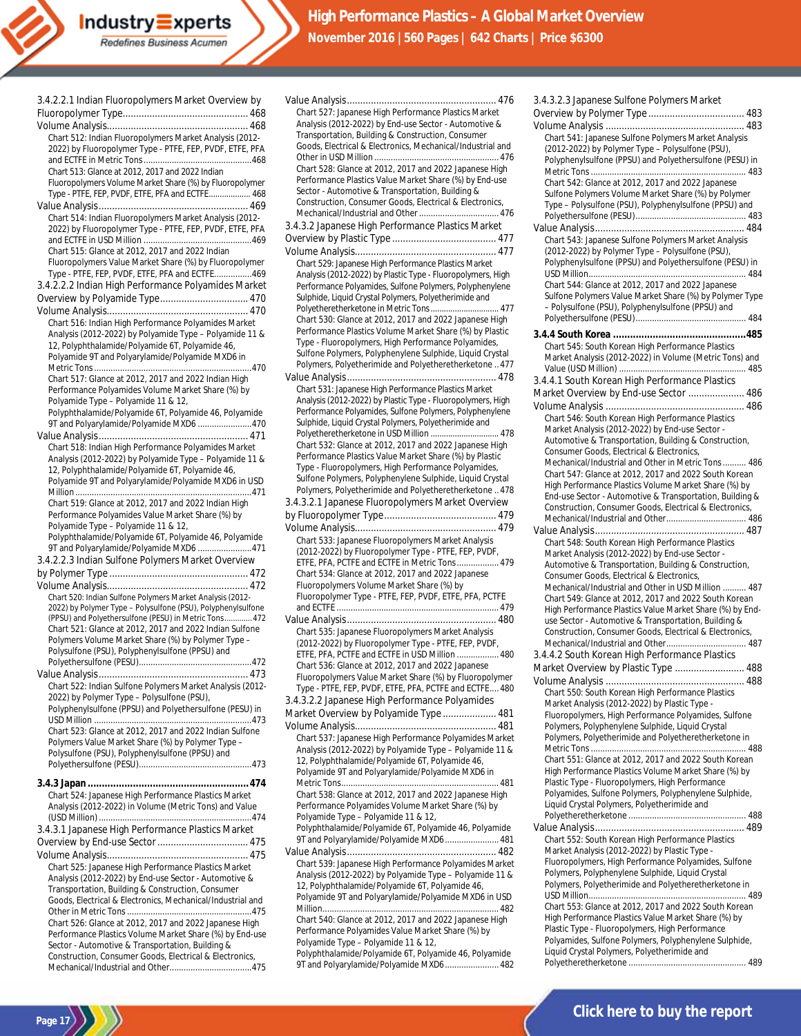3.4.2.2.1 Indian Fluoropolymers Market Overview by Fluoropolymer Type............................................ 468

Volume Analysis.................................................... 468

Chart 512: Indian Fluoropolymers Market Analysis (2012-2022) by Fluoropolymer Type - PTFE, FEP, PVDF, ETFE, PFA and ECTFE in Metric Tons..............................................468

Chart 513: Glance at 2012, 2017 and 2022 Indian Fluoropolymers Volume Market Share (%) by Fluoropolymer Type - PTFE, FEP, PVDF, ETFE, PFA and ECTFE................... 468

Value Analysis........................................................ 469

Chart 514: Indian Fluoropolymers Market Analysis (2012-2022) by Fluoropolymer Type - PTFE, FEP, PVDF, ETFE, PFA and ECTFE in USD Million ..............................................469

Chart 515: Glance at 2012, 2017 and 2022 Indian Fluoropolymers Value Market Share (%) by Fluoropolymer Type - PTFE, FEP, PVDF, ETFE, PFA and ECTFE................469

3.4.2.2.2 Indian High Performance Polyamides Market Overview by Polyamide Type................................. 470

Volume Analysis.................................................... 470

Chart 516: Indian High Performance Polyamides Market Analysis (2012-2022) by Polyamide Type – Polyamide 11 & 12, Polyphthalamide/Polyamide 6T, Polyamide 46, Polyamide 9T and Polyarylamide/Polyamide MXD6 in Metric Tons....................................................................470

Chart 517: Glance at 2012, 2017 and 2022 Indian High Performance Polyamides Volume Market Share (%) by Polyamide Type – Polyamide 11 & 12, Polyphthalamide/Polyamide 6T, Polyamide 46, Polyamide 9T and Polyarylamide/Polyamide MXD6 .......................470

Value Analysis........................................................ 471

Chart 518: Indian High Performance Polyamides Market Analysis (2012-2022) by Polyamide Type – Polyamide 11 & 12, Polyphthalamide/Polyamide 6T, Polyamide 46, Polyamide 9T and Polyarylamide/Polyamide MXD6 in USD Million ............................................................................471

Chart 519: Glance at 2012, 2017 and 2022 Indian High Performance Polyamides Value Market Share (%) by Polyamide Type – Polyamide 11 & 12, Polyphthalamide/Polyamide 6T, Polyamide 46, Polyamide 9T and Polyarylamide/Polyamide MXD6 .......................471

3.4.2.2.3 Indian Sulfone Polymers Market Overview by Polymer Type ................................................... 472

Volume Analysis.................................................... 472

Chart 520: Indian Sulfone Polymers Market Analysis (2012-2022) by Polymer Type – Polysulfone (PSU), Polyphenylsulfone (PPSU) and Polyethersulfone (PESU) in Metric Tons............ 472

Chart 521: Glance at 2012, 2017 and 2022 Indian Sulfone Polymers Volume Market Share (%) by Polymer Type – Polysulfone (PSU), Polyphenylsulfone (PPSU) and Polyethersulfone (PESU)................................................472

Value Analysis........................................................ 473

Chart 522: Indian Sulfone Polymers Market Analysis (2012-2022) by Polymer Type – Polysulfone (PSU), Polyphenylsulfone (PPSU) and Polyethersulfone (PESU) in USD Million ...................................................................473

Chart 523: Glance at 2012, 2017 and 2022 Indian Sulfone Polymers Value Market Share (%) by Polymer Type – Polysulfone (PSU), Polyphenylsulfone (PPSU) and Polyethersulfone (PESU)................................................473

**3.4.3 Japan .........................................................474**

Chart 524: Japanese High Performance Plastics Market Analysis (2012-2022) in Volume (Metric Tons) and Value (USD Million) .................................................................474

3.4.3.1 Japanese High Performance Plastics Market Overview by End-use Sector ................................. 475

Volume Analysis.................................................... 475

Chart 525: Japanese High Performance Plastics Market Analysis (2012-2022) by End-use Sector - Automotive & Transportation, Building & Construction, Consumer Goods, Electrical & Electronics, Mechanical/Industrial and Other in Metric Tons .....................................................475

Chart 526: Glance at 2012, 2017 and 2022 Japanese High Performance Plastics Volume Market Share (%) by End-use Sector - Automotive & Transportation, Building & Construction, Consumer Goods, Electrical & Electronics, Mechanical/Industrial and Other...................................475

Value Analysis....................................................... 476

Chart 527: Japanese High Performance Plastics Market Analysis (2012-2022) by End-use Sector - Automotive & Transportation, Building & Construction, Consumer Goods, Electrical & Electronics, Mechanical/Industrial and Other in USD Million ..................................................... 476

Chart 528: Glance at 2012, 2017 and 2022 Japanese High Performance Plastics Value Market Share (%) by End-use Sector - Automotive & Transportation, Building & Construction, Consumer Goods, Electrical & Electronics, Mechanical/Industrial and Other .................................. 476

3.4.3.2 Japanese High Performance Plastics Market Overview by Plastic Type ....................................... 477

Volume Analysis.................................................... 477

Chart 529: Japanese High Performance Plastics Market Analysis (2012-2022) by Plastic Type - Fluoropolymers, High Performance Polyamides, Sulfone Polymers, Polyphenylene Sulphide, Liquid Crystal Polymers, Polyetherimide and Polyetheretherketone in Metric Tons .............................. 477

Chart 530: Glance at 2012, 2017 and 2022 Japanese High Performance Plastics Volume Market Share (%) by Plastic Type - Fluoropolymers, High Performance Polyamides, Sulfone Polymers, Polyphenylene Sulphide, Liquid Crystal Polymers, Polyetherimide and Polyetheretherketone .. 477

Value Analysis....................................................... 478

Chart 531: Japanese High Performance Plastics Market Analysis (2012-2022) by Plastic Type - Fluoropolymers, High Performance Polyamides, Sulfone Polymers, Polyphenylene Sulphide, Liquid Crystal Polymers, Polyetherimide and Polyetheretherketone in USD Million .............................. 478

Chart 532: Glance at 2012, 2017 and 2022 Japanese High Performance Plastics Value Market Share (%) by Plastic Type - Fluoropolymers, High Performance Polyamides, Sulfone Polymers, Polyphenylene Sulphide, Liquid Crystal Polymers, Polyetherimide and Polyetheretherketone .. 478

3.4.3.2.1 Japanese Fluoropolymers Market Overview by Fluoropolymer Type.......................................... 479

Volume Analysis.................................................... 479

Chart 533: Japanese Fluoropolymers Market Analysis (2012-2022) by Fluoropolymer Type - PTFE, FEP, PVDF, ETFE, PFA, PCTFE and ECTFE in Metric Tons.................. 479

Chart 534: Glance at 2012, 2017 and 2022 Japanese Fluoropolymers Volume Market Share (%) by Fluoropolymer Type - PTFE, FEP, PVDF, ETFE, PFA, PCTFE and ECTFE ...................................................................... 479

Value Analysis....................................................... 480

Chart 535: Japanese Fluoropolymers Market Analysis (2012-2022) by Fluoropolymer Type - PTFE, FEP, PVDF, ETFE, PFA, PCTFE and ECTFE in USD Million .................. 480

Chart 536: Glance at 2012, 2017 and 2022 Japanese Fluoropolymers Value Market Share (%) by Fluoropolymer Type - PTFE, FEP, PVDF, ETFE, PFA, PCTFE and ECTFE.... 480

3.4.3.2.2 Japanese High Performance Polyamides Market Overview by Polyamide Type .................... 481

Volume Analysis.................................................... 481

Chart 537: Japanese High Performance Polyamides Market Analysis (2012-2022) by Polyamide Type – Polyamide 11 & 12, Polyphthalamide/Polyamide 6T, Polyamide 46, Polyamide 9T and Polyarylamide/Polyamide MXD6 in Metric Tons................................................................... 481

Chart 538: Glance at 2012, 2017 and 2022 Japanese High Performance Polyamides Volume Market Share (%) by Polyamide Type – Polyamide 11 & 12, Polyphthalamide/Polyamide 6T, Polyamide 46, Polyamide 9T and Polyarylamide/Polyamide MXD6....................... 481

Value Analysis....................................................... 482

Chart 539: Japanese High Performance Polyamides Market Analysis (2012-2022) by Polyamide Type – Polyamide 11 & 12, Polyphthalamide/Polyamide 6T, Polyamide 46, Polyamide 9T and Polyarylamide/Polyamide MXD6 in USD Million............................................................................ 482

Chart 540: Glance at 2012, 2017 and 2022 Japanese High Performance Polyamides Value Market Share (%) by Polyamide Type – Polyamide 11 & 12, Polyphthalamide/Polyamide 6T, Polyamide 46, Polyamide 9T and Polyarylamide/Polyamide MXD6....................... 482

3.4.3.2.3 Japanese Sulfone Polymers Market Overview by Polymer Type .................................... 483

Volume Analysis ................................................... 483

Chart 541: Japanese Sulfone Polymers Market Analysis (2012-2022) by Polymer Type – Polysulfone (PSU), Polyphenylsulfone (PPSU) and Polyethersulfone (PESU) in Metric Tons .................................................................. 483

Chart 542: Glance at 2012, 2017 and 2022 Japanese Sulfone Polymers Volume Market Share (%) by Polymer Type – Polysulfone (PSU), Polyphenylsulfone (PPSU) and Polyethersulfone (PESU)................................................ 483

Value Analysis....................................................... 484

Chart 543: Japanese Sulfone Polymers Market Analysis (2012-2022) by Polymer Type – Polysulfone (PSU), Polyphenylsulfone (PPSU) and Polyethersulfone (PESU) in USD Million.................................................................... 484

Chart 544: Glance at 2012, 2017 and 2022 Japanese Sulfone Polymers Value Market Share (%) by Polymer Type – Polysulfone (PSU), Polyphenylsulfone (PPSU) and Polyethersulfone (PESU)................................................ 484

**3.4.4 South Korea ...............................................485**

Chart 545: South Korean High Performance Plastics Market Analysis (2012-2022) in Volume (Metric Tons) and Value (USD Million) ...................................................... 485

3.4.4.1 South Korean High Performance Plastics Market Overview by End-use Sector ..................... 486

Volume Analysis ................................................... 486

Chart 546: South Korean High Performance Plastics Market Analysis (2012-2022) by End-use Sector - Automotive & Transportation, Building & Construction, Consumer Goods, Electrical & Electronics, Mechanical/Industrial and Other in Metric Tons.......... 486

Chart 547: Glance at 2012, 2017 and 2022 South Korean High Performance Plastics Volume Market Share (%) by End-use Sector - Automotive & Transportation, Building & Construction, Consumer Goods, Electrical & Electronics, Mechanical/Industrial and Other.................................. 486

Value Analysis....................................................... 487

Chart 548: South Korean High Performance Plastics Market Analysis (2012-2022) by End-use Sector - Automotive & Transportation, Building & Construction, Consumer Goods, Electrical & Electronics, Mechanical/Industrial and Other in USD Million .......... 487

Chart 549: Glance at 2012, 2017 and 2022 South Korean High Performance Plastics Value Market Share (%) by End-use Sector - Automotive & Transportation, Building & Construction, Consumer Goods, Electrical & Electronics, Mechanical/Industrial and Other.................................. 487

3.4.4.2 South Korean High Performance Plastics Market Overview by Plastic Type .......................... 488

Volume Analysis ................................................... 488

Chart 550: South Korean High Performance Plastics Market Analysis (2012-2022) by Plastic Type - Fluoropolymers, High Performance Polyamides, Sulfone Polymers, Polyphenylene Sulphide, Liquid Crystal Polymers, Polyetherimide and Polyetheretherketone in Metric Tons ................................................................ 488

Chart 551: Glance at 2012, 2017 and 2022 South Korean High Performance Plastics Volume Market Share (%) by Plastic Type - Fluoropolymers, High Performance Polyamides, Sulfone Polymers, Polyphenylene Sulphide, Liquid Crystal Polymers, Polyetherimide and Polyetheretherketone .................................................. 488

Value Analysis....................................................... 489

Chart 552: South Korean High Performance Plastics Market Analysis (2012-2022) by Plastic Type - Fluoropolymers, High Performance Polyamides, Sulfone Polymers, Polyphenylene Sulphide, Liquid Crystal Polymers, Polyetherimide and Polyetheretherketone in USD Million.................................................................. 489

Chart 553: Glance at 2012, 2017 and 2022 South Korean High Performance Plastics Value Market Share (%) by Plastic Type - Fluoropolymers, High Performance Polyamides, Sulfone Polymers, Polyphenylene Sulphide, Liquid Crystal Polymers, Polyetherimide and Polyetheretherketone .................................................. 489

Click here to buy the report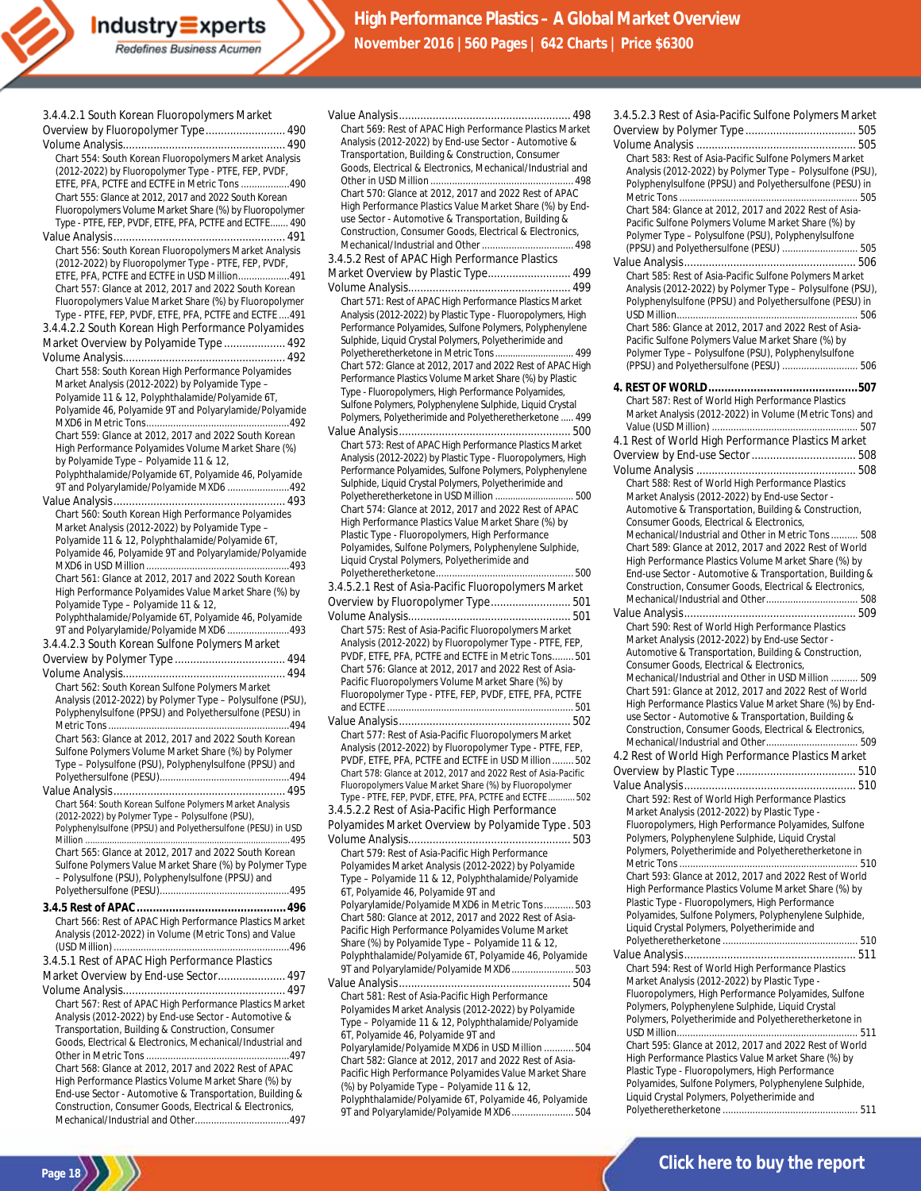3.4.4.2.1 South Korean Fluoropolymers Market Overview by Fluoropolymer Type .......................... 490

Volume Analysis .................................................... 490

Chart 554: South Korean Fluoropolymers Market Analysis (2012-2022) by Fluoropolymer Type - PTFE, FEP, PVDF, ETFE, PFA, PCTFE and ECTFE in Metric Tons ..................490

Chart 555: Glance at 2012, 2017 and 2022 South Korean Fluoropolymers Volume Market Share (%) by Fluoropolymer Type - PTFE, FEP, PVDF, ETFE, PFA, PCTFE and ECTFE....... 490

Value Analysis ........................................................ 491

Chart 556: South Korean Fluoropolymers Market Analysis (2012-2022) by Fluoropolymer Type - PTFE, FEP, PVDF, ETFE, PFA, PCTFE and ECTFE in USD Million...................491

Chart 557: Glance at 2012, 2017 and 2022 South Korean Fluoropolymers Value Market Share (%) by Fluoropolymer Type - PTFE, FEP, PVDF, ETFE, PFA, PCTFE and ECTFE ....491

3.4.4.2.2 South Korean High Performance Polyamides Market Overview by Polyamide Type .................... 492

Volume Analysis .................................................... 492

Chart 558: South Korean High Performance Polyamides Market Analysis (2012-2022) by Polyamide Type – Polyamide 11 & 12, Polyphthalamide/Polyamide 6T, Polyamide 46, Polyamide 9T and Polyarylamide/Polyamide MXD6 in Metric Tons.....................................................492

Chart 559: Glance at 2012, 2017 and 2022 South Korean High Performance Polyamides Volume Market Share (%) by Polyamide Type – Polyamide 11 & 12, Polyphthalamide/Polyamide 6T, Polyamide 46, Polyamide 9T and Polyarylamide/Polyamide MXD6 .......................492

Value Analysis ........................................................ 493

Chart 560: South Korean High Performance Polyamides Market Analysis (2012-2022) by Polyamide Type – Polyamide 11 & 12, Polyphthalamide/Polyamide 6T, Polyamide 46, Polyamide 9T and Polyarylamide/Polyamide MXD6 in USD Million .....................................................493

Chart 561: Glance at 2012, 2017 and 2022 South Korean High Performance Polyamides Value Market Share (%) by Polyamide Type – Polyamide 11 & 12, Polyphthalamide/Polyamide 6T, Polyamide 46, Polyamide 9T and Polyarylamide/Polyamide MXD6 .......................493

3.4.4.2.3 South Korean Sulfone Polymers Market Overview by Polymer Type .................................... 494

Volume Analysis .................................................... 494

Chart 562: South Korean Sulfone Polymers Market Analysis (2012-2022) by Polymer Type – Polysulfone (PSU), Polyphenylsulfone (PPSU) and Polyethersulfone (PESU) in Metric Tons ...................................................................494

Chart 563: Glance at 2012, 2017 and 2022 South Korean Sulfone Polymers Volume Market Share (%) by Polymer Type – Polysulfone (PSU), Polyphenylsulfone (PPSU) and Polyethersulfone (PESU)...............................................494

Value Analysis ........................................................ 495

Chart 564: South Korean Sulfone Polymers Market Analysis (2012-2022) by Polymer Type – Polysulfone (PSU), Polyphenylsulfone (PPSU) and Polyethersulfone (PESU) in USD Million ...................................................................................495

Chart 565: Glance at 2012, 2017 and 2022 South Korean Sulfone Polymers Value Market Share (%) by Polymer Type – Polysulfone (PSU), Polyphenylsulfone (PPSU) and Polyethersulfone (PESU)...............................................495

**3.4.5 Rest of APAC ............................................... 496**

Chart 566: Rest of APAC High Performance Plastics Market Analysis (2012-2022) in Volume (Metric Tons) and Value (USD Million) ..................................................................496

3.4.5.1 Rest of APAC High Performance Plastics Market Overview by End-use Sector...................... 497

Volume Analysis .................................................... 497

Chart 567: Rest of APAC High Performance Plastics Market Analysis (2012-2022) by End-use Sector - Automotive & Transportation, Building & Construction, Consumer Goods, Electrical & Electronics, Mechanical/Industrial and Other in Metric Tons .....................................................497

Chart 568: Glance at 2012, 2017 and 2022 Rest of APAC High Performance Plastics Volume Market Share (%) by End-use Sector - Automotive & Transportation, Building & Construction, Consumer Goods, Electrical & Electronics, Mechanical/Industrial and Other...................................497

Value Analysis ........................................................ 498

Chart 569: Rest of APAC High Performance Plastics Market Analysis (2012-2022) by End-use Sector - Automotive & Transportation, Building & Construction, Consumer Goods, Electrical & Electronics, Mechanical/Industrial and Other in USD Million ..................................................... 498

Chart 570: Glance at 2012, 2017 and 2022 Rest of APAC High Performance Plastics Value Market Share (%) by End-use Sector - Automotive & Transportation, Building & Construction, Consumer Goods, Electrical & Electronics, Mechanical/Industrial and Other .................................. 498

3.4.5.2 Rest of APAC High Performance Plastics Market Overview by Plastic Type........................... 499

Volume Analysis .................................................... 499

Chart 571: Rest of APAC High Performance Plastics Market Analysis (2012-2022) by Plastic Type - Fluoropolymers, High Performance Polyamides, Sulfone Polymers, Polyphenylene Sulphide, Liquid Crystal Polymers, Polyetherimide and Polyetheretherketone in Metric Tons ............................. 499

Chart 572: Glance at 2012, 2017 and 2022 Rest of APAC High Performance Plastics Volume Market Share (%) by Plastic Type - Fluoropolymers, High Performance Polyamides, Sulfone Polymers, Polyphenylene Sulphide, Liquid Crystal Polymers, Polyetherimide and Polyetheretherketone ..... 499

Value Analysis ........................................................ 500

Chart 573: Rest of APAC High Performance Plastics Market Analysis (2012-2022) by Plastic Type - Fluoropolymers, High Performance Polyamides, Sulfone Polymers, Polyphenylene Sulphide, Liquid Crystal Polymers, Polyetherimide and Polyetheretherketone in USD Million .............................. 500

Chart 574: Glance at 2012, 2017 and 2022 Rest of APAC High Performance Plastics Value Market Share (%) by Plastic Type - Fluoropolymers, High Performance Polyamides, Sulfone Polymers, Polyphenylene Sulphide, Liquid Crystal Polymers, Polyetherimide and Polyetheretherketone................................................... 500

3.4.5.2.1 Rest of Asia-Pacific Fluoropolymers Market Overview by Fluoropolymer Type .......................... 501

Volume Analysis .................................................... 501

Chart 575: Rest of Asia-Pacific Fluoropolymers Market Analysis (2012-2022) by Fluoropolymer Type - PTFE, FEP, PVDF, ETFE, PFA, PCTFE and ECTFE in Metric Tons........ 501

Chart 576: Glance at 2012, 2017 and 2022 Rest of Asia-Pacific Fluoropolymers Volume Market Share (%) by Fluoropolymer Type - PTFE, FEP, PVDF, ETFE, PFA, PCTFE and ECTFE ..................................................................... 501

Value Analysis ........................................................ 502

Chart 577: Rest of Asia-Pacific Fluoropolymers Market Analysis (2012-2022) by Fluoropolymer Type - PTFE, FEP, PVDF, ETFE, PFA, PCTFE and ECTFE in USD Million ........ 502

Chart 578: Glance at 2012, 2017 and 2022 Rest of Asia-Pacific Fluoropolymers Value Market Share (%) by Fluoropolymer Type - PTFE, FEP, PVDF, ETFE, PFA, PCTFE and ECTFE........... 502

3.4.5.2.2 Rest of Asia-Pacific High Performance Polyamides Market Overview by Polyamide Type . 503

Volume Analysis .................................................... 503

Chart 579: Rest of Asia-Pacific High Performance Polyamides Market Analysis (2012-2022) by Polyamide Type – Polyamide 11 & 12, Polyphthalamide/Polyamide 6T, Polyamide 46, Polyamide 9T and Polyarylamide/Polyamide MXD6 in Metric Tons........... 503

Chart 580: Glance at 2012, 2017 and 2022 Rest of Asia-Pacific High Performance Polyamides Volume Market Share (%) by Polyamide Type – Polyamide 11 & 12, Polyphthalamide/Polyamide 6T, Polyamide 46, Polyamide 9T and Polyarylamide/Polyamide MXD6....................... 503

Value Analysis ........................................................ 504

Chart 581: Rest of Asia-Pacific High Performance Polyamides Market Analysis (2012-2022) by Polyamide Type – Polyamide 11 & 12, Polyphthalamide/Polyamide 6T, Polyamide 46, Polyamide 9T and Polyarylamide/Polyamide MXD6 in USD Million ........... 504

Chart 582: Glance at 2012, 2017 and 2022 Rest of Asia-Pacific High Performance Polyamides Value Market Share (%) by Polyamide Type – Polyamide 11 & 12, Polyphthalamide/Polyamide 6T, Polyamide 46, Polyamide 9T and Polyarylamide/Polyamide MXD6....................... 504

3.4.5.2.3 Rest of Asia-Pacific Sulfone Polymers Market Overview by Polymer Type .................................... 505

Volume Analysis .................................................... 505

Chart 583: Rest of Asia-Pacific Sulfone Polymers Market Analysis (2012-2022) by Polymer Type – Polysulfone (PSU), Polyphenylsulfone (PPSU) and Polyethersulfone (PESU) in Metric Tons .................................................................. 505

Chart 584: Glance at 2012, 2017 and 2022 Rest of Asia-Pacific Sulfone Polymers Volume Market Share (%) by Polymer Type – Polysulfone (PSU), Polyphenylsulfone (PPSU) and Polyethersulfone (PESU) ............................ 505

Value Analysis ........................................................ 506

Chart 585: Rest of Asia-Pacific Sulfone Polymers Market Analysis (2012-2022) by Polymer Type – Polysulfone (PSU), Polyphenylsulfone (PPSU) and Polyethersulfone (PESU) in USD Million.................................................................. 506

Chart 586: Glance at 2012, 2017 and 2022 Rest of Asia-Pacific Sulfone Polymers Value Market Share (%) by Polymer Type – Polysulfone (PSU), Polyphenylsulfone (PPSU) and Polyethersulfone (PESU) ............................ 506

**4. REST OF WORLD ............................................. 507**

Chart 587: Rest of World High Performance Plastics Market Analysis (2012-2022) in Volume (Metric Tons) and Value (USD Million) ....................................................... 507

4.1 Rest of World High Performance Plastics Market Overview by End-use Sector .................................. 508

Volume Analysis .................................................... 508

Chart 588: Rest of World High Performance Plastics Market Analysis (2012-2022) by End-use Sector - Automotive & Transportation, Building & Construction, Consumer Goods, Electrical & Electronics, Mechanical/Industrial and Other in Metric Tons .......... 508

Chart 589: Glance at 2012, 2017 and 2022 Rest of World High Performance Plastics Volume Market Share (%) by End-use Sector - Automotive & Transportation, Building & Construction, Consumer Goods, Electrical & Electronics, Mechanical/Industrial and Other.................................. 508

Value Analysis ........................................................ 509

Chart 590: Rest of World High Performance Plastics Market Analysis (2012-2022) by End-use Sector - Automotive & Transportation, Building & Construction, Consumer Goods, Electrical & Electronics, Mechanical/Industrial and Other in USD Million .......... 509

Chart 591: Glance at 2012, 2017 and 2022 Rest of World High Performance Plastics Value Market Share (%) by End-use Sector - Automotive & Transportation, Building & Construction, Consumer Goods, Electrical & Electronics, Mechanical/Industrial and Other.................................. 509

4.2 Rest of World High Performance Plastics Market Overview by Plastic Type ....................................... 510

Value Analysis ........................................................ 510

Chart 592: Rest of World High Performance Plastics Market Analysis (2012-2022) by Plastic Type - Fluoropolymers, High Performance Polyamides, Sulfone Polymers, Polyphenylene Sulphide, Liquid Crystal Polymers, Polyetherimide and Polyetheretherketone in Metric Tons ................................................................. 510

Chart 593: Glance at 2012, 2017 and 2022 Rest of World High Performance Plastics Volume Market Share (%) by Plastic Type - Fluoropolymers, High Performance Polyamides, Sulfone Polymers, Polyphenylene Sulphide, Liquid Crystal Polymers, Polyetherimide and Polyetheretherketone .................................................. 510

Value Analysis ........................................................ 511

Chart 594: Rest of World High Performance Plastics Market Analysis (2012-2022) by Plastic Type - Fluoropolymers, High Performance Polyamides, Sulfone Polymers, Polyphenylene Sulphide, Liquid Crystal Polymers, Polyetherimide and Polyetheretherketone in USD Million................................................................... 511

Chart 595: Glance at 2012, 2017 and 2022 Rest of World High Performance Plastics Value Market Share (%) by Plastic Type - Fluoropolymers, High Performance Polyamides, Sulfone Polymers, Polyphenylene Sulphide, Liquid Crystal Polymers, Polyetherimide and Polyetheretherketone .................................................. 511

Click here to buy the report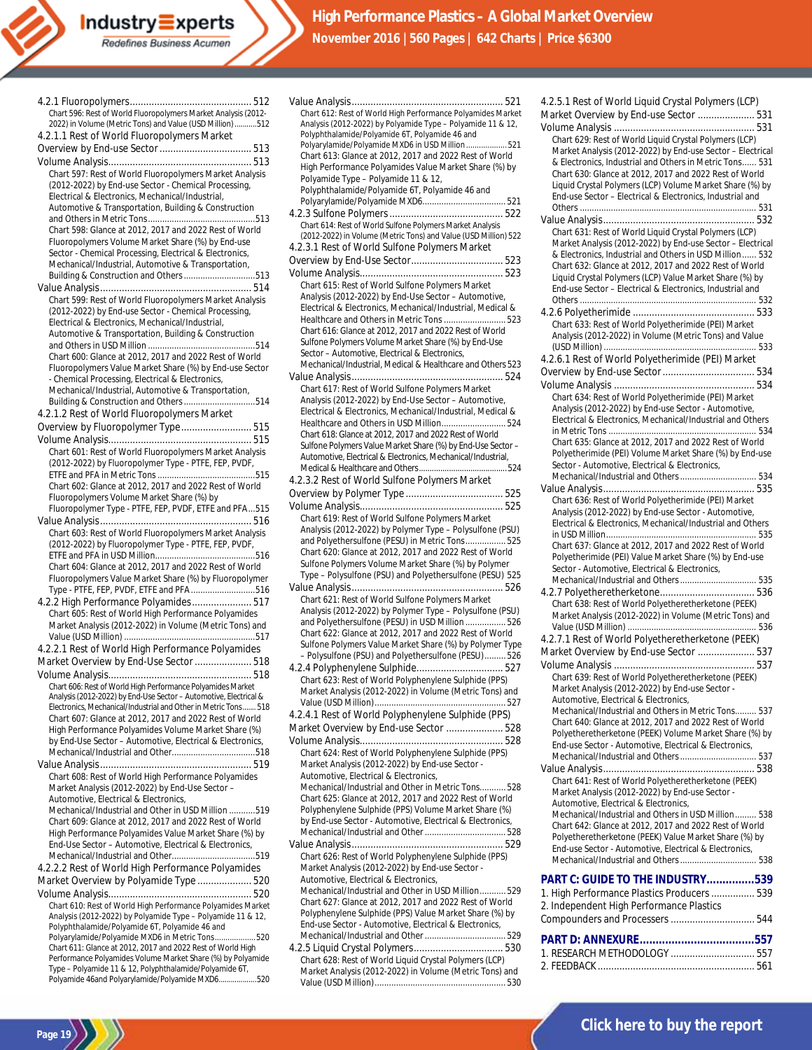4.2.1 Fluoropolymers ........................................... 512

Chart 596: Rest of World Fluoropolymers Market Analysis (2012-2022) in Volume (Metric Tons) and Value (USD Million) ...........512

4.2.1.1 Rest of World Fluoropolymers Market Overview by End-use Sector ................................ 513

Volume Analysis .................................................. 513

Chart 597: Rest of World Fluoropolymers Market Analysis (2012-2022) by End-use Sector - Chemical Processing, Electrical & Electronics, Mechanical/Industrial, Automotive & Transportation, Building & Construction and Others in Metric Tons .............................................513

Chart 598: Glance at 2012, 2017 and 2022 Rest of World Fluoropolymers Volume Market Share (%) by End-use Sector - Chemical Processing, Electrical & Electronics, Mechanical/Industrial, Automotive & Transportation, Building & Construction and Others ..............................513

Value Analysis ..................................................... 514

Chart 599: Rest of World Fluoropolymers Market Analysis (2012-2022) by End-use Sector - Chemical Processing, Electrical & Electronics, Mechanical/Industrial, Automotive & Transportation, Building & Construction and Others in USD Million .............................................514

Chart 600: Glance at 2012, 2017 and 2022 Rest of World Fluoropolymers Value Market Share (%) by End-use Sector - Chemical Processing, Electrical & Electronics, Mechanical/Industrial, Automotive & Transportation, Building & Construction and Others ..............................514

4.2.1.2 Rest of World Fluoropolymers Market Overview by Fluoropolymer Type ......................... 515

Volume Analysis .................................................. 515

Chart 601: Rest of World Fluoropolymers Market Analysis (2012-2022) by Fluoropolymer Type - PTFE, FEP, PVDF, ETFE and PFA in Metric Tons .........................................515

Chart 602: Glance at 2012, 2017 and 2022 Rest of World Fluoropolymers Volume Market Share (%) by Fluoropolymer Type - PTFE, FEP, PVDF, ETFE and PFA ...515

Value Analysis ..................................................... 516

Chart 603: Rest of World Fluoropolymers Market Analysis (2012-2022) by Fluoropolymer Type - PTFE, FEP, PVDF, ETFE and PFA in USD Million ..........................................516

Chart 604: Glance at 2012, 2017 and 2022 Rest of World Fluoropolymers Value Market Share (%) by Fluoropolymer Type - PTFE, FEP, PVDF, ETFE and PFA ...........................516

4.2.2 High Performance Polyamides ..................... 517

Chart 605: Rest of World High Performance Polyamides Market Analysis (2012-2022) in Volume (Metric Tons) and Value (USD Million) .......................................................517

4.2.2.1 Rest of World High Performance Polyamides Market Overview by End-Use Sector .................... 518

Volume Analysis .................................................. 518

Chart 606: Rest of World High Performance Polyamides Market Analysis (2012-2022) by End-Use Sector – Automotive, Electrical & Electronics, Mechanical/Industrial and Other in Metric Tons ....... 518

Chart 607: Glance at 2012, 2017 and 2022 Rest of World High Performance Polyamides Volume Market Share (%) by End-Use Sector – Automotive, Electrical & Electronics, Mechanical/Industrial and Other...................................518

Value Analysis ..................................................... 519

Chart 608: Rest of World High Performance Polyamides Market Analysis (2012-2022) by End-Use Sector – Automotive, Electrical & Electronics, Mechanical/Industrial and Other in USD Million ...........519

Chart 609: Glance at 2012, 2017 and 2022 Rest of World High Performance Polyamides Value Market Share (%) by End-Use Sector – Automotive, Electrical & Electronics, Mechanical/Industrial and Other...................................519

4.2.2.2 Rest of World High Performance Polyamides Market Overview by Polyamide Type ................... 520

Volume Analysis .................................................. 520

Chart 610: Rest of World High Performance Polyamides Market Analysis (2012-2022) by Polyamide Type – Polyamide 11 & 12, Polyphthalamide/Polyamide 6T, Polyamide 46 and Polyarylamide/Polyamide MXD6 in Metric Tons..................520

Chart 611: Glance at 2012, 2017 and 2022 Rest of World High Performance Polyamides Volume Market Share (%) by Polyamide Type – Polyamide 11 & 12, Polyphthalamide/Polyamide 6T, Polyamide 46and Polyarylamide/Polyamide MXD6..................520

Value Analysis ..................................................... 521

Chart 612: Rest of World High Performance Polyamides Market Analysis (2012-2022) by Polyamide Type – Polyamide 11 & 12, Polyphthalamide/Polyamide 6T, Polyamide 46 and Polyarylamide/Polyamide MXD6 in USD Million .................. 521

Chart 613: Glance at 2012, 2017 and 2022 Rest of World High Performance Polyamides Value Market Share (%) by Polyamide Type – Polyamide 11 & 12, Polyphthalamide/Polyamide 6T, Polyamide 46 and Polyarylamide/Polyamide MXD6.................................. 521

4.2.3 Sulfone Polymers ........................................ 522

Chart 614: Rest of World Sulfone Polymers Market Analysis (2012-2022) in Volume (Metric Tons) and Value (USD Million) 522

4.2.3.1 Rest of World Sulfone Polymers Market Overview by End-Use Sector................................. 523

Volume Analysis .................................................. 523

Chart 615: Rest of World Sulfone Polymers Market Analysis (2012-2022) by End-Use Sector – Automotive, Electrical & Electronics, Mechanical/Industrial, Medical & Healthcare and Others in Metric Tons .......................... 523

Chart 616: Glance at 2012, 2017 and 2022 Rest of World Sulfone Polymers Volume Market Share (%) by End-Use Sector – Automotive, Electrical & Electronics, Mechanical/Industrial, Medical & Healthcare and Others 523

Value Analysis ..................................................... 524

Chart 617: Rest of World Sulfone Polymers Market Analysis (2012-2022) by End-Use Sector – Automotive, Electrical & Electronics, Mechanical/Industrial, Medical & Healthcare and Others in USD Million........................... 524

Chart 618: Glance at 2012, 2017 and 2022 Rest of World Sulfone Polymers Value Market Share (%) by End-Use Sector – Automotive, Electrical & Electronics, Mechanical/Industrial, Medical & Healthcare and Others........................................ 524

4.2.3.2 Rest of World Sulfone Polymers Market Overview by Polymer Type .................................. 525

Volume Analysis .................................................. 525

Chart 619: Rest of World Sulfone Polymers Market Analysis (2012-2022) by Polymer Type – Polysulfone (PSU) and Polyethersulfone (PESU) in Metric Tons................. 525

Chart 620: Glance at 2012, 2017 and 2022 Rest of World Sulfone Polymers Volume Market Share (%) by Polymer Type – Polysulfone (PSU) and Polyethersulfone (PESU) 525

Value Analysis ..................................................... 526

Chart 621: Rest of World Sulfone Polymers Market Analysis (2012-2022) by Polymer Type – Polysulfone (PSU) and Polyethersulfone (PESU) in USD Million ................. 526

Chart 622: Glance at 2012, 2017 and 2022 Rest of World Sulfone Polymers Value Market Share (%) by Polymer Type – Polysulfone (PSU) and Polyethersulfone (PESU)......... 526

4.2.4 Polyphenylene Sulphide................................ 527

Chart 623: Rest of World Polyphenylene Sulphide (PPS) Market Analysis (2012-2022) in Volume (Metric Tons) and Value (USD Million)........................................................ 527

4.2.4.1 Rest of World Polyphenylene Sulphide (PPS) Market Overview by End-use Sector .................... 528

Volume Analysis .................................................. 528

Chart 624: Rest of World Polyphenylene Sulphide (PPS) Market Analysis (2012-2022) by End-use Sector - Automotive, Electrical & Electronics, Mechanical/Industrial and Other in Metric Tons........... 528

Chart 625: Glance at 2012, 2017 and 2022 Rest of World Polyphenylene Sulphide (PPS) Volume Market Share (%) by End-use Sector - Automotive, Electrical & Electronics, Mechanical/Industrial and Other .................................. 528

Value Analysis ..................................................... 529

Chart 626: Rest of World Polyphenylene Sulphide (PPS) Market Analysis (2012-2022) by End-use Sector - Automotive, Electrical & Electronics, Mechanical/Industrial and Other in USD Million........... 529

Chart 627: Glance at 2012, 2017 and 2022 Rest of World Polyphenylene Sulphide (PPS) Value Market Share (%) by End-use Sector - Automotive, Electrical & Electronics, Mechanical/Industrial and Other .................................. 529

4.2.5 Liquid Crystal Polymers................................. 530

Chart 628: Rest of World Liquid Crystal Polymers (LCP) Market Analysis (2012-2022) in Volume (Metric Tons) and Value (USD Million)........................................................ 530

4.2.5.1 Rest of World Liquid Crystal Polymers (LCP) Market Overview by End-use Sector ..................... 531

Volume Analysis .................................................. 531

Chart 629: Rest of World Liquid Crystal Polymers (LCP) Market Analysis (2012-2022) by End-use Sector – Electrical & Electronics, Industrial and Others in Metric Tons...... 531

Chart 630: Glance at 2012, 2017 and 2022 Rest of World Liquid Crystal Polymers (LCP) Volume Market Share (%) by End-use Sector – Electrical & Electronics, Industrial and Others ........................................................................... 531

Value Analysis ..................................................... 532

Chart 631: Rest of World Liquid Crystal Polymers (LCP) Market Analysis (2012-2022) by End-use Sector – Electrical & Electronics, Industrial and Others in USD Million ...... 532

Chart 632: Glance at 2012, 2017 and 2022 Rest of World Liquid Crystal Polymers (LCP) Value Market Share (%) by End-use Sector – Electrical & Electronics, Industrial and Others ........................................................................... 532

4.2.6 Polyetherimide ............................................. 533

Chart 633: Rest of World Polyetherimide (PEI) Market Analysis (2012-2022) in Volume (Metric Tons) and Value (USD Million) ................................................................ 533

4.2.6.1 Rest of World Polyetherimide (PEI) Market Overview by End-use Sector ................................. 534

Volume Analysis .................................................. 534

Chart 634: Rest of World Polyetherimide (PEI) Market Analysis (2012-2022) by End-use Sector - Automotive, Electrical & Electronics, Mechanical/Industrial and Others in Metric Tons ............................................................... 534

Chart 635: Glance at 2012, 2017 and 2022 Rest of World Polyetherimide (PEI) Volume Market Share (%) by End-use Sector - Automotive, Electrical & Electronics, Mechanical/Industrial and Others ................................ 534

Value Analysis ..................................................... 535

Chart 636: Rest of World Polyetherimide (PEI) Market Analysis (2012-2022) by End-use Sector - Automotive, Electrical & Electronics, Mechanical/Industrial and Others in USD Million................................................................ 535

Chart 637: Glance at 2012, 2017 and 2022 Rest of World Polyetherimide (PEI) Value Market Share (%) by End-use Sector - Automotive, Electrical & Electronics, Mechanical/Industrial and Others ................................ 535

4.2.7 Polyetheretherketone.................................. 536

Chart 638: Rest of World Polyetheretherketone (PEEK) Market Analysis (2012-2022) in Volume (Metric Tons) and Value (USD Million) ...................................................... 536

4.2.7.1 Rest of World Polyetheretherketone (PEEK) Market Overview by End-use Sector ..................... 537

Volume Analysis .................................................. 537

Chart 639: Rest of World Polyetheretherketone (PEEK) Market Analysis (2012-2022) by End-use Sector - Automotive, Electrical & Electronics, Mechanical/Industrial and Others in Metric Tons......... 537

Chart 640: Glance at 2012, 2017 and 2022 Rest of World Polyetheretherketone (PEEK) Volume Market Share (%) by End-use Sector - Automotive, Electrical & Electronics, Mechanical/Industrial and Others ................................ 537

Value Analysis ..................................................... 538

Chart 641: Rest of World Polyetheretherketone (PEEK) Market Analysis (2012-2022) by End-use Sector - Automotive, Electrical & Electronics, Mechanical/Industrial and Others in USD Million ......... 538

Chart 642: Glance at 2012, 2017 and 2022 Rest of World Polyetheretherketone (PEEK) Value Market Share (%) by End-use Sector - Automotive, Electrical & Electronics, Mechanical/Industrial and Others ................................ 538

**PART C: GUIDE TO THE INDUSTRY...............539**

1. High Performance Plastics Producers ................ 539
2. Independent High Performance Plastics Compounders and Processers ............................... 544

**PART D: ANNEXURE....................................557**

1. RESEARCH METHODOLOGY ............................... 557
2. FEEDBACK.......................................................... 561

Click here to buy the report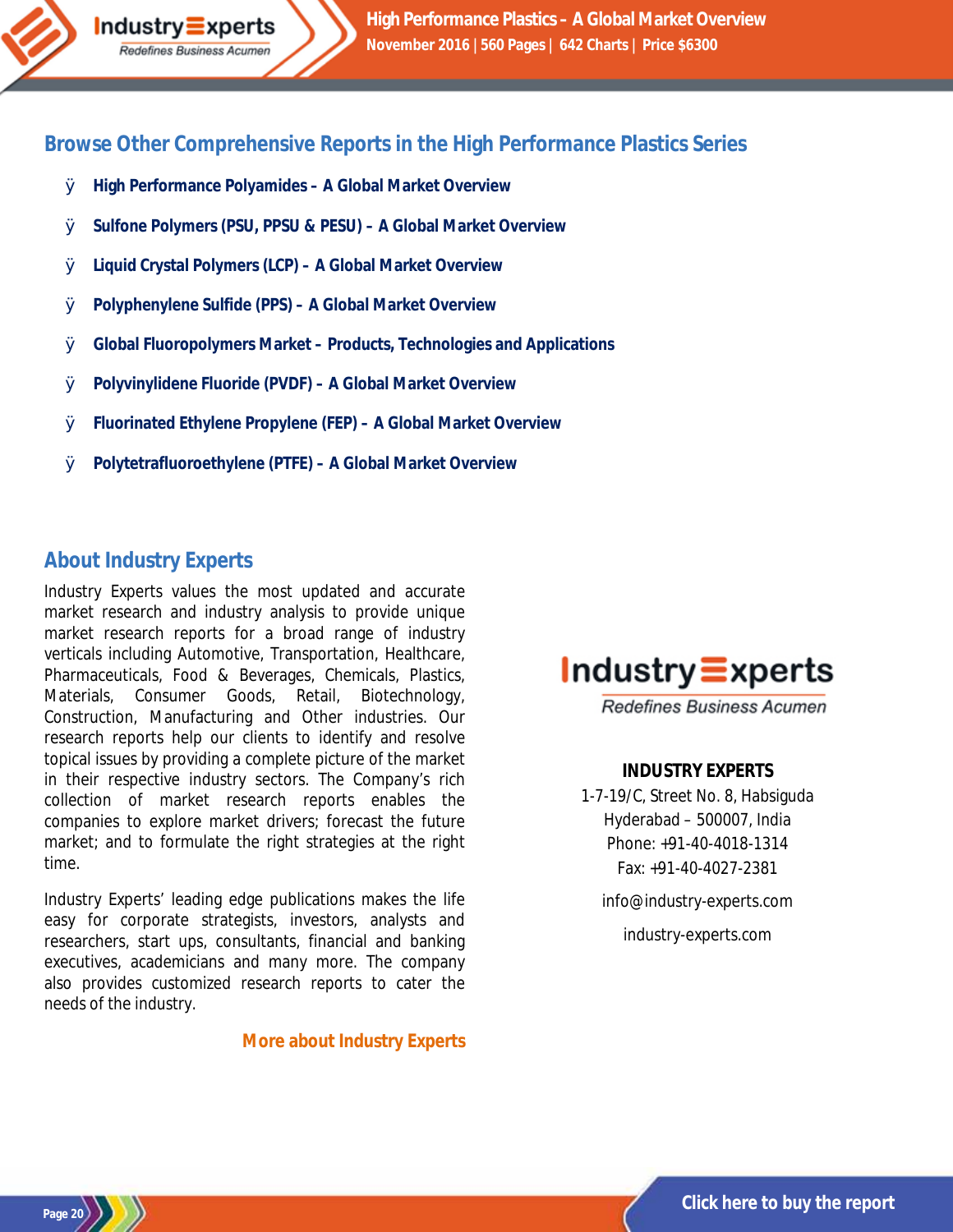## Browse Other Comprehensive Reports in the High Performance Plastics Series

- **High Performance Polyamides – A Global Market Overview**
- **Sulfone Polymers (PSU, PPSU & PESU) – A Global Market Overview**
- **Liquid Crystal Polymers (LCP) – A Global Market Overview**
- **Polyphenylene Sulfide (PPS) – A Global Market Overview**
- **Global Fluoropolymers Market – Products, Technologies and Applications**
- **Polyvinylidene Fluoride (PVDF) – A Global Market Overview**
- **Fluorinated Ethylene Propylene (FEP) – A Global Market Overview**
- **Polytetrafluoroethylene (PTFE) – A Global Market Overview**

## About Industry Experts

Industry Experts values the most updated and accurate market research and industry analysis to provide unique market research reports for a broad range of industry verticals including Automotive, Transportation, Healthcare, Pharmaceuticals, Food & Beverages, Chemicals, Plastics, Materials, Consumer Goods, Retail, Biotechnology, Construction, Manufacturing and Other industries. Our research reports help our clients to identify and resolve topical issues by providing a complete picture of the market in their respective industry sectors. The Company's rich collection of market research reports enables the companies to explore market drivers; forecast the future market; and to formulate the right strategies at the right time.

Industry Experts' leading edge publications makes the life easy for corporate strategists, investors, analysts and researchers, start ups, consultants, financial and banking executives, academicians and many more. The company also provides customized research reports to cater the needs of the industry.

**More about Industry Experts**

Industry Experts
*Redefines Business Acumen*

**INDUSTRY EXPERTS**
1-7-19/C, Street No. 8, Habsiguda
Hyderabad – 500007, India
Phone: +91-40-4018-1314
Fax: +91-40-4027-2381

info@industry-experts.com

industry-experts.com

**Click here to buy the report**